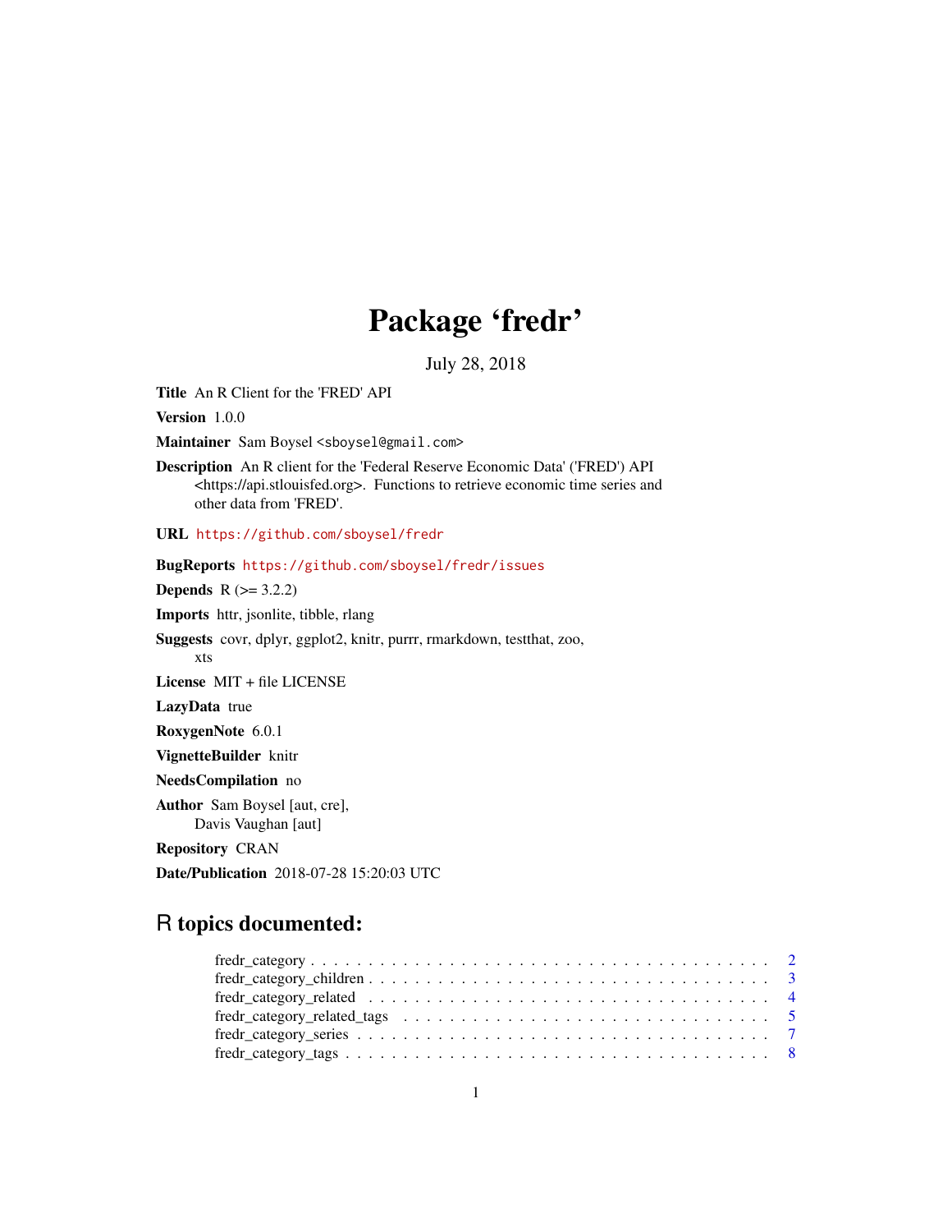# Package 'fredr'

July 28, 2018

**Title** An R Client for the 'FRED' API

**Version** 1.0.0

**Maintainer** Sam Boysel <sboysel@gmail.com>

**Description** An R client for the 'Federal Reserve Economic Data' ('FRED') API <https://api.stlouisfed.org>. Functions to retrieve economic time series and other data from 'FRED'.

**URL** https://github.com/sboysel/fredr

**BugReports** https://github.com/sboysel/fredr/issues

**Depends** R (>= 3.2.2)

**Imports** httr, jsonlite, tibble, rlang

**Suggests** covr, dplyr, ggplot2, knitr, purrr, rmarkdown, testthat, zoo, xts

**License** MIT + file LICENSE

**LazyData** true

**RoxygenNote** 6.0.1

**VignetteBuilder** knitr

**NeedsCompilation** no

**Author** Sam Boysel [aut, cre], Davis Vaughan [aut]

**Repository** CRAN

**Date/Publication** 2018-07-28 15:20:03 UTC

## R topics documented:

- fredr_category . . . . . . . . . . . . . . . . . . . . . . . . . . . . . . . . . . . . . . . . 2
- fredr_category_children . . . . . . . . . . . . . . . . . . . . . . . . . . . . . . . . . . . 3
- fredr_category_related . . . . . . . . . . . . . . . . . . . . . . . . . . . . . . . . . . . 4
- fredr_category_related_tags . . . . . . . . . . . . . . . . . . . . . . . . . . . . . . . . 5
- fredr_category_series . . . . . . . . . . . . . . . . . . . . . . . . . . . . . . . . . . . . 7
- fredr_category_tags . . . . . . . . . . . . . . . . . . . . . . . . . . . . . . . . . . . . . 8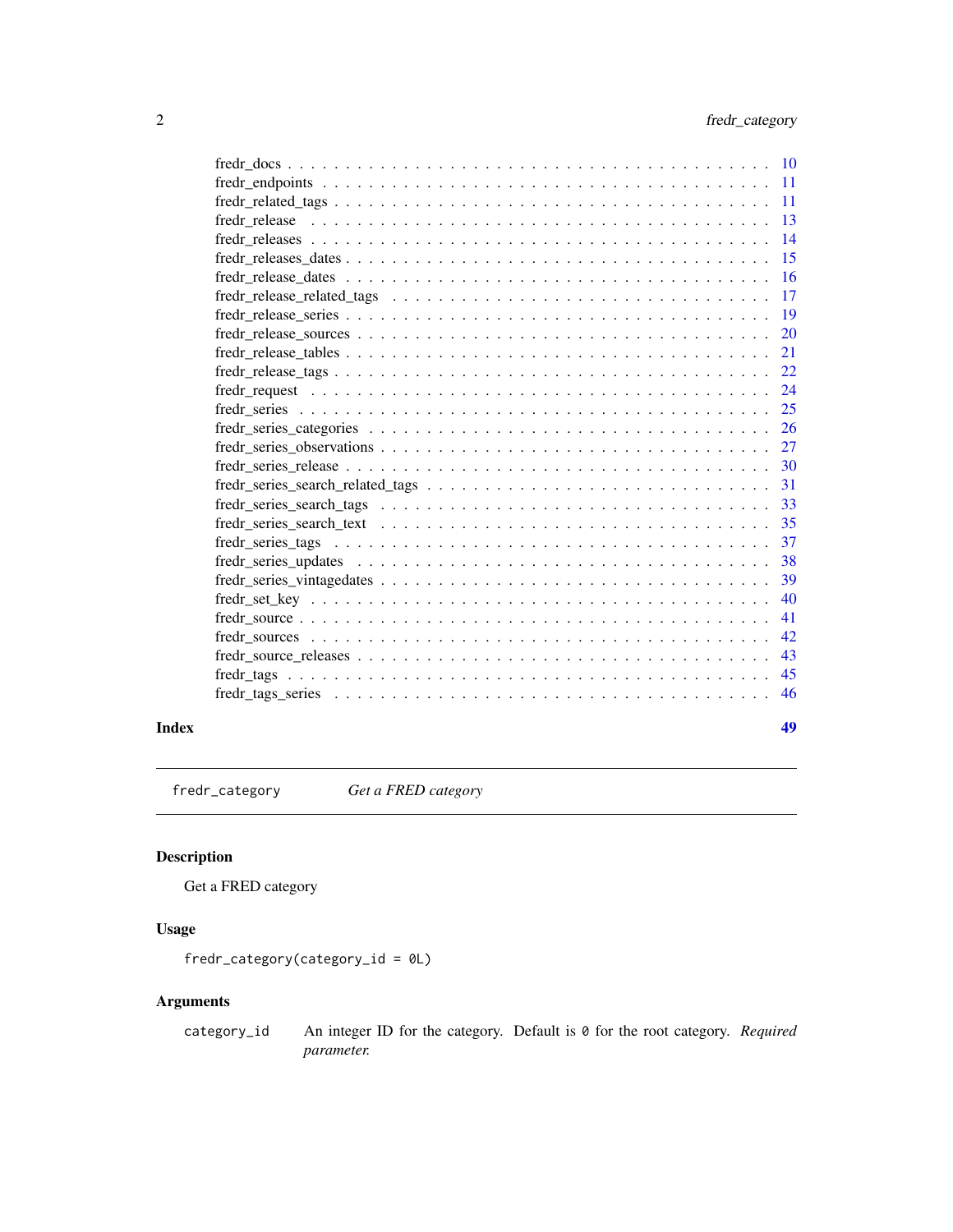fredr_docs . . . . . . . . . . . . . . . . . . . . . . . . . . . . . . . . . . . . . . 10
fredr_endpoints . . . . . . . . . . . . . . . . . . . . . . . . . . . . . . . . . . . . 11
fredr_related_tags . . . . . . . . . . . . . . . . . . . . . . . . . . . . . . . . . . . 11
fredr_release . . . . . . . . . . . . . . . . . . . . . . . . . . . . . . . . . . . . . 13
fredr_releases . . . . . . . . . . . . . . . . . . . . . . . . . . . . . . . . . . . . 14
fredr_releases_dates . . . . . . . . . . . . . . . . . . . . . . . . . . . . . . . . . 15
fredr_release_dates . . . . . . . . . . . . . . . . . . . . . . . . . . . . . . . . . . 16
fredr_release_related_tags . . . . . . . . . . . . . . . . . . . . . . . . . . . . . . 17
fredr_release_series . . . . . . . . . . . . . . . . . . . . . . . . . . . . . . . . . 19
fredr_release_sources . . . . . . . . . . . . . . . . . . . . . . . . . . . . . . . . . 20
fredr_release_tables . . . . . . . . . . . . . . . . . . . . . . . . . . . . . . . . . 21
fredr_release_tags . . . . . . . . . . . . . . . . . . . . . . . . . . . . . . . . . . 22
fredr_request . . . . . . . . . . . . . . . . . . . . . . . . . . . . . . . . . . . . . 24
fredr_series . . . . . . . . . . . . . . . . . . . . . . . . . . . . . . . . . . . . . 25
fredr_series_categories . . . . . . . . . . . . . . . . . . . . . . . . . . . . . . . . 26
fredr_series_observations . . . . . . . . . . . . . . . . . . . . . . . . . . . . . . . 27
fredr_series_release . . . . . . . . . . . . . . . . . . . . . . . . . . . . . . . . . 30
fredr_series_search_related_tags . . . . . . . . . . . . . . . . . . . . . . . . . . . 31
fredr_series_search_tags . . . . . . . . . . . . . . . . . . . . . . . . . . . . . . . 33
fredr_series_search_text . . . . . . . . . . . . . . . . . . . . . . . . . . . . . . . 35
fredr_series_tags . . . . . . . . . . . . . . . . . . . . . . . . . . . . . . . . . . . 37
fredr_series_updates . . . . . . . . . . . . . . . . . . . . . . . . . . . . . . . . . 38
fredr_series_vintagedates . . . . . . . . . . . . . . . . . . . . . . . . . . . . . . . 39
fredr_set_key . . . . . . . . . . . . . . . . . . . . . . . . . . . . . . . . . . . . . 40
fredr_source . . . . . . . . . . . . . . . . . . . . . . . . . . . . . . . . . . . . . 41
fredr_sources . . . . . . . . . . . . . . . . . . . . . . . . . . . . . . . . . . . . . 42
fredr_source_releases . . . . . . . . . . . . . . . . . . . . . . . . . . . . . . . . . 43
fredr_tags . . . . . . . . . . . . . . . . . . . . . . . . . . . . . . . . . . . . . . 45
fredr_tags_series . . . . . . . . . . . . . . . . . . . . . . . . . . . . . . . . . . . 46

**Index** **49**

---

`fredr_category` *Get a FRED category*

---

## Description

Get a FRED category

## Usage

```
fredr_category(category_id = 0L)
```

## Arguments

| | |
|---|---|
| `category_id` | An integer ID for the category. Default is `0` for the root category. *Required parameter.* |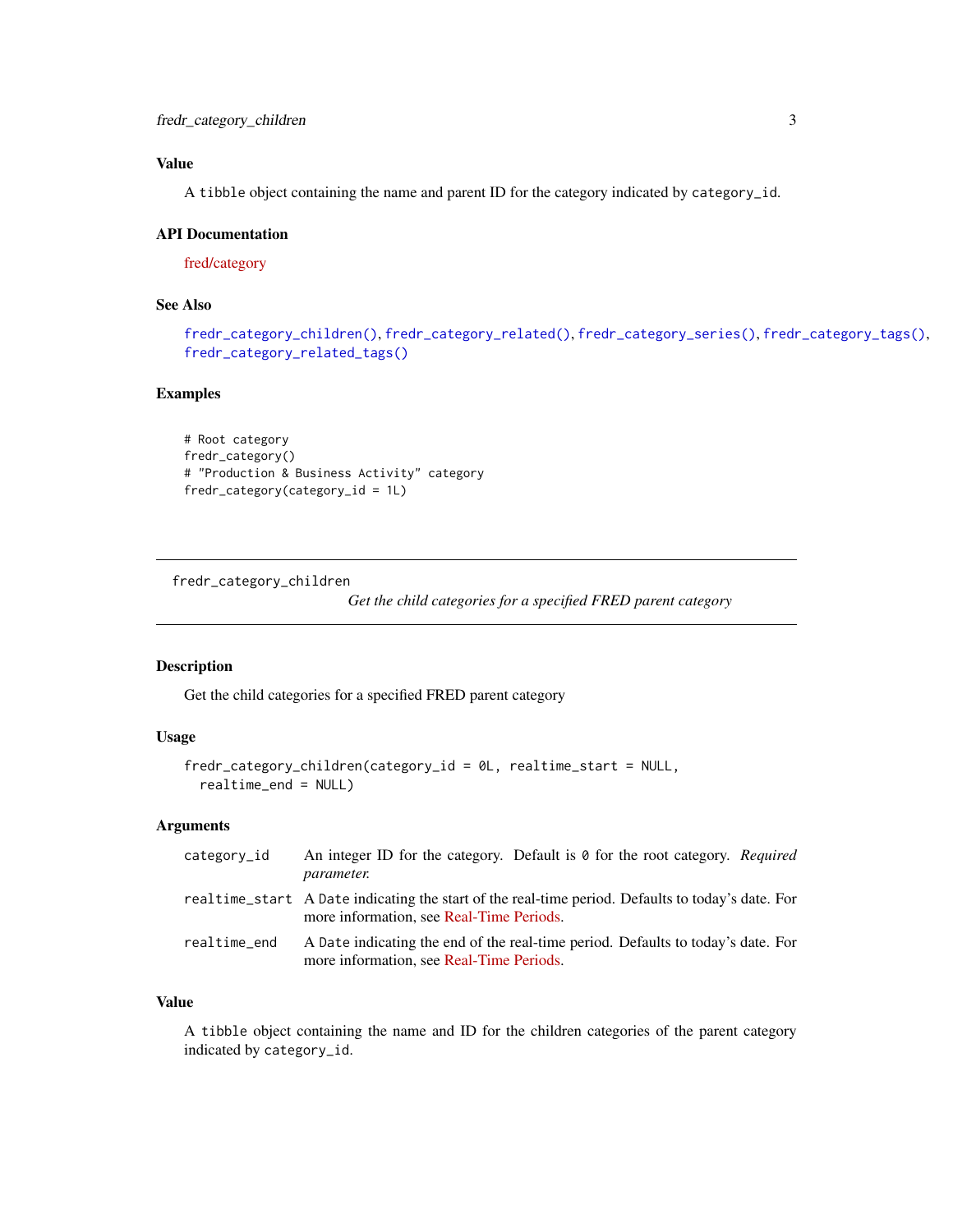### Value

A `tibble` object containing the name and parent ID for the category indicated by `category_id`.

### API Documentation

fred/category

### See Also

`fredr_category_children()`, `fredr_category_related()`, `fredr_category_series()`, `fredr_category_tags()`, `fredr_category_related_tags()`

### Examples

```
# Root category
fredr_category()
# "Production & Business Activity" category
fredr_category(category_id = 1L)
```

---

## fredr_category_children

*Get the child categories for a specified FRED parent category*

---

### Description

Get the child categories for a specified FRED parent category

### Usage

```
fredr_category_children(category_id = 0L, realtime_start = NULL,
  realtime_end = NULL)
```

### Arguments

| | |
|---|---|
| `category_id` | An integer ID for the category. Default is `0` for the root category. *Required parameter.* |
| `realtime_start` | A `Date` indicating the start of the real-time period. Defaults to today's date. For more information, see Real-Time Periods. |
| `realtime_end` | A `Date` indicating the end of the real-time period. Defaults to today's date. For more information, see Real-Time Periods. |

### Value

A `tibble` object containing the name and ID for the children categories of the parent category indicated by `category_id`.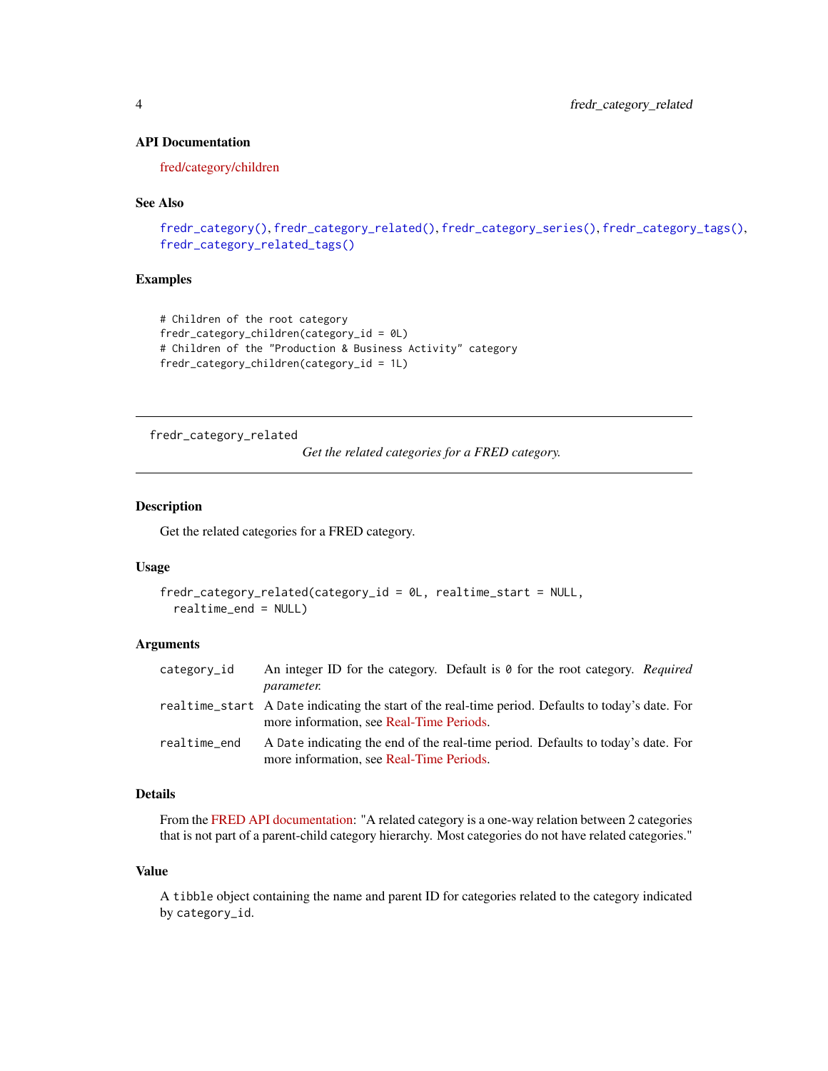## API Documentation

fred/category/children

## See Also

`fredr_category()`, `fredr_category_related()`, `fredr_category_series()`, `fredr_category_tags()`, `fredr_category_related_tags()`

## Examples

```
# Children of the root category
fredr_category_children(category_id = 0L)
# Children of the "Production & Business Activity" category
fredr_category_children(category_id = 1L)
```

---

# fredr_category_related

*Get the related categories for a FRED category.*

---

## Description

Get the related categories for a FRED category.

## Usage

```
fredr_category_related(category_id = 0L, realtime_start = NULL,
  realtime_end = NULL)
```

## Arguments

| | |
|---|---|
| `category_id` | An integer ID for the category. Default is `0` for the root category. *Required parameter.* |
| `realtime_start` | A `Date` indicating the start of the real-time period. Defaults to today's date. For more information, see Real-Time Periods. |
| `realtime_end` | A `Date` indicating the end of the real-time period. Defaults to today's date. For more information, see Real-Time Periods. |

## Details

From the FRED API documentation: "A related category is a one-way relation between 2 categories that is not part of a parent-child category hierarchy. Most categories do not have related categories."

## Value

A `tibble` object containing the name and parent ID for categories related to the category indicated by `category_id`.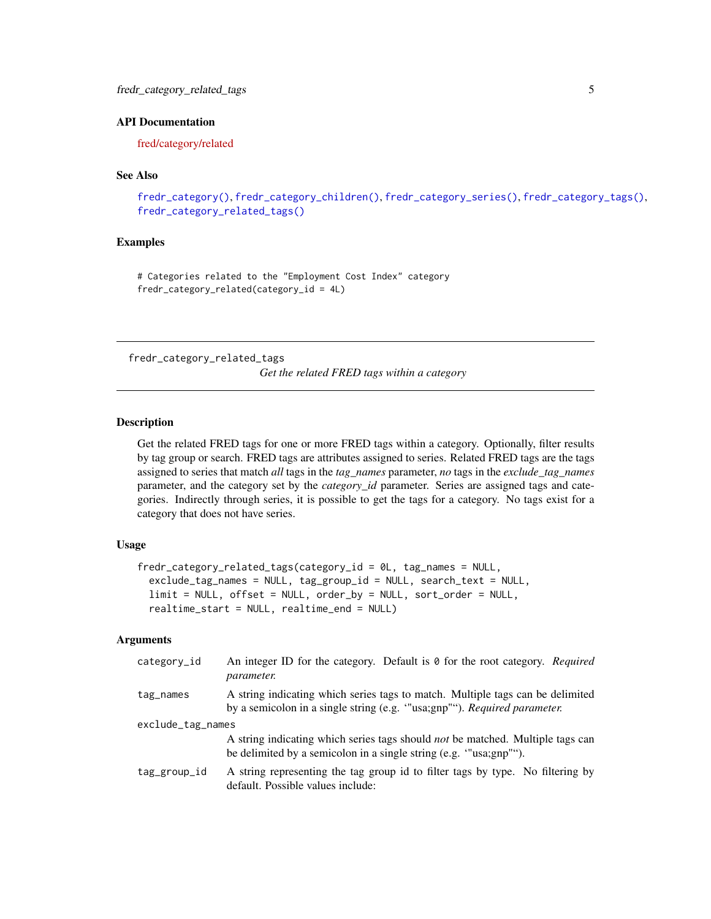### API Documentation

fred/category/related

### See Also

`fredr_category()`, `fredr_category_children()`, `fredr_category_series()`, `fredr_category_tags()`, `fredr_category_related_tags()`

### Examples

```
# Categories related to the "Employment Cost Index" category
fredr_category_related(category_id = 4L)
```

---

## fredr_category_related_tags

*Get the related FRED tags within a category*

---

### Description

Get the related FRED tags for one or more FRED tags within a category. Optionally, filter results by tag group or search. FRED tags are attributes assigned to series. Related FRED tags are the tags assigned to series that match *all* tags in the *tag_names* parameter, *no* tags in the *exclude_tag_names* parameter, and the category set by the *category_id* parameter. Series are assigned tags and categories. Indirectly through series, it is possible to get the tags for a category. No tags exist for a category that does not have series.

### Usage

```
fredr_category_related_tags(category_id = 0L, tag_names = NULL,
  exclude_tag_names = NULL, tag_group_id = NULL, search_text = NULL,
  limit = NULL, offset = NULL, order_by = NULL, sort_order = NULL,
  realtime_start = NULL, realtime_end = NULL)
```

### Arguments

`category_id` An integer ID for the category. Default is `0` for the root category. *Required parameter.*

`tag_names` A string indicating which series tags to match. Multiple tags can be delimited by a semicolon in a single string (e.g. ‘"usa;gnp"‘). *Required parameter.*

`exclude_tag_names` A string indicating which series tags should *not* be matched. Multiple tags can be delimited by a semicolon in a single string (e.g. ‘"usa;gnp"‘).

`tag_group_id` A string representing the tag group id to filter tags by type. No filtering by default. Possible values include: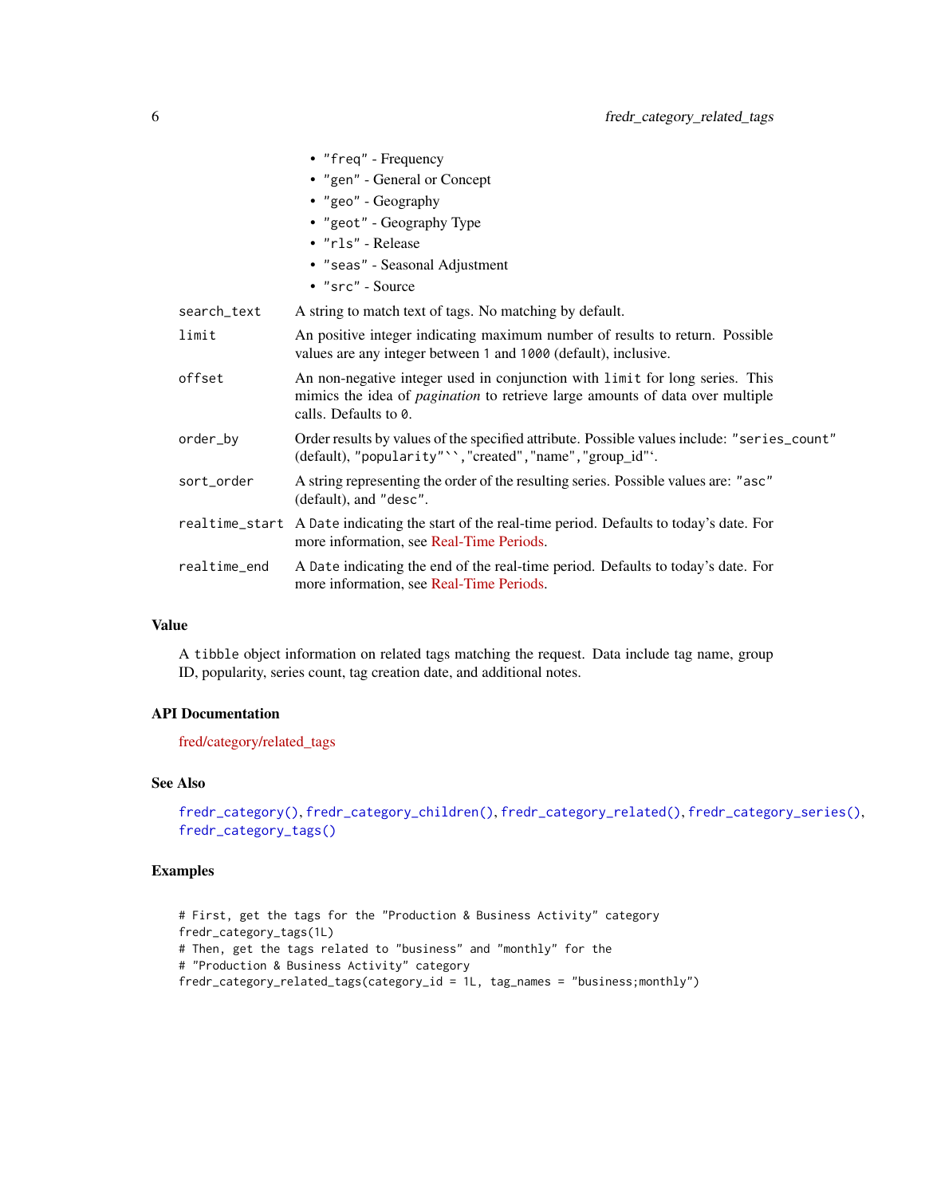- "freq" - Frequency
- "gen" - General or Concept
- "geo" - Geography
- "geot" - Geography Type
- "rls" - Release
- "seas" - Seasonal Adjustment
- "src" - Source

`search_text` A string to match text of tags. No matching by default.

`limit` An positive integer indicating maximum number of results to return. Possible values are any integer between `1` and `1000` (default), inclusive.

`offset` An non-negative integer used in conjunction with `limit` for long series. This mimics the idea of *pagination* to retrieve large amounts of data over multiple calls. Defaults to `0`.

`order_by` Order results by values of the specified attribute. Possible values include: `"series_count"` (default), `"popularity"``,"created","name","group_id"`.

`sort_order` A string representing the order of the resulting series. Possible values are: `"asc"` (default), and `"desc"`.

`realtime_start` A `Date` indicating the start of the real-time period. Defaults to today's date. For more information, see Real-Time Periods.

`realtime_end` A `Date` indicating the end of the real-time period. Defaults to today's date. For more information, see Real-Time Periods.

## Value

A `tibble` object information on related tags matching the request. Data include tag name, group ID, popularity, series count, tag creation date, and additional notes.

## API Documentation

fred/category/related_tags

## See Also

`fredr_category()`, `fredr_category_children()`, `fredr_category_related()`, `fredr_category_series()`, `fredr_category_tags()`

## Examples

```
# First, get the tags for the "Production & Business Activity" category
fredr_category_tags(1L)
# Then, get the tags related to "business" and "monthly" for the
# "Production & Business Activity" category
fredr_category_related_tags(category_id = 1L, tag_names = "business;monthly")
```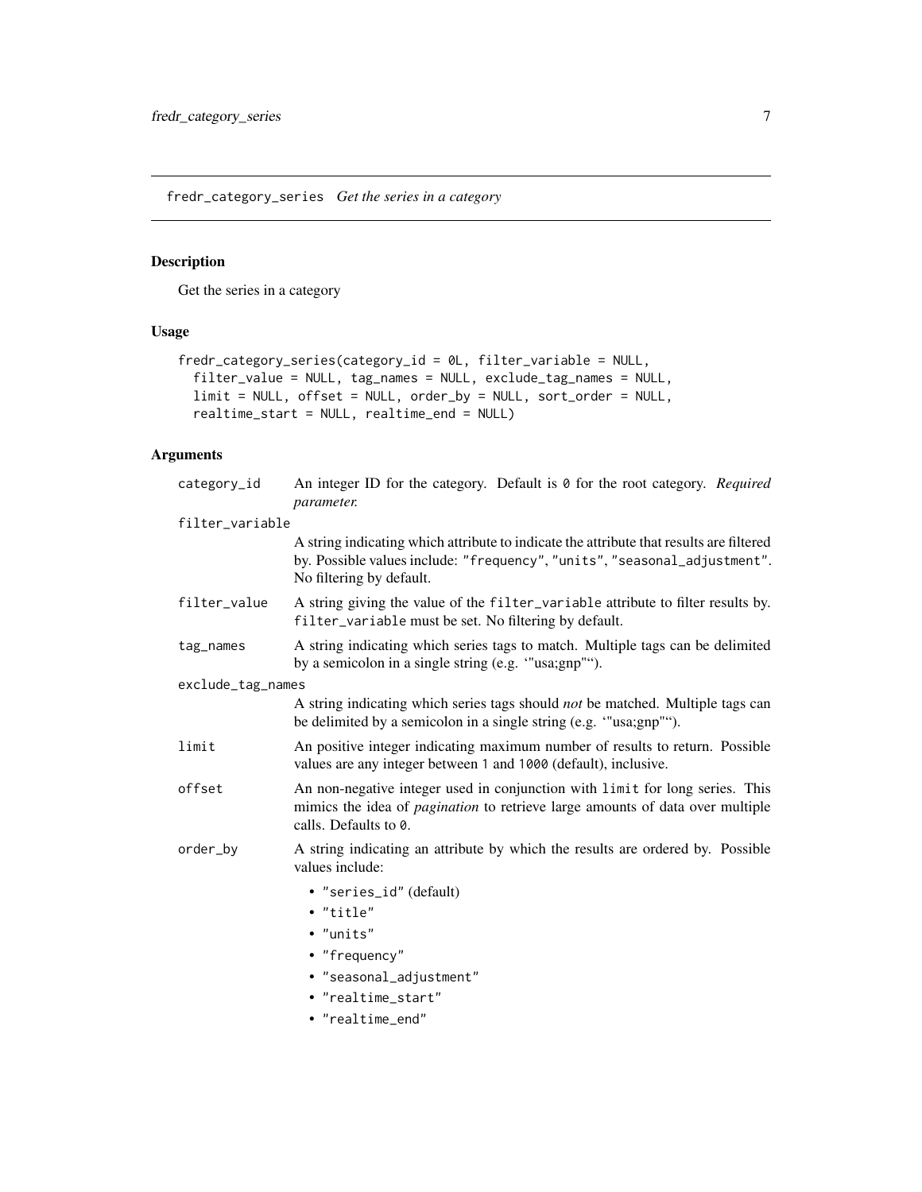## fredr_category_series *Get the series in a category*

### Description

Get the series in a category

### Usage

```
fredr_category_series(category_id = 0L, filter_variable = NULL,
  filter_value = NULL, tag_names = NULL, exclude_tag_names = NULL,
  limit = NULL, offset = NULL, order_by = NULL, sort_order = NULL,
  realtime_start = NULL, realtime_end = NULL)
```

### Arguments

`category_id` An integer ID for the category. Default is `0` for the root category. *Required parameter.*

`filter_variable` A string indicating which attribute to indicate the attribute that results are filtered by. Possible values include: `"frequency"`, `"units"`, `"seasonal_adjustment"`. No filtering by default.

`filter_value` A string giving the value of the `filter_variable` attribute to filter results by. `filter_variable` must be set. No filtering by default.

`tag_names` A string indicating which series tags to match. Multiple tags can be delimited by a semicolon in a single string (e.g. '"usa;gnp"').

`exclude_tag_names` A string indicating which series tags should *not* be matched. Multiple tags can be delimited by a semicolon in a single string (e.g. '"usa;gnp"').

`limit` An positive integer indicating maximum number of results to return. Possible values are any integer between `1` and `1000` (default), inclusive.

`offset` An non-negative integer used in conjunction with `limit` for long series. This mimics the idea of *pagination* to retrieve large amounts of data over multiple calls. Defaults to `0`.

`order_by` A string indicating an attribute by which the results are ordered by. Possible values include:

- `"series_id"` (default)
- `"title"`
- `"units"`
- `"frequency"`
- `"seasonal_adjustment"`
- `"realtime_start"`
- `"realtime_end"`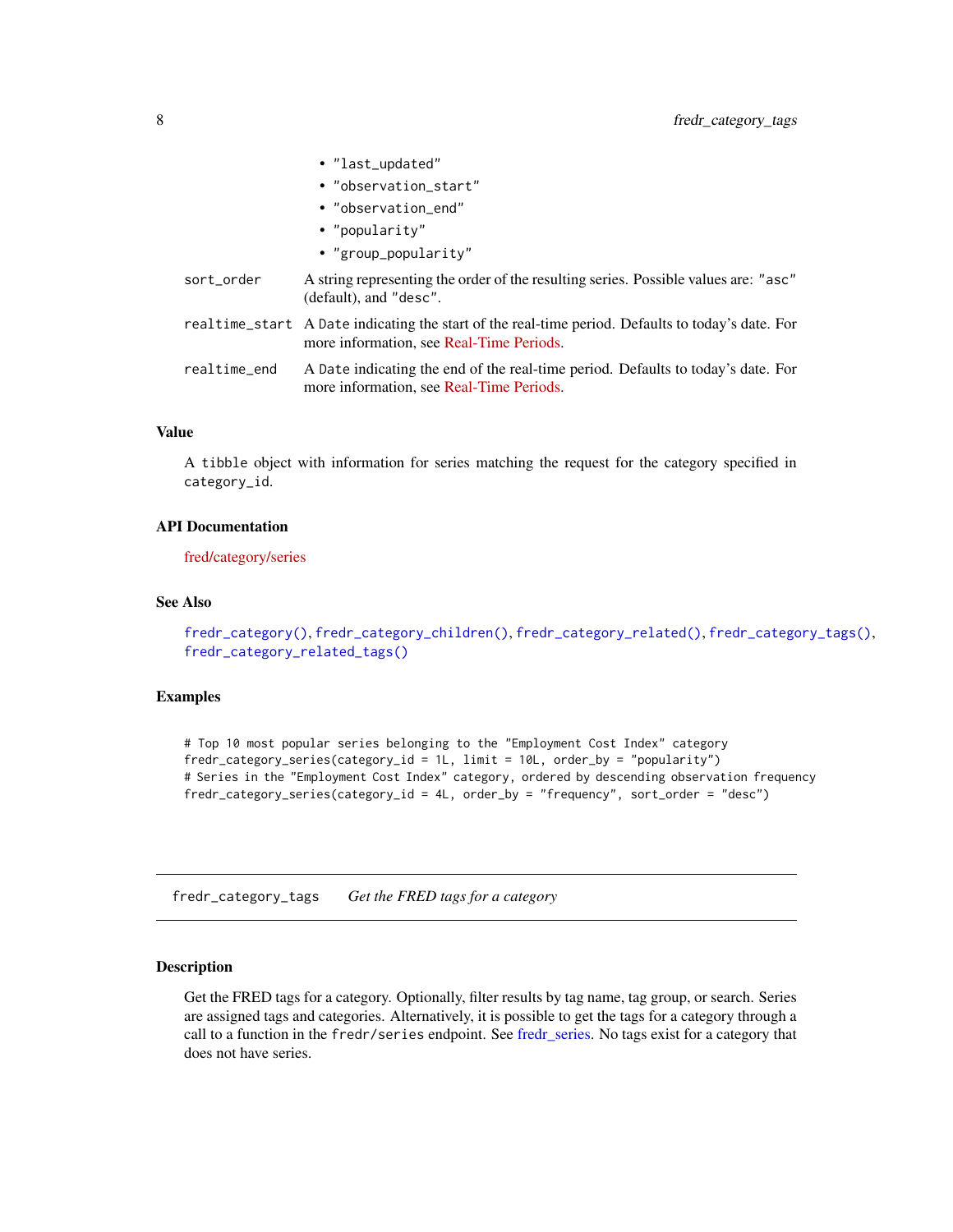- "last_updated"
- "observation_start"
- "observation_end"
- "popularity"
- "group_popularity"

| | |
|---|---|
| sort_order | A string representing the order of the resulting series. Possible values are: "asc" (default), and "desc". |
| realtime_start | A Date indicating the start of the real-time period. Defaults to today's date. For more information, see Real-Time Periods. |
| realtime_end | A Date indicating the end of the real-time period. Defaults to today's date. For more information, see Real-Time Periods. |

### Value

A tibble object with information for series matching the request for the category specified in category_id.

### API Documentation

fred/category/series

### See Also

fredr_category(), fredr_category_children(), fredr_category_related(), fredr_category_tags(), fredr_category_related_tags()

### Examples

```
# Top 10 most popular series belonging to the "Employment Cost Index" category
fredr_category_series(category_id = 1L, limit = 10L, order_by = "popularity")
# Series in the "Employment Cost Index" category, ordered by descending observation frequency
fredr_category_series(category_id = 4L, order_by = "frequency", sort_order = "desc")
```

---

## fredr_category_tags — *Get the FRED tags for a category*

### Description

Get the FRED tags for a category. Optionally, filter results by tag name, tag group, or search. Series are assigned tags and categories. Alternatively, it is possible to get the tags for a category through a call to a function in the fredr/series endpoint. See fredr_series. No tags exist for a category that does not have series.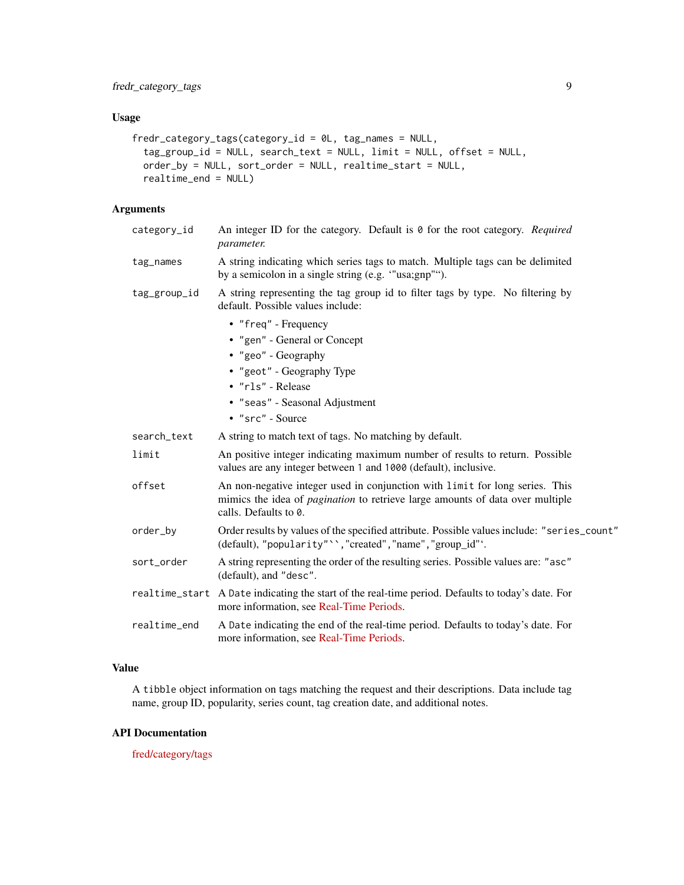## Usage

```
fredr_category_tags(category_id = 0L, tag_names = NULL,
  tag_group_id = NULL, search_text = NULL, limit = NULL, offset = NULL,
  order_by = NULL, sort_order = NULL, realtime_start = NULL,
  realtime_end = NULL)
```

## Arguments

| Argument | Description |
| --- | --- |
| `category_id` | An integer ID for the category. Default is `0` for the root category. *Required parameter.* |
| `tag_names` | A string indicating which series tags to match. Multiple tags can be delimited by a semicolon in a single string (e.g. '"usa;gnp"'). |
| `tag_group_id` | A string representing the tag group id to filter tags by type. No filtering by default. Possible values include: <br>• `"freq"` - Frequency <br>• `"gen"` - General or Concept <br>• `"geo"` - Geography <br>• `"geot"` - Geography Type <br>• `"rls"` - Release <br>• `"seas"` - Seasonal Adjustment <br>• `"src"` - Source |
| `search_text` | A string to match text of tags. No matching by default. |
| `limit` | An positive integer indicating maximum number of results to return. Possible values are any integer between `1` and `1000` (default), inclusive. |
| `offset` | An non-negative integer used in conjunction with `limit` for long series. This mimics the idea of *pagination* to retrieve large amounts of data over multiple calls. Defaults to `0`. |
| `order_by` | Order results by values of the specified attribute. Possible values include: `"series_count"` (default), `"popularity"```,"created","name","group_id"'. |
| `sort_order` | A string representing the order of the resulting series. Possible values are: `"asc"` (default), and `"desc"`. |
| `realtime_start` | A `Date` indicating the start of the real-time period. Defaults to today's date. For more information, see Real-Time Periods. |
| `realtime_end` | A `Date` indicating the end of the real-time period. Defaults to today's date. For more information, see Real-Time Periods. |

## Value

A `tibble` object information on tags matching the request and their descriptions. Data include tag name, group ID, popularity, series count, tag creation date, and additional notes.

## API Documentation

fred/category/tags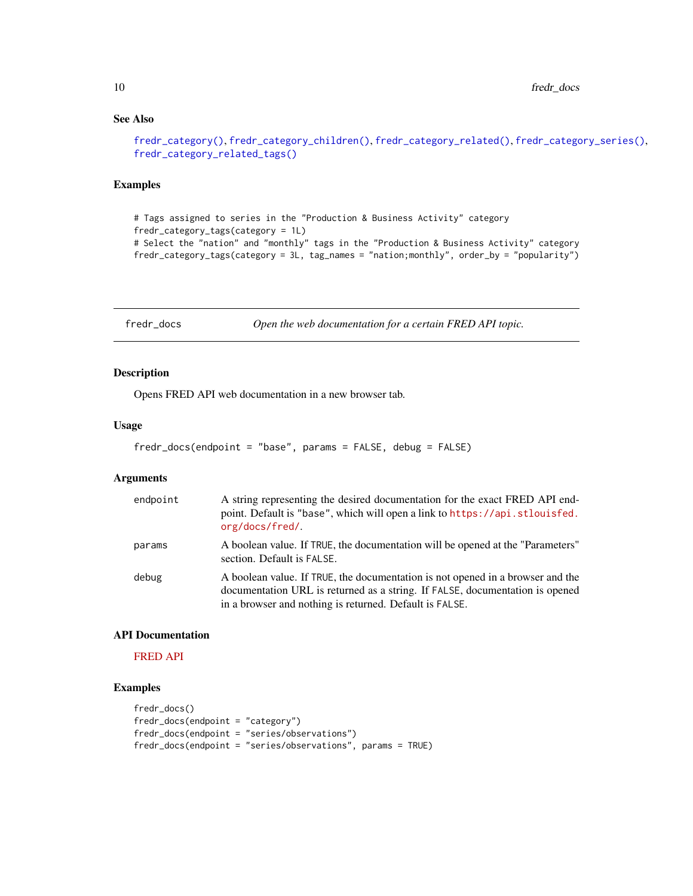### See Also

fredr_category(), fredr_category_children(), fredr_category_related(), fredr_category_series(), fredr_category_related_tags()

### Examples

```
# Tags assigned to series in the "Production & Business Activity" category
fredr_category_tags(category = 1L)
# Select the "nation" and "monthly" tags in the "Production & Business Activity" category
fredr_category_tags(category = 3L, tag_names = "nation;monthly", order_by = "popularity")
```

---

## fredr_docs — *Open the web documentation for a certain FRED API topic.*

---

### Description

Opens FRED API web documentation in a new browser tab.

### Usage

```
fredr_docs(endpoint = "base", params = FALSE, debug = FALSE)
```

### Arguments

| | |
|---|---|
| endpoint | A string representing the desired documentation for the exact FRED API endpoint. Default is "base", which will open a link to https://api.stlouisfed.org/docs/fred/. |
| params | A boolean value. If TRUE, the documentation will be opened at the "Parameters" section. Default is FALSE. |
| debug | A boolean value. If TRUE, the documentation is not opened in a browser and the documentation URL is returned as a string. If FALSE, documentation is opened in a browser and nothing is returned. Default is FALSE. |

### API Documentation

FRED API

### Examples

```
fredr_docs()
fredr_docs(endpoint = "category")
fredr_docs(endpoint = "series/observations")
fredr_docs(endpoint = "series/observations", params = TRUE)
```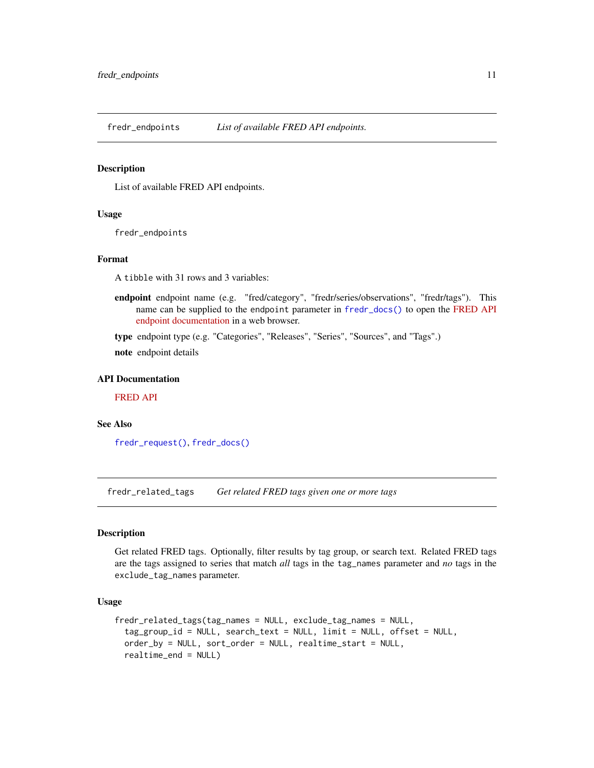## fredr_endpoints — *List of available FRED API endpoints.*

### Description

List of available FRED API endpoints.

### Usage

```
fredr_endpoints
```

### Format

A tibble with 31 rows and 3 variables:

**endpoint** endpoint name (e.g. "fred/category", "fredr/series/observations", "fredr/tags"). This name can be supplied to the endpoint parameter in fredr_docs() to open the FRED API endpoint documentation in a web browser.

**type** endpoint type (e.g. "Categories", "Releases", "Series", "Sources", and "Tags".)

**note** endpoint details

### API Documentation

FRED API

### See Also

fredr_request(), fredr_docs()

## fredr_related_tags — *Get related FRED tags given one or more tags*

### Description

Get related FRED tags. Optionally, filter results by tag group, or search text. Related FRED tags are the tags assigned to series that match *all* tags in the tag_names parameter and *no* tags in the exclude_tag_names parameter.

### Usage

```
fredr_related_tags(tag_names = NULL, exclude_tag_names = NULL,
  tag_group_id = NULL, search_text = NULL, limit = NULL, offset = NULL,
  order_by = NULL, sort_order = NULL, realtime_start = NULL,
  realtime_end = NULL)
```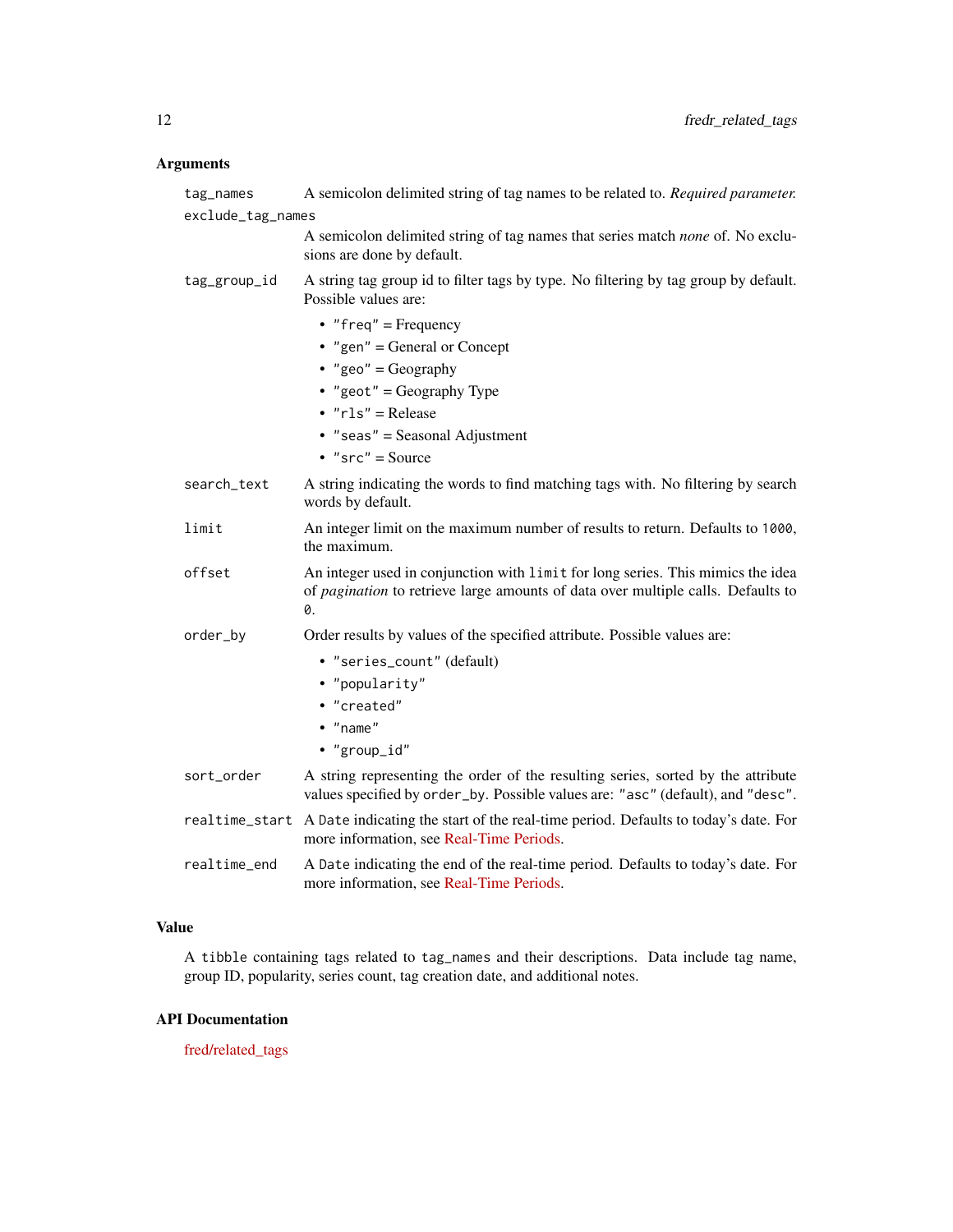## Arguments

| | |
|---|---|
| `tag_names` | A semicolon delimited string of tag names to be related to. *Required parameter.* |
| `exclude_tag_names` | A semicolon delimited string of tag names that series match *none* of. No exclusions are done by default. |
| `tag_group_id` | A string tag group id to filter tags by type. No filtering by tag group by default. Possible values are: <br>• `"freq"` = Frequency <br>• `"gen"` = General or Concept <br>• `"geo"` = Geography <br>• `"geot"` = Geography Type <br>• `"rls"` = Release <br>• `"seas"` = Seasonal Adjustment <br>• `"src"` = Source |
| `search_text` | A string indicating the words to find matching tags with. No filtering by search words by default. |
| `limit` | An integer limit on the maximum number of results to return. Defaults to `1000`, the maximum. |
| `offset` | An integer used in conjunction with `limit` for long series. This mimics the idea of *pagination* to retrieve large amounts of data over multiple calls. Defaults to `0`. |
| `order_by` | Order results by values of the specified attribute. Possible values are: <br>• `"series_count"` (default) <br>• `"popularity"` <br>• `"created"` <br>• `"name"` <br>• `"group_id"` |
| `sort_order` | A string representing the order of the resulting series, sorted by the attribute values specified by `order_by`. Possible values are: `"asc"` (default), and `"desc"`. |
| `realtime_start` | A `Date` indicating the start of the real-time period. Defaults to today's date. For more information, see Real-Time Periods. |
| `realtime_end` | A `Date` indicating the end of the real-time period. Defaults to today's date. For more information, see Real-Time Periods. |

## Value

A `tibble` containing tags related to `tag_names` and their descriptions. Data include tag name, group ID, popularity, series count, tag creation date, and additional notes.

## API Documentation

fred/related_tags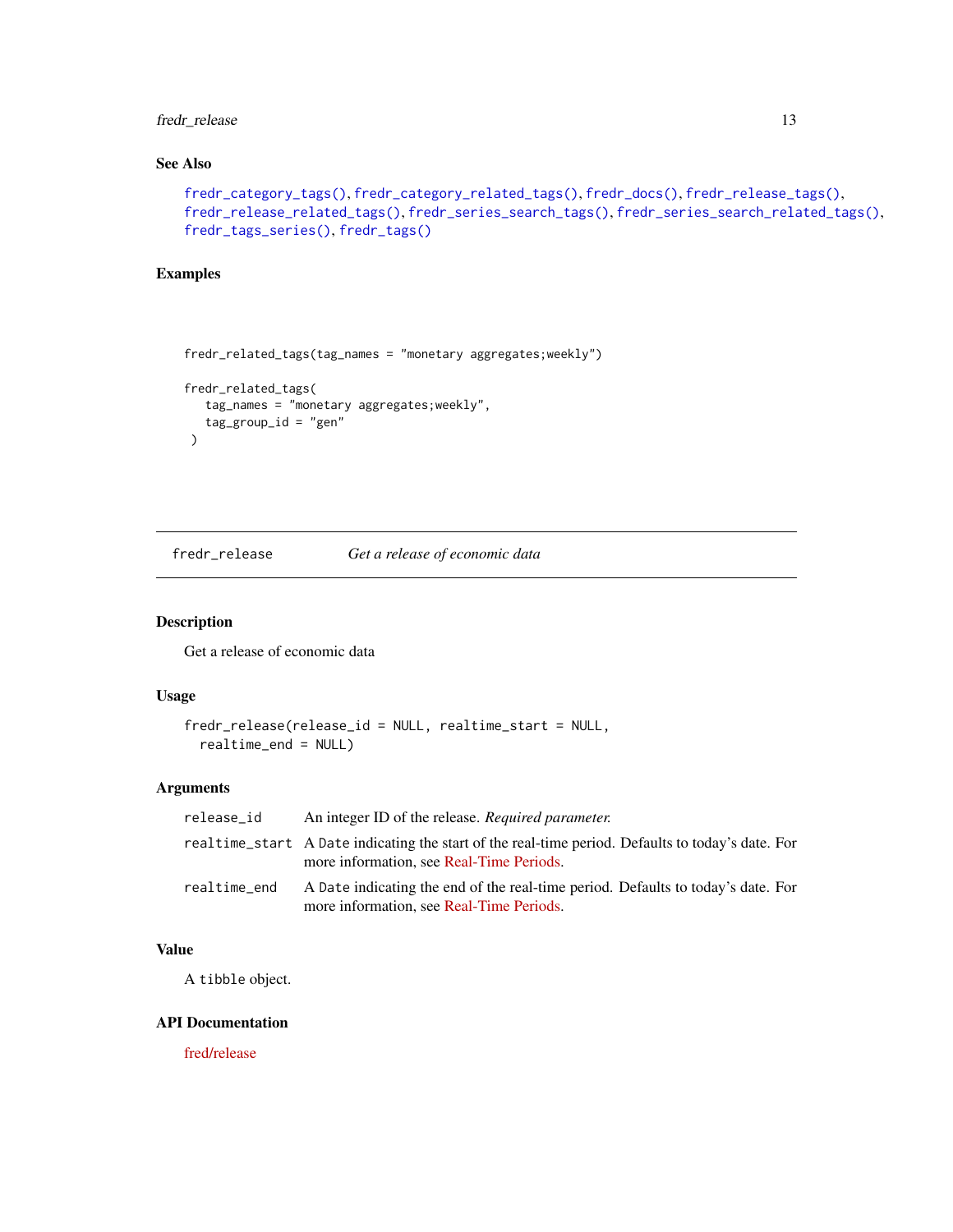### See Also

fredr_category_tags(), fredr_category_related_tags(), fredr_docs(), fredr_release_tags(), fredr_release_related_tags(), fredr_series_search_tags(), fredr_series_search_related_tags(), fredr_tags_series(), fredr_tags()

### Examples

```
fredr_related_tags(tag_names = "monetary aggregates;weekly")

fredr_related_tags(
   tag_names = "monetary aggregates;weekly",
   tag_group_id = "gen"
 )
```

---

## fredr_release    *Get a release of economic data*

---

### Description

Get a release of economic data

### Usage

```
fredr_release(release_id = NULL, realtime_start = NULL,
  realtime_end = NULL)
```

### Arguments

| | |
|---|---|
| release_id | An integer ID of the release. *Required parameter.* |
| realtime_start | A Date indicating the start of the real-time period. Defaults to today's date. For more information, see Real-Time Periods. |
| realtime_end | A Date indicating the end of the real-time period. Defaults to today's date. For more information, see Real-Time Periods. |

### Value

A tibble object.

### API Documentation

fred/release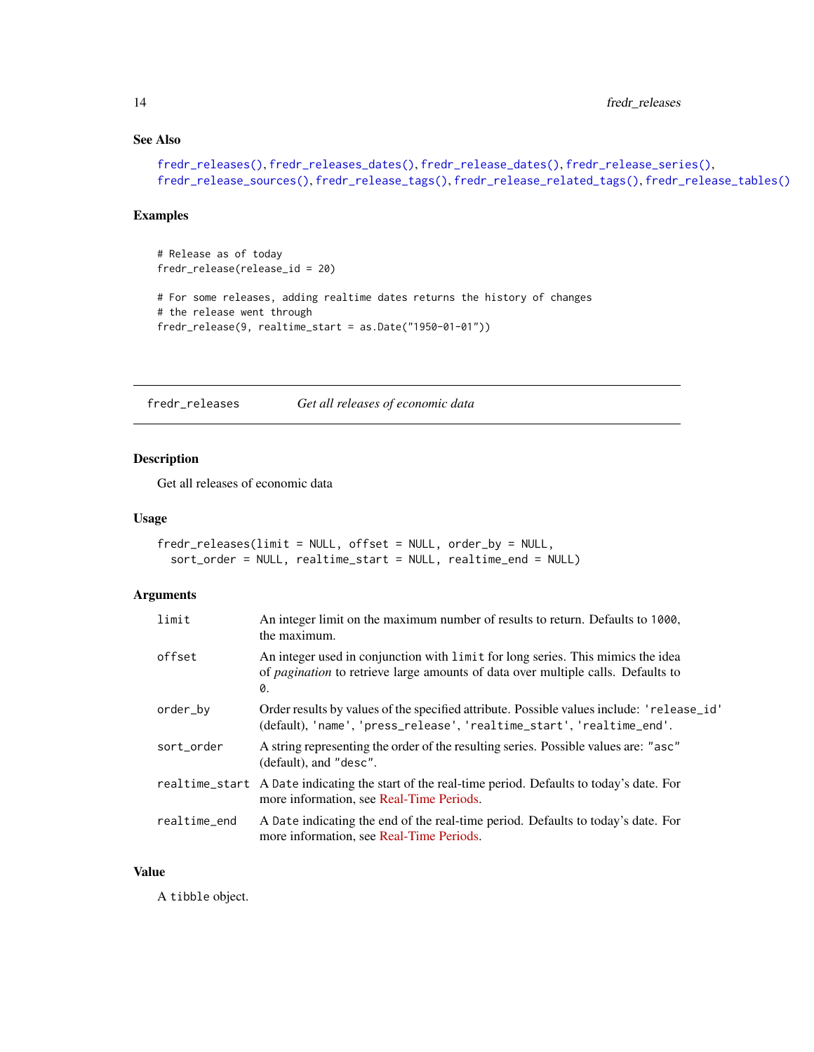## See Also

fredr_releases(), fredr_releases_dates(), fredr_release_dates(), fredr_release_series(), fredr_release_sources(), fredr_release_tags(), fredr_release_related_tags(), fredr_release_tables()

## Examples

```
# Release as of today
fredr_release(release_id = 20)

# For some releases, adding realtime dates returns the history of changes
# the release went through
fredr_release(9, realtime_start = as.Date("1950-01-01"))
```

---

# fredr_releases — *Get all releases of economic data*

## Description

Get all releases of economic data

## Usage

```
fredr_releases(limit = NULL, offset = NULL, order_by = NULL,
  sort_order = NULL, realtime_start = NULL, realtime_end = NULL)
```

## Arguments

| Argument | Description |
|---|---|
| limit | An integer limit on the maximum number of results to return. Defaults to 1000, the maximum. |
| offset | An integer used in conjunction with limit for long series. This mimics the idea of *pagination* to retrieve large amounts of data over multiple calls. Defaults to 0. |
| order_by | Order results by values of the specified attribute. Possible values include: 'release_id' (default), 'name', 'press_release', 'realtime_start', 'realtime_end'. |
| sort_order | A string representing the order of the resulting series. Possible values are: "asc" (default), and "desc". |
| realtime_start | A Date indicating the start of the real-time period. Defaults to today's date. For more information, see Real-Time Periods. |
| realtime_end | A Date indicating the end of the real-time period. Defaults to today's date. For more information, see Real-Time Periods. |

## Value

A tibble object.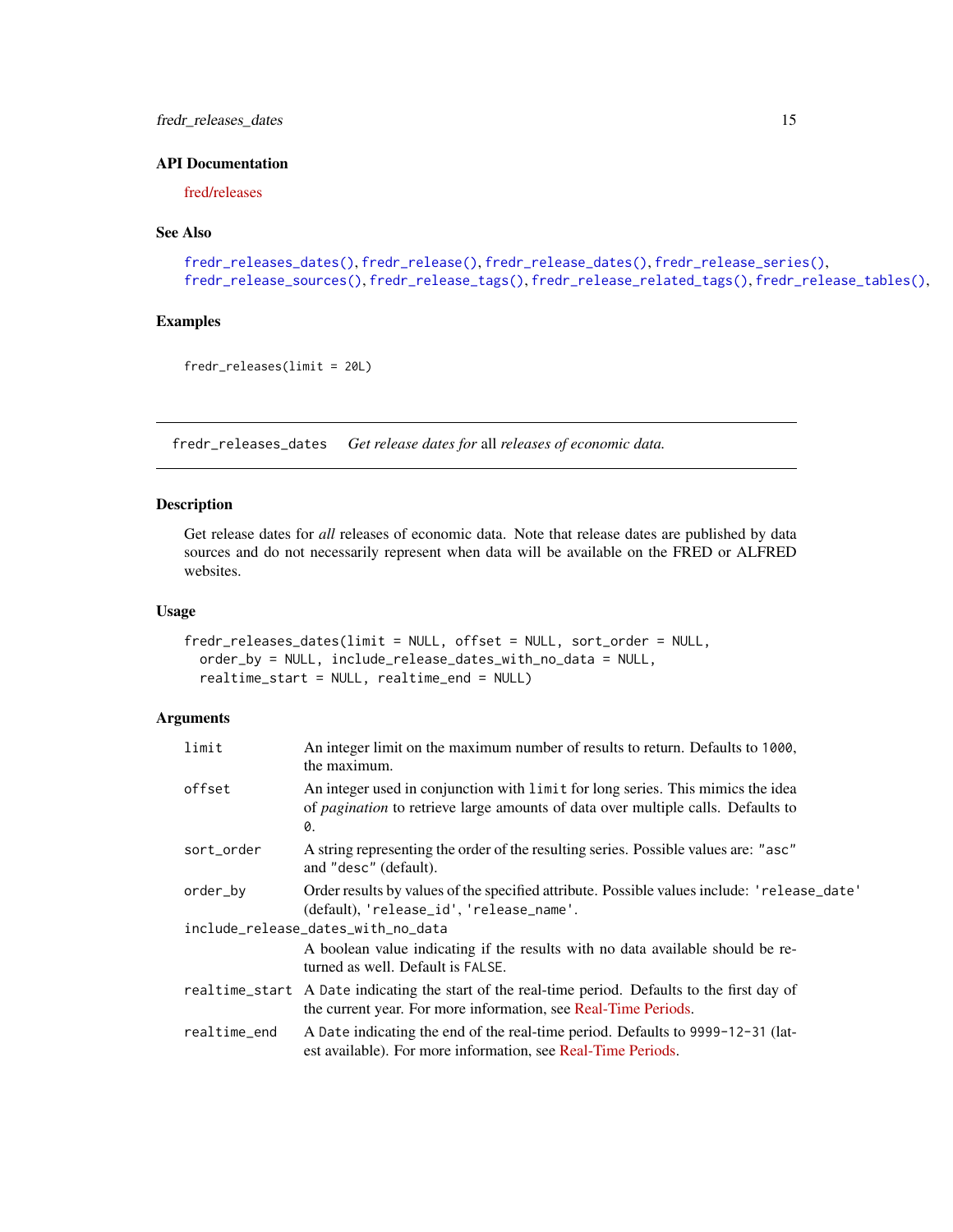### API Documentation

fred/releases

### See Also

`fredr_releases_dates()`, `fredr_release()`, `fredr_release_dates()`, `fredr_release_series()`, `fredr_release_sources()`, `fredr_release_tags()`, `fredr_release_related_tags()`, `fredr_release_tables()`,

### Examples

```
fredr_releases(limit = 20L)
```

---

## fredr_releases_dates    *Get release dates for* all *releases of economic data.*

---

### Description

Get release dates for *all* releases of economic data. Note that release dates are published by data sources and do not necessarily represent when data will be available on the FRED or ALFRED websites.

### Usage

```
fredr_releases_dates(limit = NULL, offset = NULL, sort_order = NULL,
  order_by = NULL, include_release_dates_with_no_data = NULL,
  realtime_start = NULL, realtime_end = NULL)
```

### Arguments

| | |
|---|---|
| `limit` | An integer limit on the maximum number of results to return. Defaults to `1000`, the maximum. |
| `offset` | An integer used in conjunction with `limit` for long series. This mimics the idea of *pagination* to retrieve large amounts of data over multiple calls. Defaults to `0`. |
| `sort_order` | A string representing the order of the resulting series. Possible values are: `"asc"` and `"desc"` (default). |
| `order_by` | Order results by values of the specified attribute. Possible values include: `'release_date'` (default), `'release_id'`, `'release_name'`. |
| `include_release_dates_with_no_data` | A boolean value indicating if the results with no data available should be returned as well. Default is `FALSE`. |
| `realtime_start` | A `Date` indicating the start of the real-time period. Defaults to the first day of the current year. For more information, see Real-Time Periods. |
| `realtime_end` | A `Date` indicating the end of the real-time period. Defaults to `9999-12-31` (latest available). For more information, see Real-Time Periods. |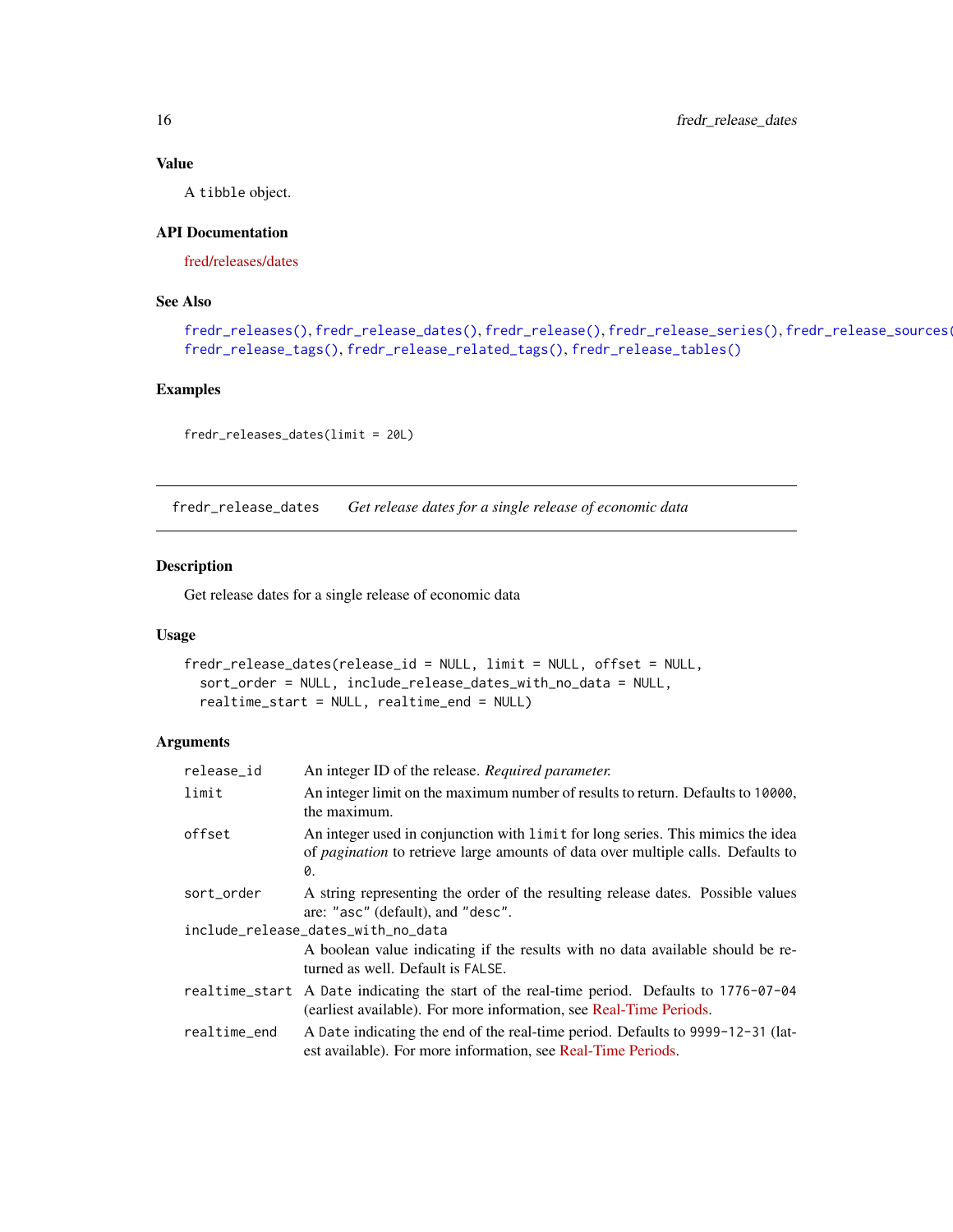## Value

A `tibble` object.

## API Documentation

fred/releases/dates

## See Also

`fredr_releases()`, `fredr_release_dates()`, `fredr_release()`, `fredr_release_series()`, `fredr_release_sources()`, `fredr_release_tags()`, `fredr_release_related_tags()`, `fredr_release_tables()`

## Examples

```
fredr_releases_dates(limit = 20L)
```

---

# fredr_release_dates — *Get release dates for a single release of economic data*

## Description

Get release dates for a single release of economic data

## Usage

```
fredr_release_dates(release_id = NULL, limit = NULL, offset = NULL,
  sort_order = NULL, include_release_dates_with_no_data = NULL,
  realtime_start = NULL, realtime_end = NULL)
```

## Arguments

| Argument | Description |
|---|---|
| `release_id` | An integer ID of the release. *Required parameter.* |
| `limit` | An integer limit on the maximum number of results to return. Defaults to `10000`, the maximum. |
| `offset` | An integer used in conjunction with `limit` for long series. This mimics the idea of *pagination* to retrieve large amounts of data over multiple calls. Defaults to `0`. |
| `sort_order` | A string representing the order of the resulting release dates. Possible values are: `"asc"` (default), and `"desc"`. |
| `include_release_dates_with_no_data` | A boolean value indicating if the results with no data available should be returned as well. Default is `FALSE`. |
| `realtime_start` | A `Date` indicating the start of the real-time period. Defaults to `1776-07-04` (earliest available). For more information, see Real-Time Periods. |
| `realtime_end` | A `Date` indicating the end of the real-time period. Defaults to `9999-12-31` (latest available). For more information, see Real-Time Periods. |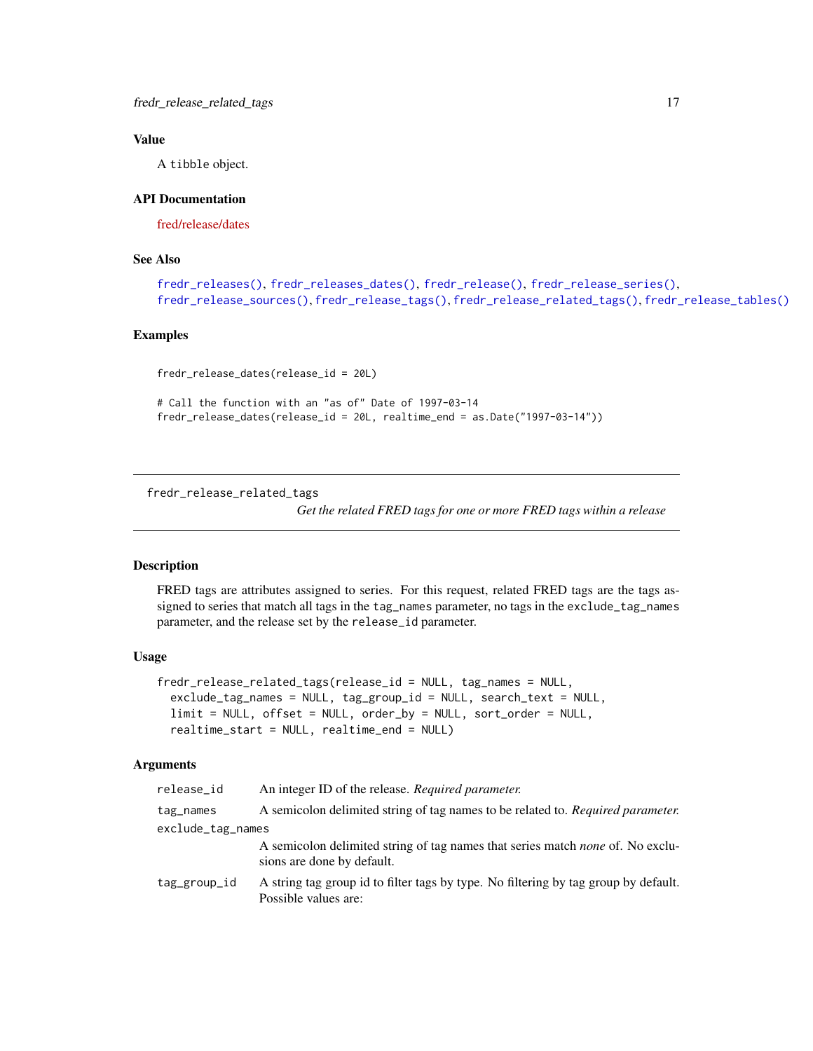### Value

A tibble object.

### API Documentation

fred/release/dates

### See Also

fredr_releases(), fredr_releases_dates(), fredr_release(), fredr_release_series(), fredr_release_sources(), fredr_release_tags(), fredr_release_related_tags(), fredr_release_tables()

### Examples

```
fredr_release_dates(release_id = 20L)

# Call the function with an "as of" Date of 1997-03-14
fredr_release_dates(release_id = 20L, realtime_end = as.Date("1997-03-14"))
```

---

## fredr_release_related_tags

*Get the related FRED tags for one or more FRED tags within a release*

---

### Description

FRED tags are attributes assigned to series. For this request, related FRED tags are the tags assigned to series that match all tags in the tag_names parameter, no tags in the exclude_tag_names parameter, and the release set by the release_id parameter.

### Usage

```
fredr_release_related_tags(release_id = NULL, tag_names = NULL,
  exclude_tag_names = NULL, tag_group_id = NULL, search_text = NULL,
  limit = NULL, offset = NULL, order_by = NULL, sort_order = NULL,
  realtime_start = NULL, realtime_end = NULL)
```

### Arguments

| | |
|---|---|
| release_id | An integer ID of the release. *Required parameter.* |
| tag_names | A semicolon delimited string of tag names to be related to. *Required parameter.* |
| exclude_tag_names | A semicolon delimited string of tag names that series match *none* of. No exclusions are done by default. |
| tag_group_id | A string tag group id to filter tags by type. No filtering by tag group by default. Possible values are: |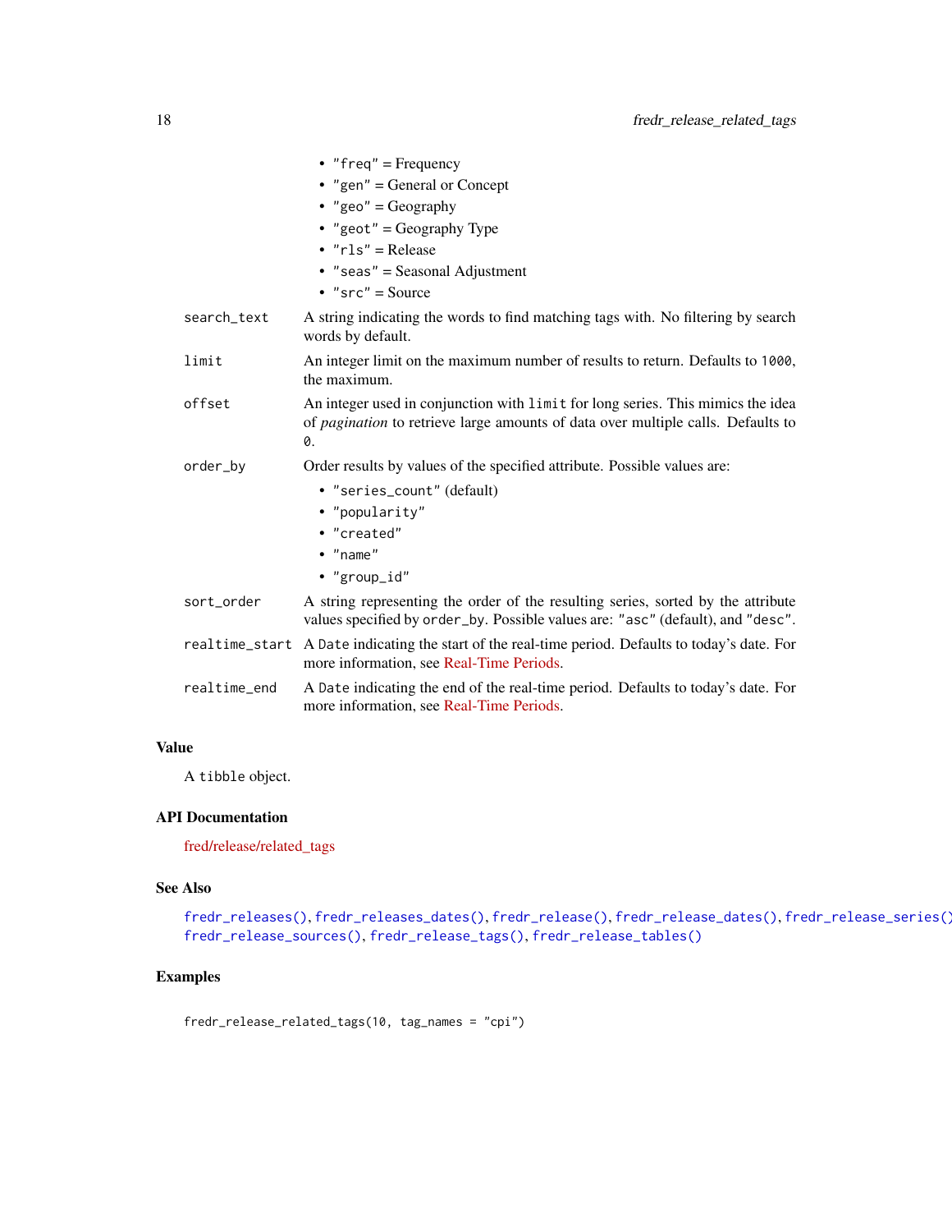- "freq" = Frequency
- "gen" = General or Concept
- "geo" = Geography
- "geot" = Geography Type
- "rls" = Release
- "seas" = Seasonal Adjustment
- "src" = Source

search_text
: A string indicating the words to find matching tags with. No filtering by search words by default.

limit
: An integer limit on the maximum number of results to return. Defaults to `1000`, the maximum.

offset
: An integer used in conjunction with `limit` for long series. This mimics the idea of *pagination* to retrieve large amounts of data over multiple calls. Defaults to `0`.

order_by
: Order results by values of the specified attribute. Possible values are:
  - "series_count" (default)
  - "popularity"
  - "created"
  - "name"
  - "group_id"

sort_order
: A string representing the order of the resulting series, sorted by the attribute values specified by `order_by`. Possible values are: "asc" (default), and "desc".

realtime_start
: A `Date` indicating the start of the real-time period. Defaults to today's date. For more information, see Real-Time Periods.

realtime_end
: A `Date` indicating the end of the real-time period. Defaults to today's date. For more information, see Real-Time Periods.

## Value

A `tibble` object.

## API Documentation

fred/release/related_tags

## See Also

`fredr_releases()`, `fredr_releases_dates()`, `fredr_release()`, `fredr_release_dates()`, `fredr_release_series()`, `fredr_release_sources()`, `fredr_release_tags()`, `fredr_release_tables()`

## Examples

```
fredr_release_related_tags(10, tag_names = "cpi")
```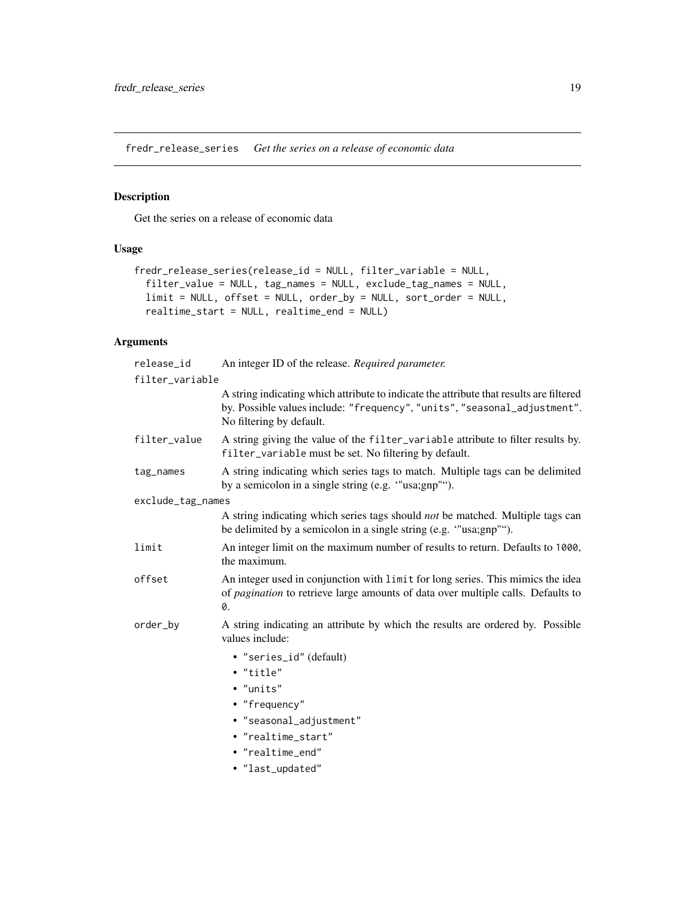## fredr_release_series *Get the series on a release of economic data*

### Description

Get the series on a release of economic data

### Usage

```
fredr_release_series(release_id = NULL, filter_variable = NULL,
  filter_value = NULL, tag_names = NULL, exclude_tag_names = NULL,
  limit = NULL, offset = NULL, order_by = NULL, sort_order = NULL,
  realtime_start = NULL, realtime_end = NULL)
```

### Arguments

`release_id`
: An integer ID of the release. *Required parameter.*

`filter_variable`
: A string indicating which attribute to indicate the attribute that results are filtered by. Possible values include: `"frequency"`, `"units"`, `"seasonal_adjustment"`. No filtering by default.

`filter_value`
: A string giving the value of the `filter_variable` attribute to filter results by. `filter_variable` must be set. No filtering by default.

`tag_names`
: A string indicating which series tags to match. Multiple tags can be delimited by a semicolon in a single string (e.g. ‘"usa;gnp"‘).

`exclude_tag_names`
: A string indicating which series tags should *not* be matched. Multiple tags can be delimited by a semicolon in a single string (e.g. ‘"usa;gnp"‘).

`limit`
: An integer limit on the maximum number of results to return. Defaults to `1000`, the maximum.

`offset`
: An integer used in conjunction with `limit` for long series. This mimics the idea of *pagination* to retrieve large amounts of data over multiple calls. Defaults to `0`.

`order_by`
: A string indicating an attribute by which the results are ordered by. Possible values include:
  - `"series_id"` (default)
  - `"title"`
  - `"units"`
  - `"frequency"`
  - `"seasonal_adjustment"`
  - `"realtime_start"`
  - `"realtime_end"`
  - `"last_updated"`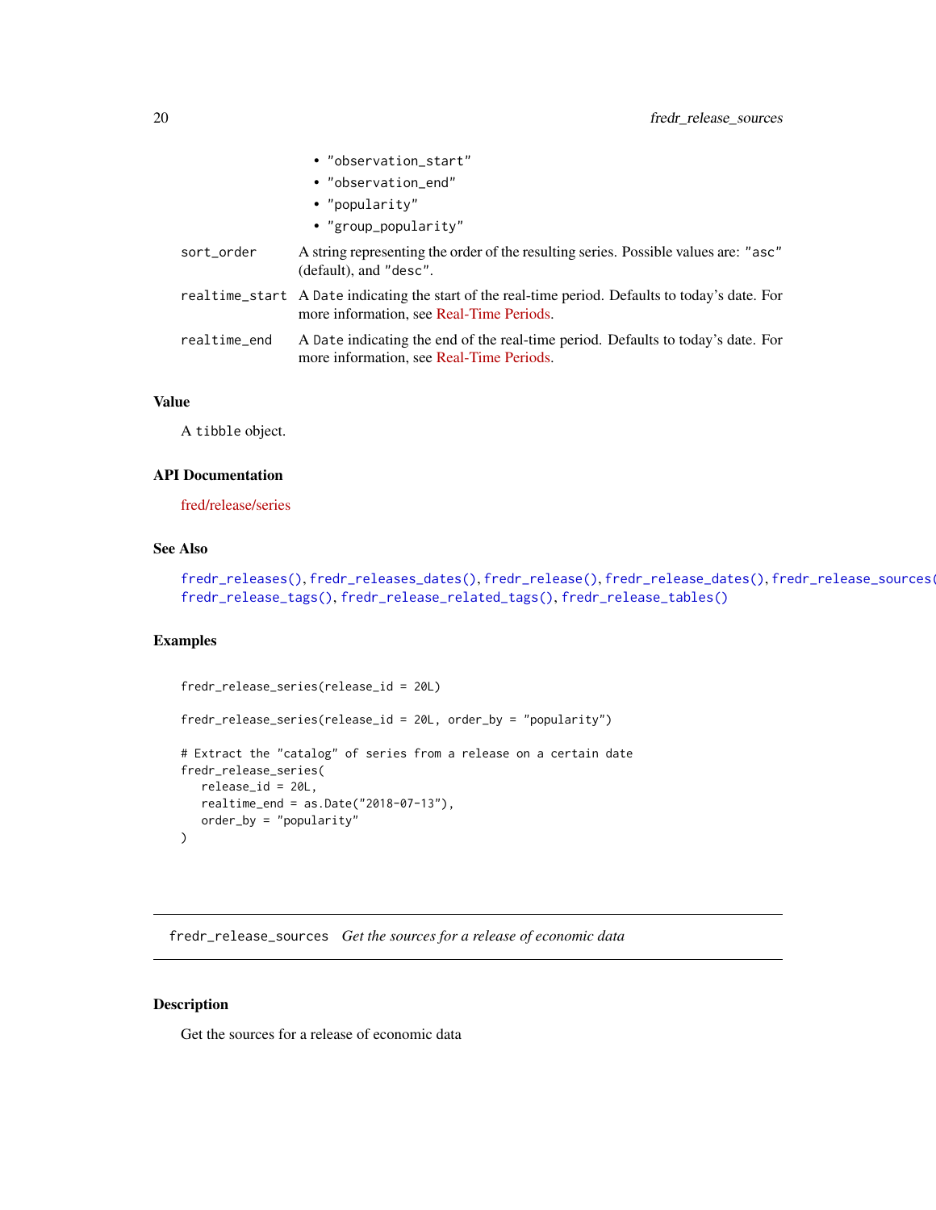- "observation_start"
- "observation_end"
- "popularity"
- "group_popularity"

| | |
|---|---|
| sort_order | A string representing the order of the resulting series. Possible values are: "asc" (default), and "desc". |
| realtime_start | A Date indicating the start of the real-time period. Defaults to today's date. For more information, see Real-Time Periods. |
| realtime_end | A Date indicating the end of the real-time period. Defaults to today's date. For more information, see Real-Time Periods. |

### Value

A tibble object.

### API Documentation

fred/release/series

### See Also

fredr_releases(), fredr_releases_dates(), fredr_release(), fredr_release_dates(), fredr_release_sources(), fredr_release_tags(), fredr_release_related_tags(), fredr_release_tables()

### Examples

```
fredr_release_series(release_id = 20L)

fredr_release_series(release_id = 20L, order_by = "popularity")

# Extract the "catalog" of series from a release on a certain date
fredr_release_series(
   release_id = 20L,
   realtime_end = as.Date("2018-07-13"),
   order_by = "popularity"
)
```

---

## fredr_release_sources    *Get the sources for a release of economic data*

---

### Description

Get the sources for a release of economic data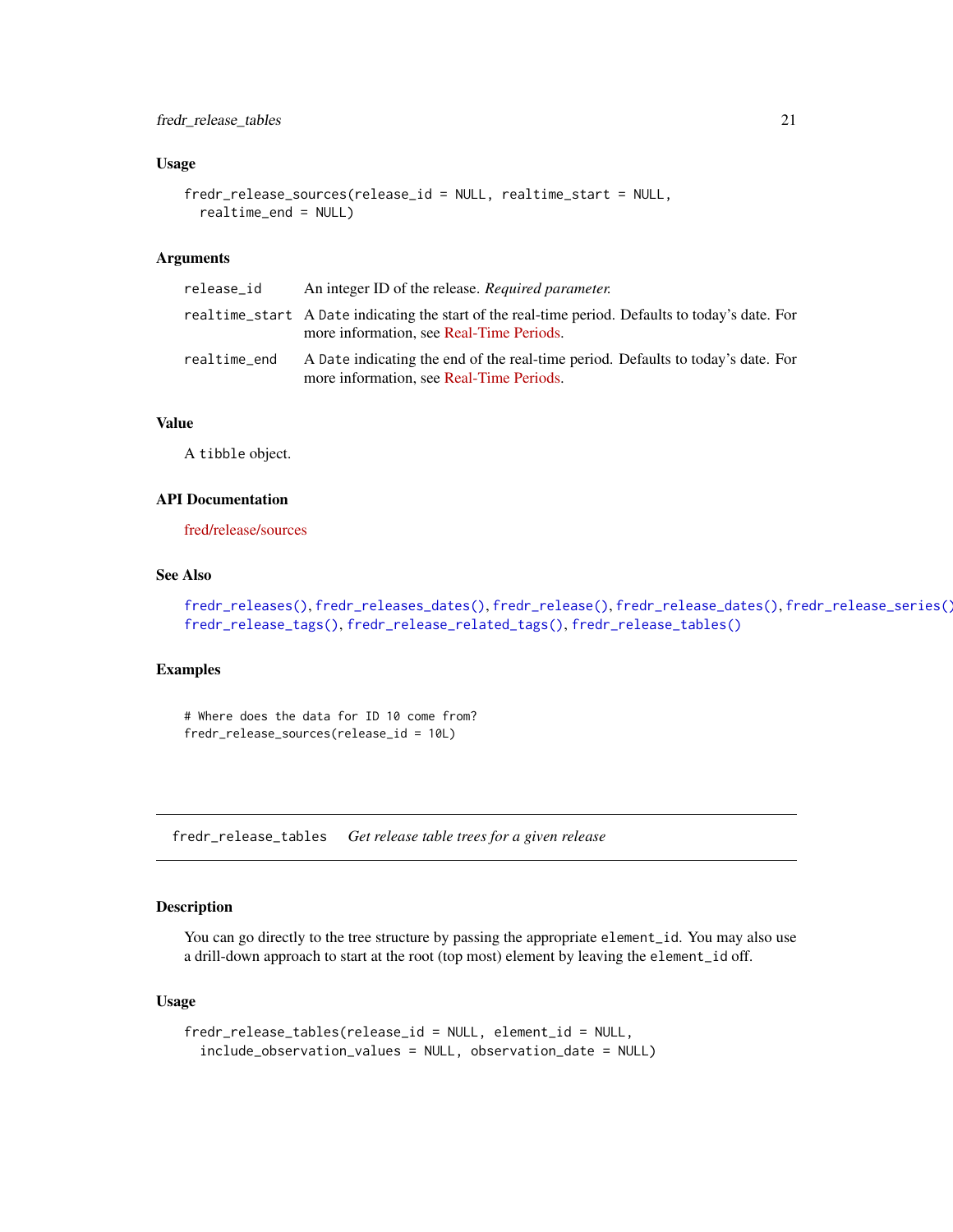### Usage

```
fredr_release_sources(release_id = NULL, realtime_start = NULL,
  realtime_end = NULL)
```

### Arguments

| | |
|---|---|
| release_id | An integer ID of the release. *Required parameter.* |
| realtime_start | A Date indicating the start of the real-time period. Defaults to today's date. For more information, see Real-Time Periods. |
| realtime_end | A Date indicating the end of the real-time period. Defaults to today's date. For more information, see Real-Time Periods. |

### Value

A tibble object.

### API Documentation

fred/release/sources

### See Also

fredr_releases(), fredr_releases_dates(), fredr_release(), fredr_release_dates(), fredr_release_series(), fredr_release_tags(), fredr_release_related_tags(), fredr_release_tables()

### Examples

```
# Where does the data for ID 10 come from?
fredr_release_sources(release_id = 10L)
```

---

## fredr_release_tables — *Get release table trees for a given release*

### Description

You can go directly to the tree structure by passing the appropriate element_id. You may also use a drill-down approach to start at the root (top most) element by leaving the element_id off.

### Usage

```
fredr_release_tables(release_id = NULL, element_id = NULL,
  include_observation_values = NULL, observation_date = NULL)
```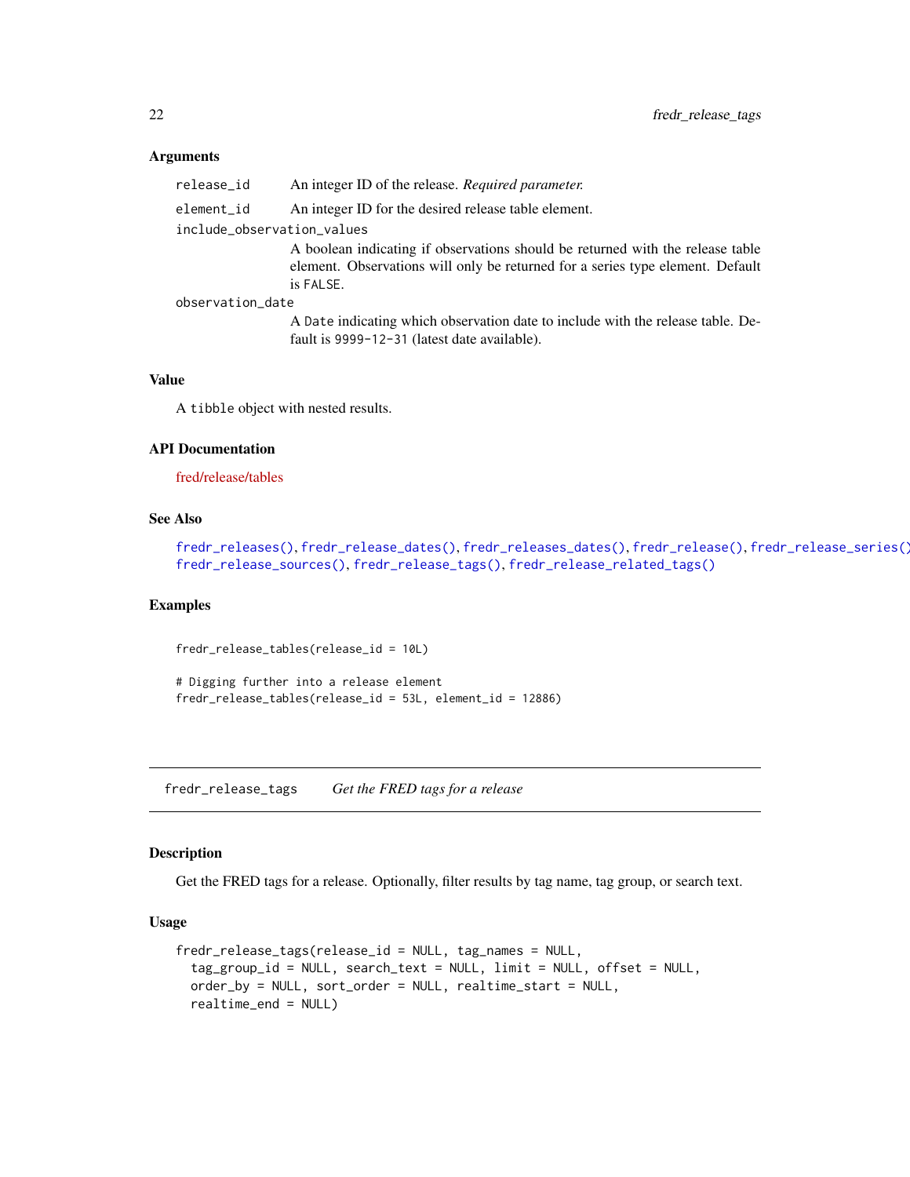### Arguments

| | |
|---|---|
| `release_id` | An integer ID of the release. *Required parameter.* |
| `element_id` | An integer ID for the desired release table element. |
| `include_observation_values` | A boolean indicating if observations should be returned with the release table element. Observations will only be returned for a series type element. Default is `FALSE`. |
| `observation_date` | A `Date` indicating which observation date to include with the release table. Default is `9999-12-31` (latest date available). |

### Value

A `tibble` object with nested results.

### API Documentation

fred/release/tables

### See Also

`fredr_releases()`, `fredr_release_dates()`, `fredr_releases_dates()`, `fredr_release()`, `fredr_release_series()`, `fredr_release_sources()`, `fredr_release_tags()`, `fredr_release_related_tags()`

### Examples

```
fredr_release_tables(release_id = 10L)

# Digging further into a release element
fredr_release_tables(release_id = 53L, element_id = 12886)
```

---

## fredr_release_tags — *Get the FRED tags for a release*

### Description

Get the FRED tags for a release. Optionally, filter results by tag name, tag group, or search text.

### Usage

```
fredr_release_tags(release_id = NULL, tag_names = NULL,
  tag_group_id = NULL, search_text = NULL, limit = NULL, offset = NULL,
  order_by = NULL, sort_order = NULL, realtime_start = NULL,
  realtime_end = NULL)
```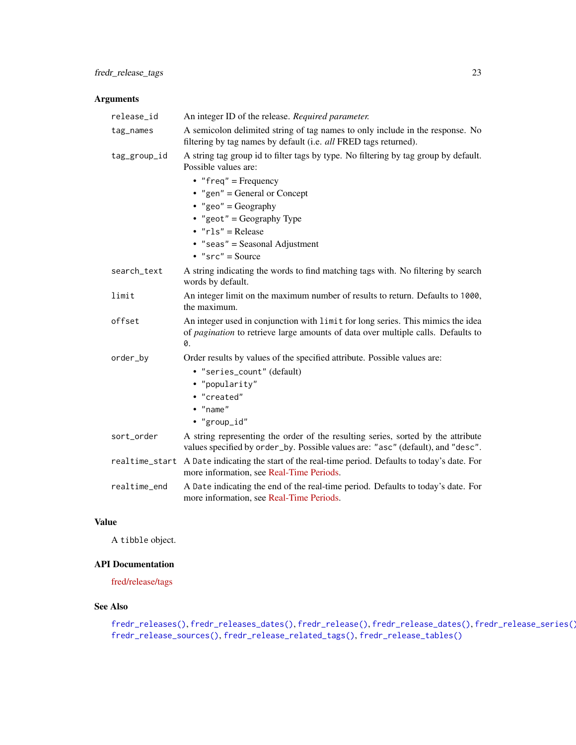### Arguments

- `release_id` — An integer ID of the release. *Required parameter.*
- `tag_names` — A semicolon delimited string of tag names to only include in the response. No filtering by tag names by default (i.e. *all* FRED tags returned).
- `tag_group_id` — A string tag group id to filter tags by type. No filtering by tag group by default. Possible values are:
  - `"freq"` = Frequency
  - `"gen"` = General or Concept
  - `"geo"` = Geography
  - `"geot"` = Geography Type
  - `"rls"` = Release
  - `"seas"` = Seasonal Adjustment
  - `"src"` = Source
- `search_text` — A string indicating the words to find matching tags with. No filtering by search words by default.
- `limit` — An integer limit on the maximum number of results to return. Defaults to `1000`, the maximum.
- `offset` — An integer used in conjunction with `limit` for long series. This mimics the idea of *pagination* to retrieve large amounts of data over multiple calls. Defaults to `0`.
- `order_by` — Order results by values of the specified attribute. Possible values are:
  - `"series_count"` (default)
  - `"popularity"`
  - `"created"`
  - `"name"`
  - `"group_id"`
- `sort_order` — A string representing the order of the resulting series, sorted by the attribute values specified by `order_by`. Possible values are: `"asc"` (default), and `"desc"`.
- `realtime_start` — A `Date` indicating the start of the real-time period. Defaults to today's date. For more information, see Real-Time Periods.
- `realtime_end` — A `Date` indicating the end of the real-time period. Defaults to today's date. For more information, see Real-Time Periods.

### Value

A `tibble` object.

### API Documentation

fred/release/tags

### See Also

`fredr_releases()`, `fredr_releases_dates()`, `fredr_release()`, `fredr_release_dates()`, `fredr_release_series()`, `fredr_release_sources()`, `fredr_release_related_tags()`, `fredr_release_tables()`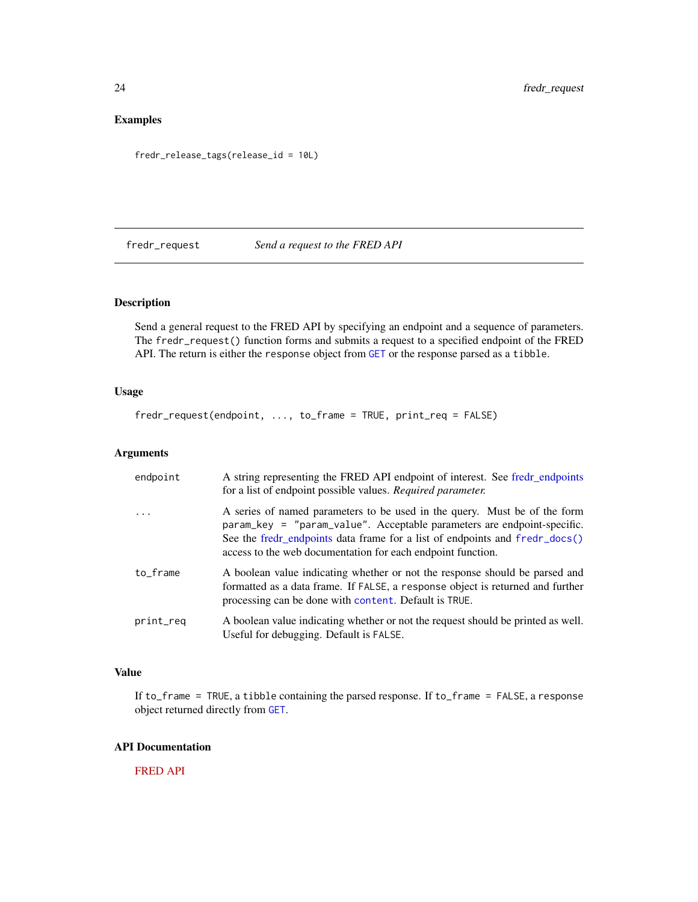## Examples

```
fredr_release_tags(release_id = 10L)
```

---

## fredr_request — *Send a request to the FRED API*

### Description

Send a general request to the FRED API by specifying an endpoint and a sequence of parameters. The `fredr_request()` function forms and submits a request to a specified endpoint of the FRED API. The return is either the `response` object from `GET` or the response parsed as a `tibble`.

### Usage

```
fredr_request(endpoint, ..., to_frame = TRUE, print_req = FALSE)
```

### Arguments

| | |
|---|---|
| `endpoint` | A string representing the FRED API endpoint of interest. See fredr_endpoints for a list of endpoint possible values. *Required parameter.* |
| `...` | A series of named parameters to be used in the query. Must be of the form `param_key = "param_value"`. Acceptable parameters are endpoint-specific. See the fredr_endpoints data frame for a list of endpoints and `fredr_docs()` access to the web documentation for each endpoint function. |
| `to_frame` | A boolean value indicating whether or not the response should be parsed and formatted as a data frame. If `FALSE`, a `response` object is returned and further processing can be done with `content`. Default is `TRUE`. |
| `print_req` | A boolean value indicating whether or not the request should be printed as well. Useful for debugging. Default is `FALSE`. |

### Value

If `to_frame = TRUE`, a `tibble` containing the parsed response. If `to_frame = FALSE`, a `response` object returned directly from `GET`.

### API Documentation

FRED API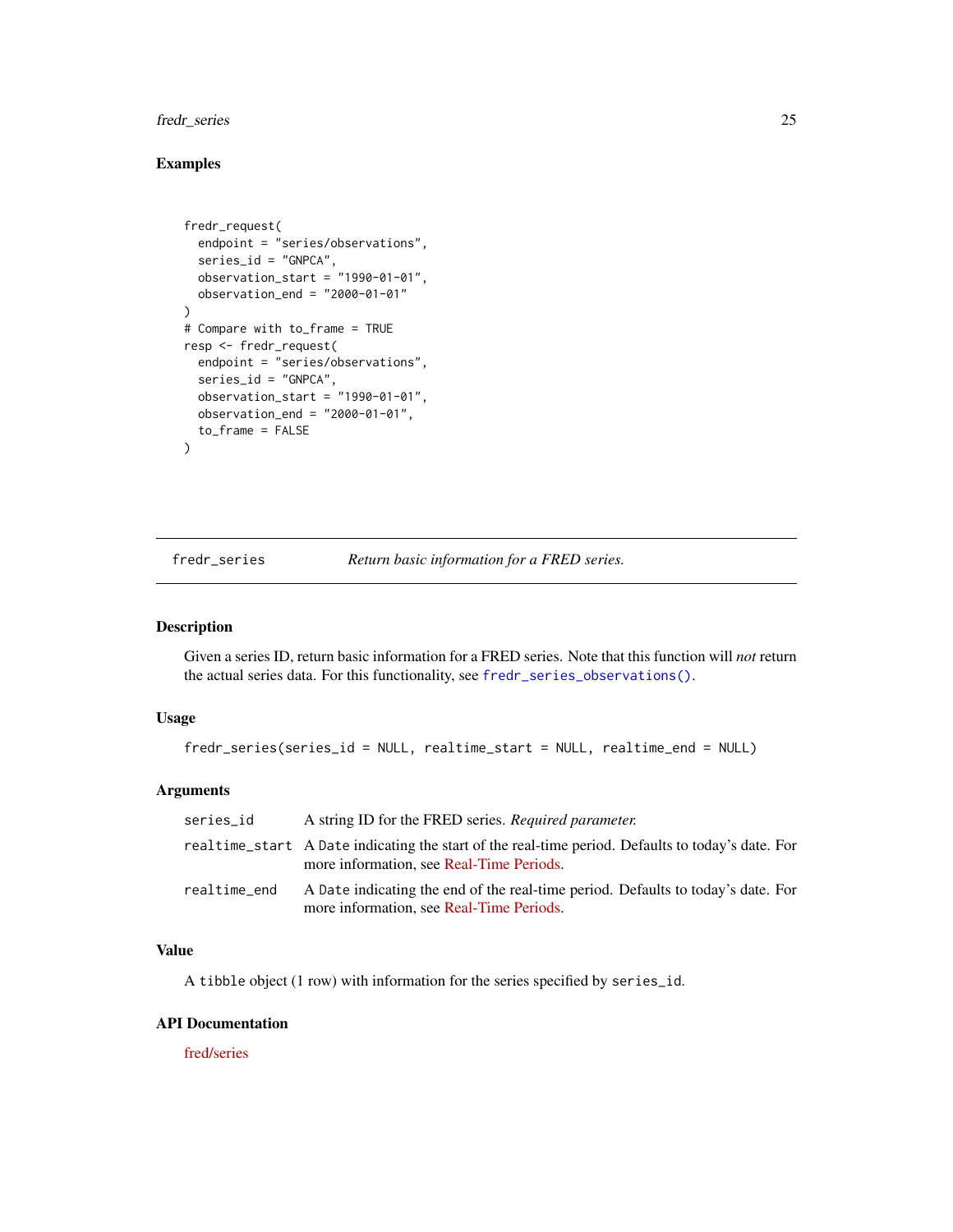## Examples

```
fredr_request(
  endpoint = "series/observations",
  series_id = "GNPCA",
  observation_start = "1990-01-01",
  observation_end = "2000-01-01"
)
# Compare with to_frame = TRUE
resp <- fredr_request(
  endpoint = "series/observations",
  series_id = "GNPCA",
  observation_start = "1990-01-01",
  observation_end = "2000-01-01",
  to_frame = FALSE
)
```

---

# fredr_series — *Return basic information for a FRED series.*

---

## Description

Given a series ID, return basic information for a FRED series. Note that this function will *not* return the actual series data. For this functionality, see `fredr_series_observations()`.

## Usage

```
fredr_series(series_id = NULL, realtime_start = NULL, realtime_end = NULL)
```

## Arguments

| | |
|---|---|
| `series_id` | A string ID for the FRED series. *Required parameter.* |
| `realtime_start` | A `Date` indicating the start of the real-time period. Defaults to today's date. For more information, see Real-Time Periods. |
| `realtime_end` | A `Date` indicating the end of the real-time period. Defaults to today's date. For more information, see Real-Time Periods. |

## Value

A `tibble` object (1 row) with information for the series specified by `series_id`.

## API Documentation

fred/series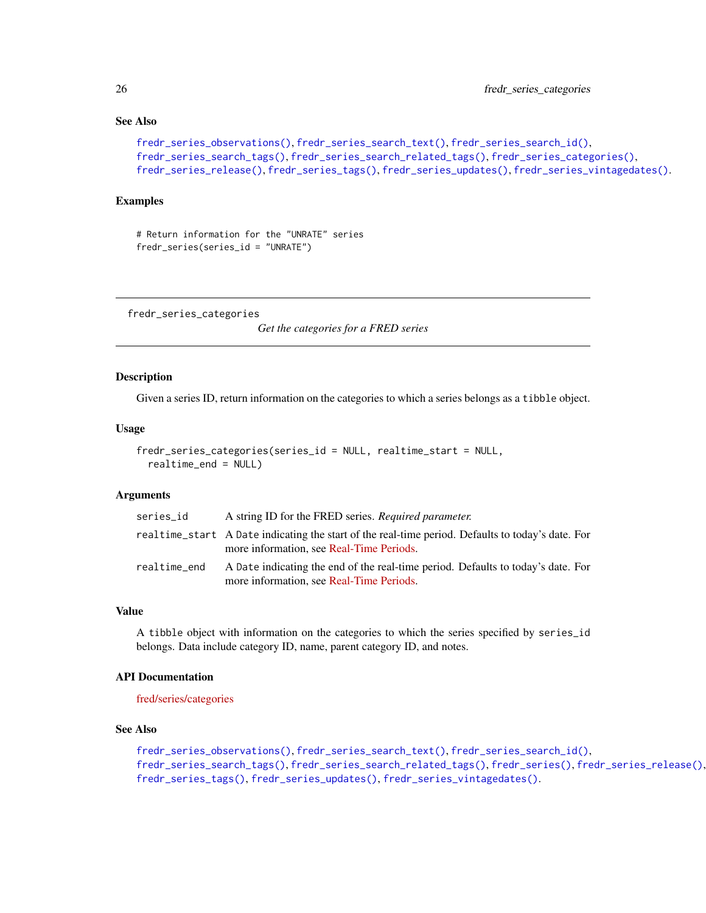### See Also

fredr_series_observations(), fredr_series_search_text(), fredr_series_search_id(), fredr_series_search_tags(), fredr_series_search_related_tags(), fredr_series_categories(), fredr_series_release(), fredr_series_tags(), fredr_series_updates(), fredr_series_vintagedates().

### Examples

```
# Return information for the "UNRATE" series
fredr_series(series_id = "UNRATE")
```

---

## fredr_series_categories

*Get the categories for a FRED series*

---

### Description

Given a series ID, return information on the categories to which a series belongs as a `tibble` object.

### Usage

```
fredr_series_categories(series_id = NULL, realtime_start = NULL,
  realtime_end = NULL)
```

### Arguments

| | |
|---|---|
| series_id | A string ID for the FRED series. *Required parameter.* |
| realtime_start | A `Date` indicating the start of the real-time period. Defaults to today's date. For more information, see Real-Time Periods. |
| realtime_end | A `Date` indicating the end of the real-time period. Defaults to today's date. For more information, see Real-Time Periods. |

### Value

A `tibble` object with information on the categories to which the series specified by `series_id` belongs. Data include category ID, name, parent category ID, and notes.

### API Documentation

fred/series/categories

### See Also

fredr_series_observations(), fredr_series_search_text(), fredr_series_search_id(), fredr_series_search_tags(), fredr_series_search_related_tags(), fredr_series(), fredr_series_release(), fredr_series_tags(), fredr_series_updates(), fredr_series_vintagedates().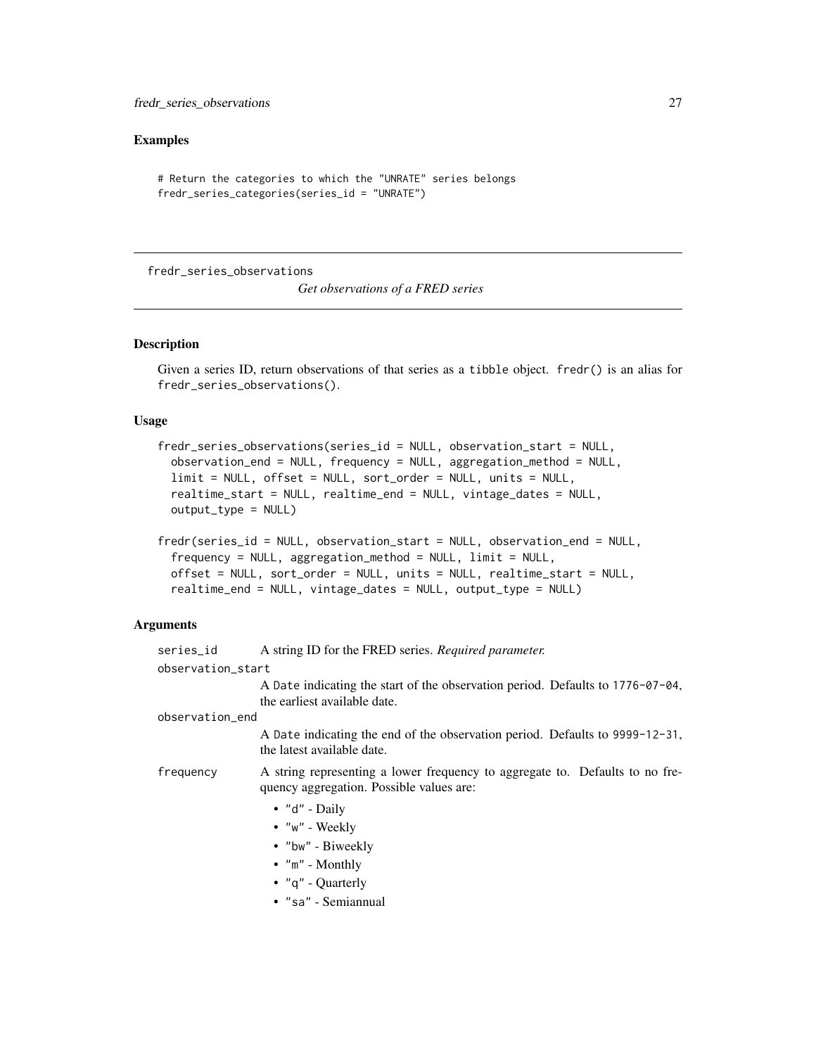## Examples

```
# Return the categories to which the "UNRATE" series belongs
fredr_series_categories(series_id = "UNRATE")
```

---

# fredr_series_observations

*Get observations of a FRED series*

---

### Description

Given a series ID, return observations of that series as a tibble object. fredr() is an alias for fredr_series_observations().

### Usage

```
fredr_series_observations(series_id = NULL, observation_start = NULL,
  observation_end = NULL, frequency = NULL, aggregation_method = NULL,
  limit = NULL, offset = NULL, sort_order = NULL, units = NULL,
  realtime_start = NULL, realtime_end = NULL, vintage_dates = NULL,
  output_type = NULL)

fredr(series_id = NULL, observation_start = NULL, observation_end = NULL,
  frequency = NULL, aggregation_method = NULL, limit = NULL,
  offset = NULL, sort_order = NULL, units = NULL, realtime_start = NULL,
  realtime_end = NULL, vintage_dates = NULL, output_type = NULL)
```

### Arguments

series_id
: A string ID for the FRED series. *Required parameter.*

observation_start
: A Date indicating the start of the observation period. Defaults to 1776-07-04, the earliest available date.

observation_end
: A Date indicating the end of the observation period. Defaults to 9999-12-31, the latest available date.

frequency
: A string representing a lower frequency to aggregate to. Defaults to no frequency aggregation. Possible values are:

  - "d" - Daily
  - "w" - Weekly
  - "bw" - Biweekly
  - "m" - Monthly
  - "q" - Quarterly
  - "sa" - Semiannual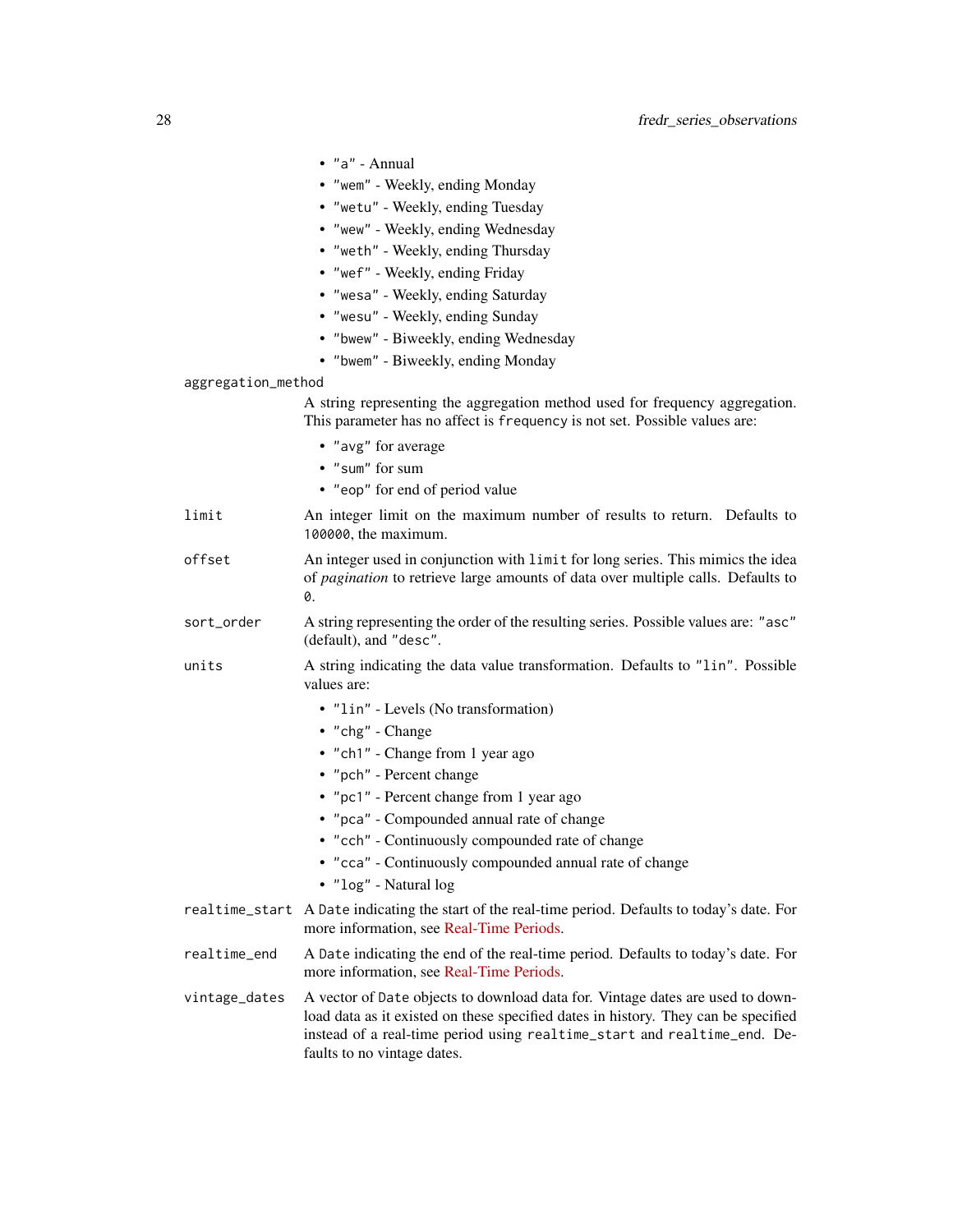- "a" - Annual
- "wem" - Weekly, ending Monday
- "wetu" - Weekly, ending Tuesday
- "wew" - Weekly, ending Wednesday
- "weth" - Weekly, ending Thursday
- "wef" - Weekly, ending Friday
- "wesa" - Weekly, ending Saturday
- "wesu" - Weekly, ending Sunday
- "bwew" - Biweekly, ending Wednesday
- "bwem" - Biweekly, ending Monday

`aggregation_method`
: A string representing the aggregation method used for frequency aggregation. This parameter has no affect is `frequency` is not set. Possible values are:
  - "avg" for average
  - "sum" for sum
  - "eop" for end of period value

`limit`
: An integer limit on the maximum number of results to return. Defaults to `100000`, the maximum.

`offset`
: An integer used in conjunction with `limit` for long series. This mimics the idea of *pagination* to retrieve large amounts of data over multiple calls. Defaults to `0`.

`sort_order`
: A string representing the order of the resulting series. Possible values are: "asc" (default), and "desc".

`units`
: A string indicating the data value transformation. Defaults to "lin". Possible values are:
  - "lin" - Levels (No transformation)
  - "chg" - Change
  - "ch1" - Change from 1 year ago
  - "pch" - Percent change
  - "pc1" - Percent change from 1 year ago
  - "pca" - Compounded annual rate of change
  - "cch" - Continuously compounded rate of change
  - "cca" - Continuously compounded annual rate of change
  - "log" - Natural log

`realtime_start`
: A `Date` indicating the start of the real-time period. Defaults to today's date. For more information, see Real-Time Periods.

`realtime_end`
: A `Date` indicating the end of the real-time period. Defaults to today's date. For more information, see Real-Time Periods.

`vintage_dates`
: A vector of `Date` objects to download data for. Vintage dates are used to download data as it existed on these specified dates in history. They can be specified instead of a real-time period using `realtime_start` and `realtime_end`. Defaults to no vintage dates.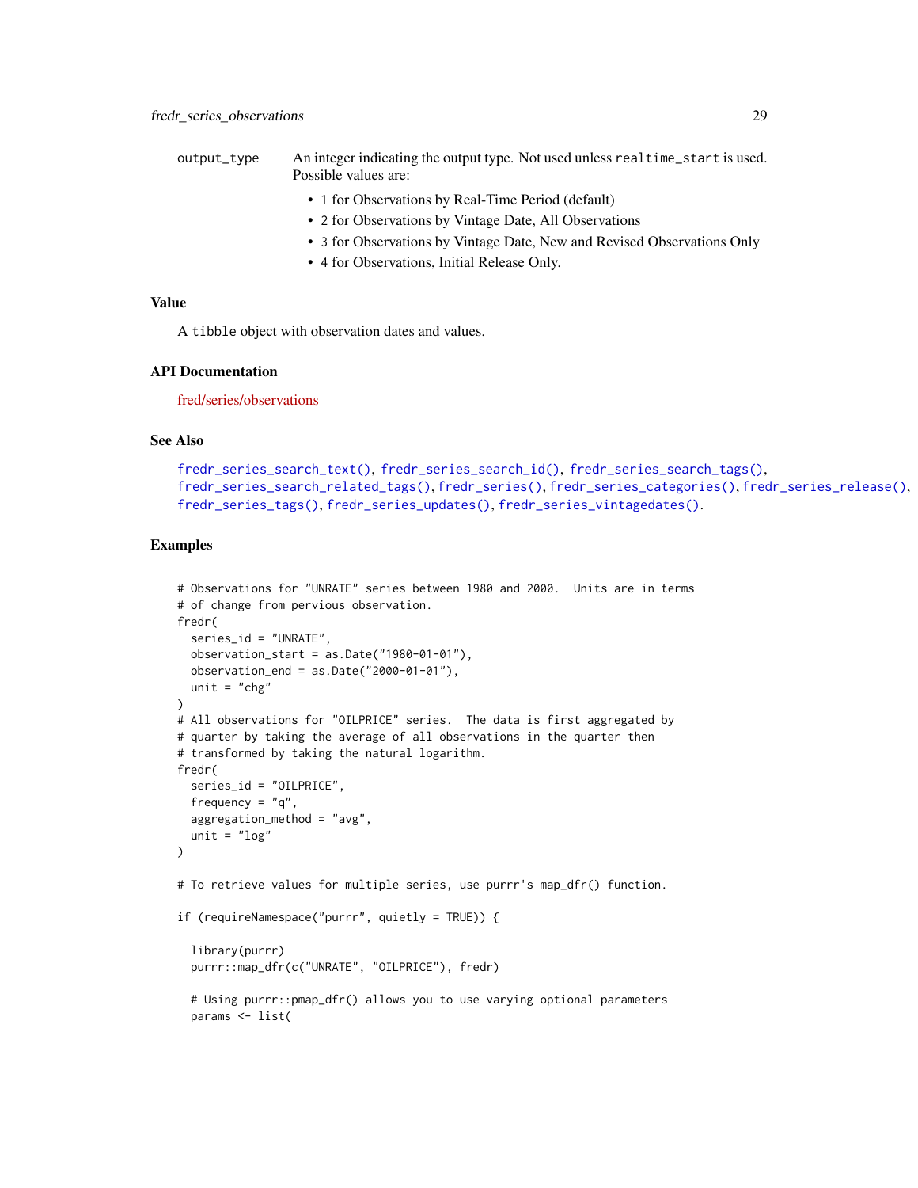output_type An integer indicating the output type. Not used unless `realtime_start` is used. Possible values are:

- 1 for Observations by Real-Time Period (default)
- 2 for Observations by Vintage Date, All Observations
- 3 for Observations by Vintage Date, New and Revised Observations Only
- 4 for Observations, Initial Release Only.

### Value

A `tibble` object with observation dates and values.

### API Documentation

fred/series/observations

### See Also

`fredr_series_search_text()`, `fredr_series_search_id()`, `fredr_series_search_tags()`, `fredr_series_search_related_tags()`, `fredr_series()`, `fredr_series_categories()`, `fredr_series_release()`, `fredr_series_tags()`, `fredr_series_updates()`, `fredr_series_vintagedates()`.

### Examples

```
# Observations for "UNRATE" series between 1980 and 2000.  Units are in terms
# of change from pervious observation.
fredr(
  series_id = "UNRATE",
  observation_start = as.Date("1980-01-01"),
  observation_end = as.Date("2000-01-01"),
  unit = "chg"
)
# All observations for "OILPRICE" series.  The data is first aggregated by
# quarter by taking the average of all observations in the quarter then
# transformed by taking the natural logarithm.
fredr(
  series_id = "OILPRICE",
  frequency = "q",
  aggregation_method = "avg",
  unit = "log"
)

# To retrieve values for multiple series, use purrr's map_dfr() function.

if (requireNamespace("purrr", quietly = TRUE)) {

  library(purrr)
  purrr::map_dfr(c("UNRATE", "OILPRICE"), fredr)

  # Using purrr::pmap_dfr() allows you to use varying optional parameters
  params <- list(
```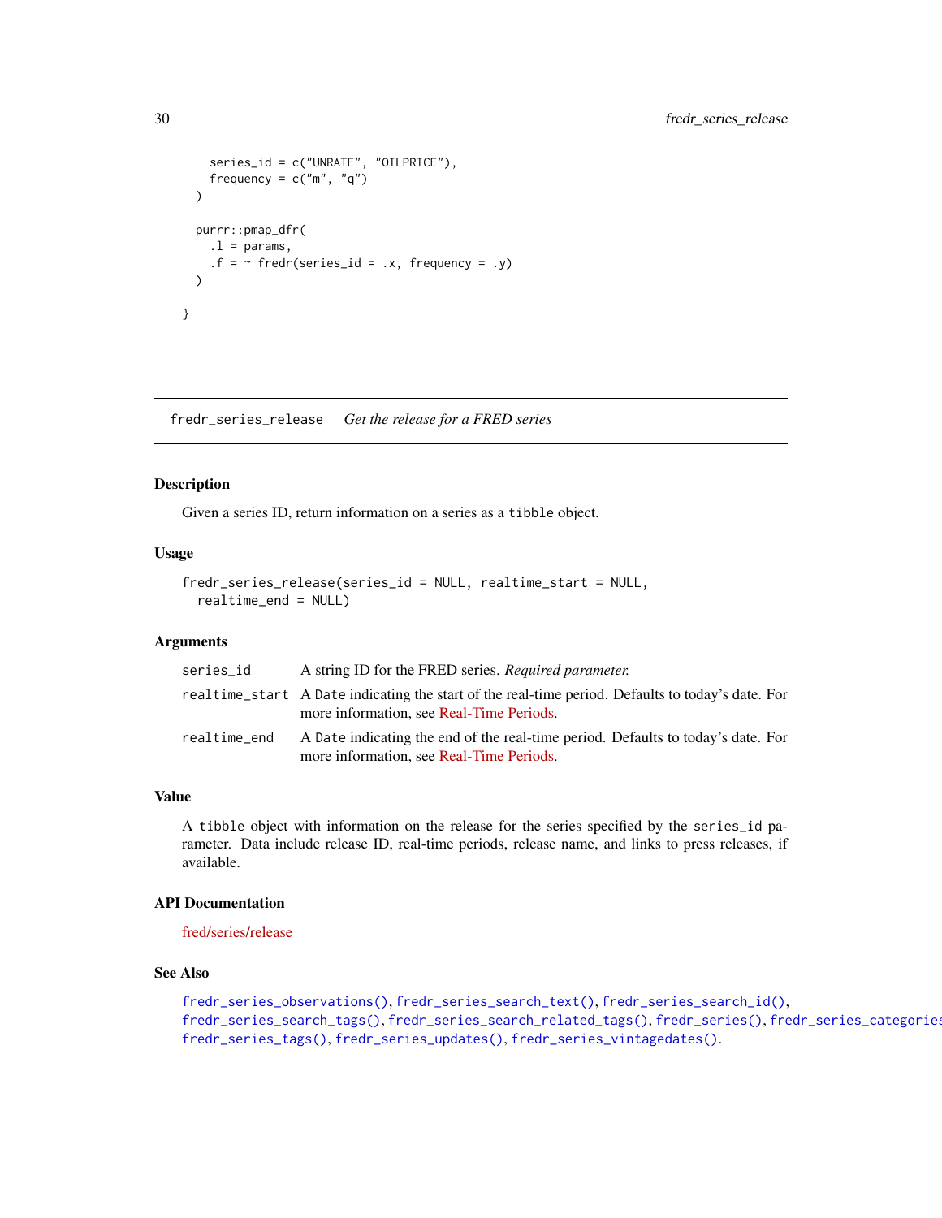```
    series_id = c("UNRATE", "OILPRICE"),
    frequency = c("m", "q")
  )

  purrr::pmap_dfr(
    .l = params,
    .f = ~ fredr(series_id = .x, frequency = .y)
  )

}
```

---

## fredr_series_release    *Get the release for a FRED series*

### Description

Given a series ID, return information on a series as a `tibble` object.

### Usage

```
fredr_series_release(series_id = NULL, realtime_start = NULL,
  realtime_end = NULL)
```

### Arguments

| | |
|---|---|
| `series_id` | A string ID for the FRED series. *Required parameter.* |
| `realtime_start` | A `Date` indicating the start of the real-time period. Defaults to today's date. For more information, see Real-Time Periods. |
| `realtime_end` | A `Date` indicating the end of the real-time period. Defaults to today's date. For more information, see Real-Time Periods. |

### Value

A `tibble` object with information on the release for the series specified by the `series_id` parameter. Data include release ID, real-time periods, release name, and links to press releases, if available.

### API Documentation

fred/series/release

### See Also

`fredr_series_observations()`, `fredr_series_search_text()`, `fredr_series_search_id()`, `fredr_series_search_tags()`, `fredr_series_search_related_tags()`, `fredr_series()`, `fredr_series_categories()`, `fredr_series_tags()`, `fredr_series_updates()`, `fredr_series_vintagedates()`.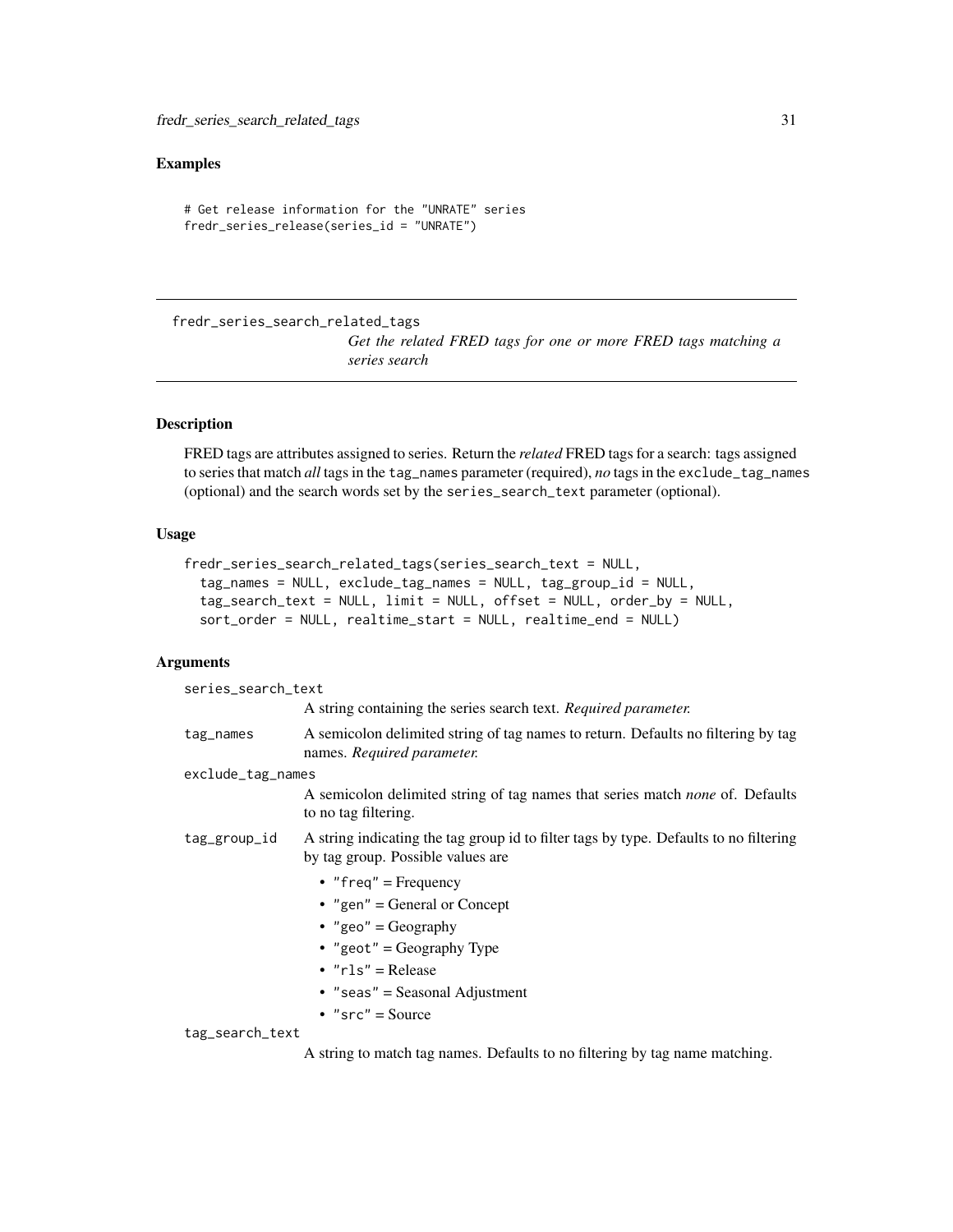## Examples

```
# Get release information for the "UNRATE" series
fredr_series_release(series_id = "UNRATE")
```

---

# fredr_series_search_related_tags

*Get the related FRED tags for one or more FRED tags matching a series search*

---

## Description

FRED tags are attributes assigned to series. Return the *related* FRED tags for a search: tags assigned to series that match *all* tags in the `tag_names` parameter (required), *no* tags in the `exclude_tag_names` (optional) and the search words set by the `series_search_text` parameter (optional).

## Usage

```
fredr_series_search_related_tags(series_search_text = NULL,
  tag_names = NULL, exclude_tag_names = NULL, tag_group_id = NULL,
  tag_search_text = NULL, limit = NULL, offset = NULL, order_by = NULL,
  sort_order = NULL, realtime_start = NULL, realtime_end = NULL)
```

## Arguments

`series_search_text`
: A string containing the series search text. *Required parameter.*

`tag_names`
: A semicolon delimited string of tag names to return. Defaults no filtering by tag names. *Required parameter.*

`exclude_tag_names`
: A semicolon delimited string of tag names that series match *none* of. Defaults to no tag filtering.

`tag_group_id`
: A string indicating the tag group id to filter tags by type. Defaults to no filtering by tag group. Possible values are

  - `"freq"` = Frequency
  - `"gen"` = General or Concept
  - `"geo"` = Geography
  - `"geot"` = Geography Type
  - `"rls"` = Release
  - `"seas"` = Seasonal Adjustment
  - `"src"` = Source

`tag_search_text`
: A string to match tag names. Defaults to no filtering by tag name matching.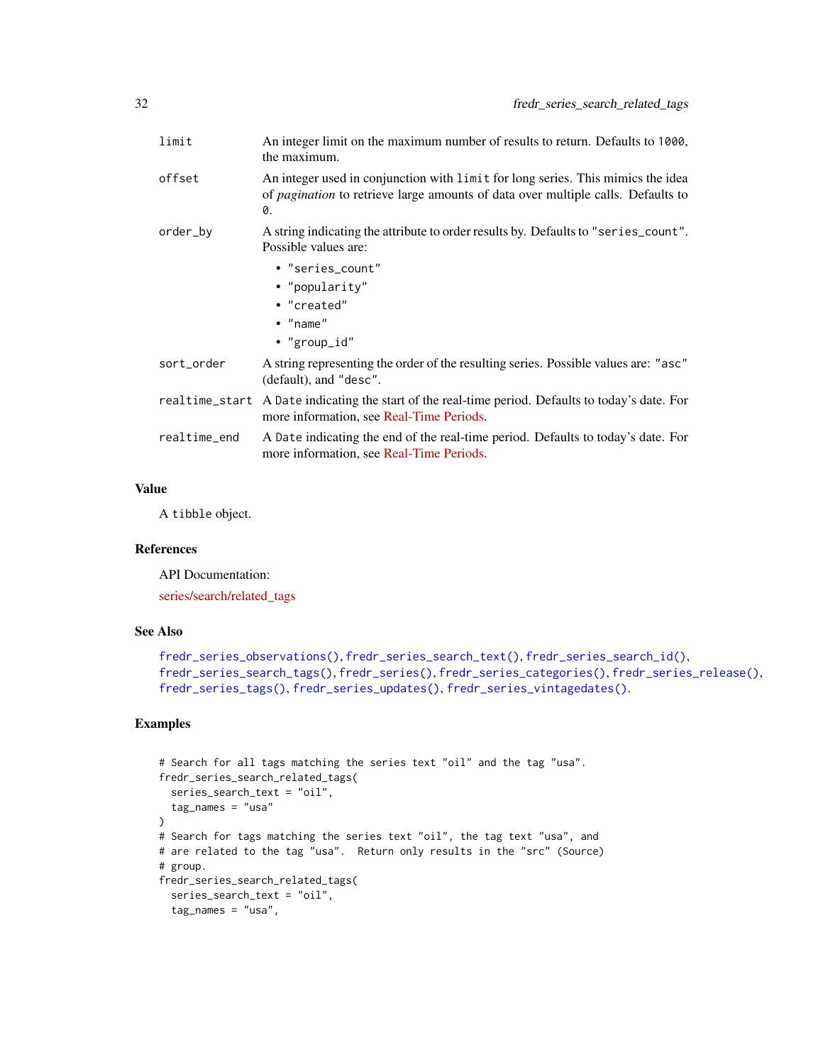| | |
|---|---|
| limit | An integer limit on the maximum number of results to return. Defaults to `1000`, the maximum. |
| offset | An integer used in conjunction with `limit` for long series. This mimics the idea of *pagination* to retrieve large amounts of data over multiple calls. Defaults to `0`. |
| order_by | A string indicating the attribute to order results by. Defaults to `"series_count"`. Possible values are: <br>• `"series_count"` <br>• `"popularity"` <br>• `"created"` <br>• `"name"` <br>• `"group_id"` |
| sort_order | A string representing the order of the resulting series. Possible values are: `"asc"` (default), and `"desc"`. |
| realtime_start | A `Date` indicating the start of the real-time period. Defaults to today's date. For more information, see Real-Time Periods. |
| realtime_end | A `Date` indicating the end of the real-time period. Defaults to today's date. For more information, see Real-Time Periods. |

### Value

A `tibble` object.

### References

API Documentation:

series/search/related_tags

### See Also

`fredr_series_observations()`, `fredr_series_search_text()`, `fredr_series_search_id()`, `fredr_series_search_tags()`, `fredr_series()`, `fredr_series_categories()`, `fredr_series_release()`, `fredr_series_tags()`, `fredr_series_updates()`, `fredr_series_vintagedates()`.

### Examples

```
# Search for all tags matching the series text "oil" and the tag "usa".
fredr_series_search_related_tags(
  series_search_text = "oil",
  tag_names = "usa"
)
# Search for tags matching the series text "oil", the tag text "usa", and
# are related to the tag "usa".  Return only results in the "src" (Source)
# group.
fredr_series_search_related_tags(
  series_search_text = "oil",
  tag_names = "usa",
```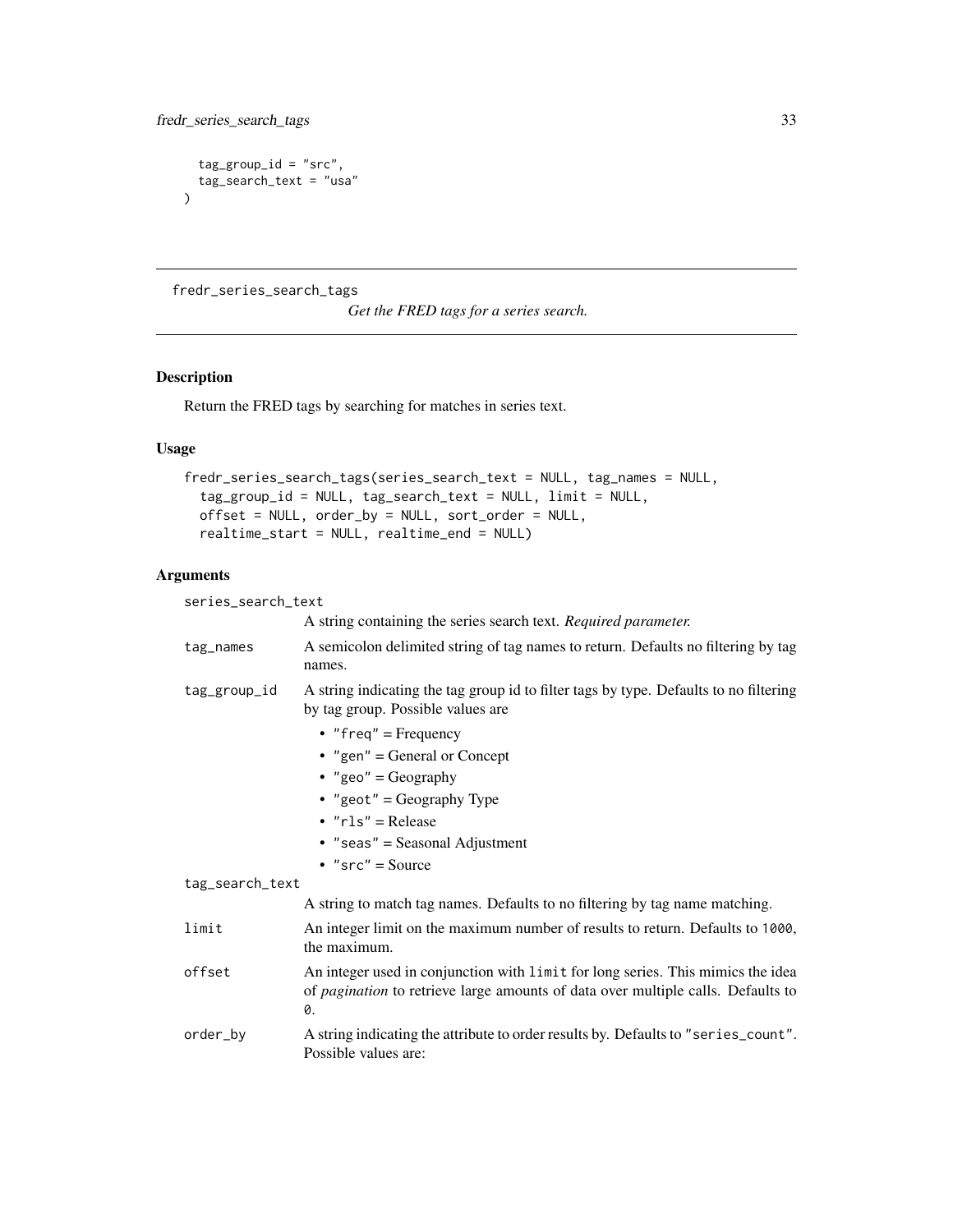```
  tag_group_id = "src",
  tag_search_text = "usa"
)
```

---

fredr_series_search_tags &nbsp;&nbsp;&nbsp;&nbsp;&nbsp;&nbsp;&nbsp; *Get the FRED tags for a series search.*

---

## Description

Return the FRED tags by searching for matches in series text.

## Usage

```
fredr_series_search_tags(series_search_text = NULL, tag_names = NULL,
  tag_group_id = NULL, tag_search_text = NULL, limit = NULL,
  offset = NULL, order_by = NULL, sort_order = NULL,
  realtime_start = NULL, realtime_end = NULL)
```

## Arguments

`series_search_text`
: A string containing the series search text. *Required parameter.*

`tag_names`
: A semicolon delimited string of tag names to return. Defaults no filtering by tag names.

`tag_group_id`
: A string indicating the tag group id to filter tags by type. Defaults to no filtering by tag group. Possible values are
  - `"freq"` = Frequency
  - `"gen"` = General or Concept
  - `"geo"` = Geography
  - `"geot"` = Geography Type
  - `"rls"` = Release
  - `"seas"` = Seasonal Adjustment
  - `"src"` = Source

`tag_search_text`
: A string to match tag names. Defaults to no filtering by tag name matching.

`limit`
: An integer limit on the maximum number of results to return. Defaults to `1000`, the maximum.

`offset`
: An integer used in conjunction with `limit` for long series. This mimics the idea of *pagination* to retrieve large amounts of data over multiple calls. Defaults to `0`.

`order_by`
: A string indicating the attribute to order results by. Defaults to `"series_count"`. Possible values are: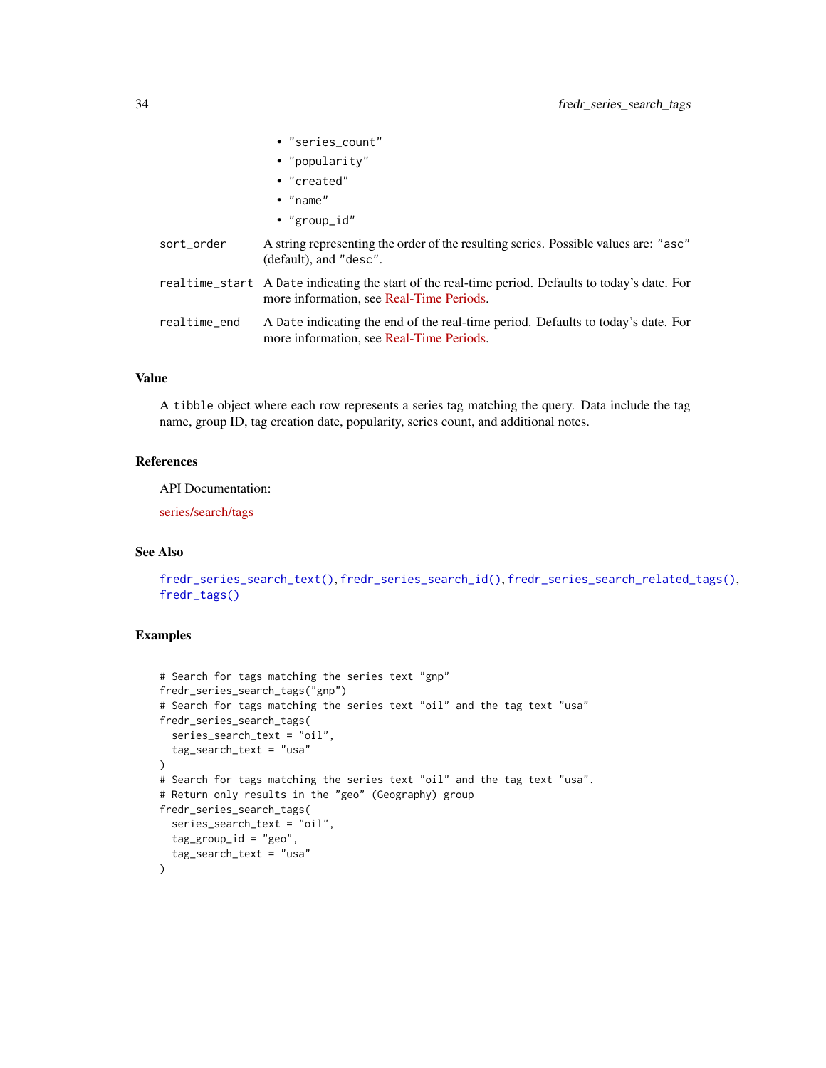- "series_count"
- "popularity"
- "created"
- "name"
- "group_id"

| | |
|---|---|
| sort_order | A string representing the order of the resulting series. Possible values are: "asc" (default), and "desc". |
| realtime_start | A Date indicating the start of the real-time period. Defaults to today's date. For more information, see Real-Time Periods. |
| realtime_end | A Date indicating the end of the real-time period. Defaults to today's date. For more information, see Real-Time Periods. |

## Value

A tibble object where each row represents a series tag matching the query. Data include the tag name, group ID, tag creation date, popularity, series count, and additional notes.

## References

API Documentation:

series/search/tags

## See Also

fredr_series_search_text(), fredr_series_search_id(), fredr_series_search_related_tags(), fredr_tags()

## Examples

```
# Search for tags matching the series text "gnp"
fredr_series_search_tags("gnp")
# Search for tags matching the series text "oil" and the tag text "usa"
fredr_series_search_tags(
  series_search_text = "oil",
  tag_search_text = "usa"
)
# Search for tags matching the series text "oil" and the tag text "usa".
# Return only results in the "geo" (Geography) group
fredr_series_search_tags(
  series_search_text = "oil",
  tag_group_id = "geo",
  tag_search_text = "usa"
)
```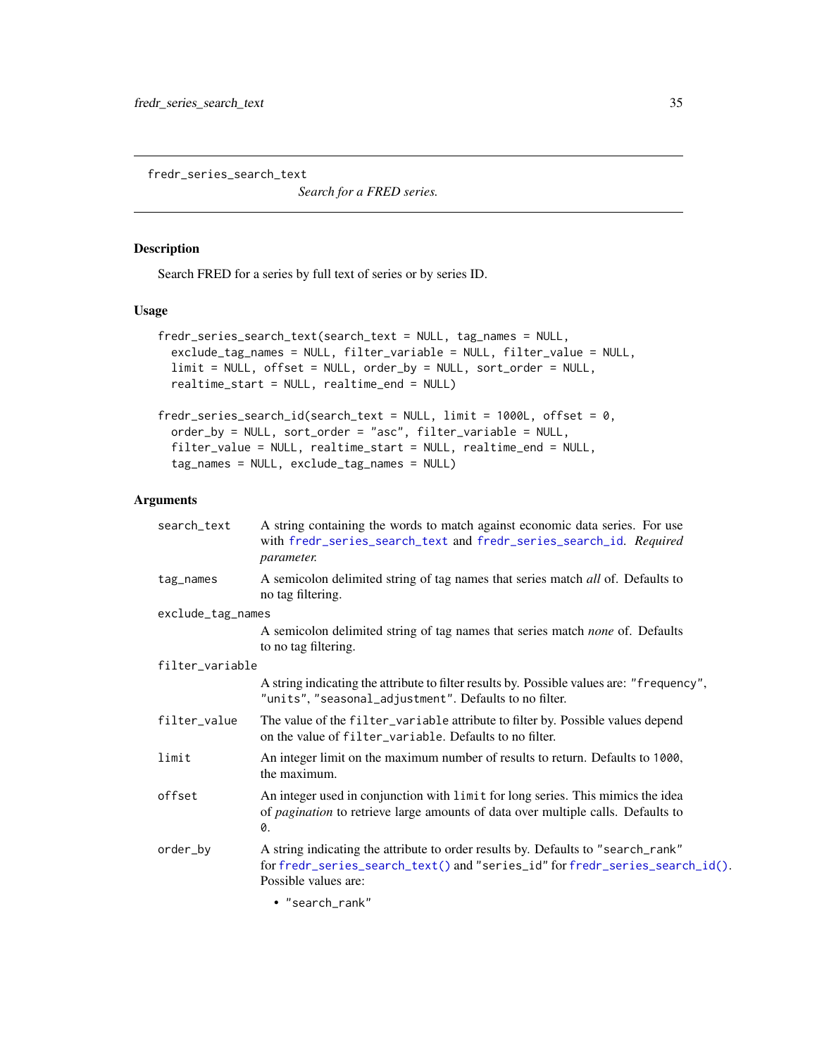fredr_series_search_text *Search for a FRED series.*

## Description

Search FRED for a series by full text of series or by series ID.

## Usage

```
fredr_series_search_text(search_text = NULL, tag_names = NULL,
  exclude_tag_names = NULL, filter_variable = NULL, filter_value = NULL,
  limit = NULL, offset = NULL, order_by = NULL, sort_order = NULL,
  realtime_start = NULL, realtime_end = NULL)

fredr_series_search_id(search_text = NULL, limit = 1000L, offset = 0,
  order_by = NULL, sort_order = "asc", filter_variable = NULL,
  filter_value = NULL, realtime_start = NULL, realtime_end = NULL,
  tag_names = NULL, exclude_tag_names = NULL)
```

## Arguments

| | |
|---|---|
| `search_text` | A string containing the words to match against economic data series. For use with `fredr_series_search_text` and `fredr_series_search_id`. *Required parameter.* |
| `tag_names` | A semicolon delimited string of tag names that series match *all* of. Defaults to no tag filtering. |
| `exclude_tag_names` | A semicolon delimited string of tag names that series match *none* of. Defaults to no tag filtering. |
| `filter_variable` | A string indicating the attribute to filter results by. Possible values are: `"frequency"`, `"units"`, `"seasonal_adjustment"`. Defaults to no filter. |
| `filter_value` | The value of the `filter_variable` attribute to filter by. Possible values depend on the value of `filter_variable`. Defaults to no filter. |
| `limit` | An integer limit on the maximum number of results to return. Defaults to `1000`, the maximum. |
| `offset` | An integer used in conjunction with `limit` for long series. This mimics the idea of *pagination* to retrieve large amounts of data over multiple calls. Defaults to `0`. |
| `order_by` | A string indicating the attribute to order results by. Defaults to `"search_rank"` for `fredr_series_search_text()` and `"series_id"` for `fredr_series_search_id()`. Possible values are:<br>• `"search_rank"` |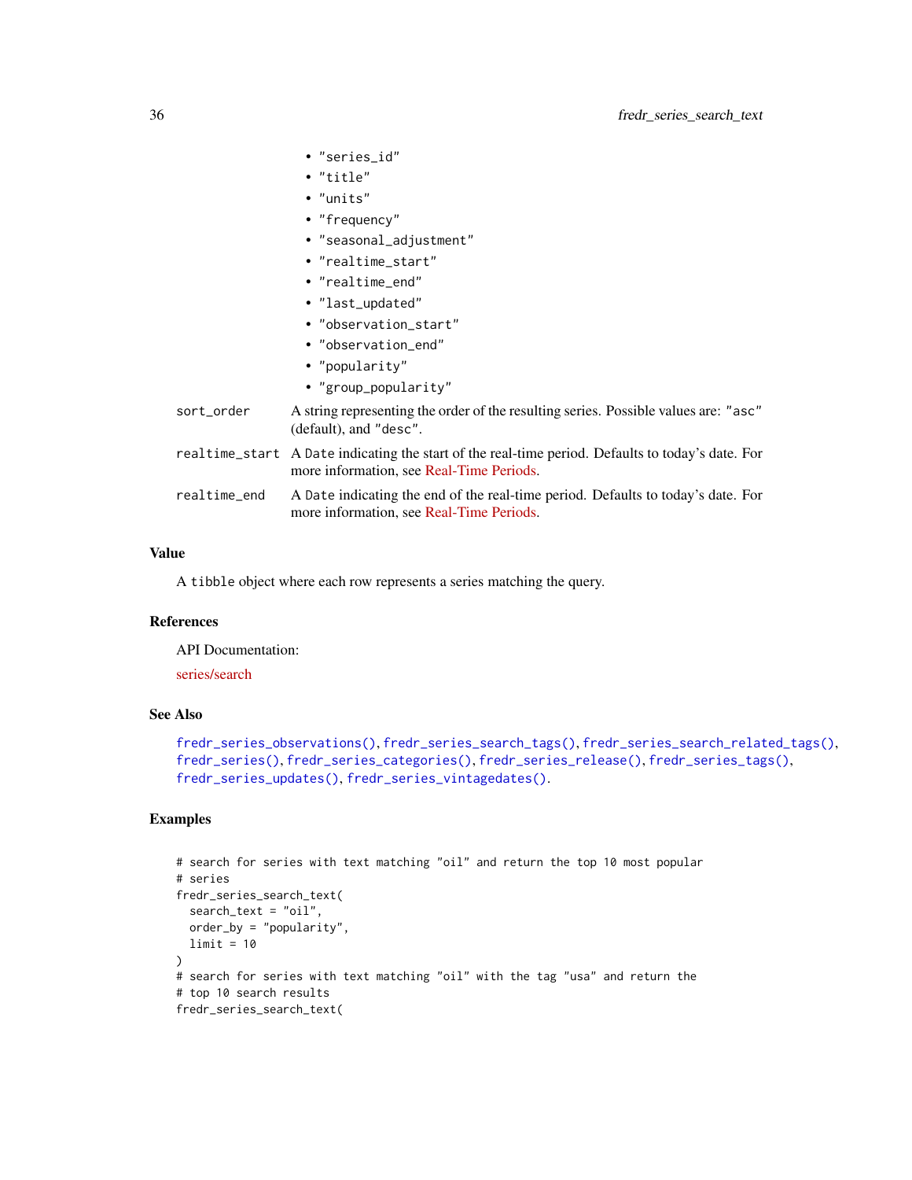- "series_id"
- "title"
- "units"
- "frequency"
- "seasonal_adjustment"
- "realtime_start"
- "realtime_end"
- "last_updated"
- "observation_start"
- "observation_end"
- "popularity"
- "group_popularity"

| | |
|---|---|
| sort_order | A string representing the order of the resulting series. Possible values are: "asc" (default), and "desc". |
| realtime_start | A Date indicating the start of the real-time period. Defaults to today's date. For more information, see Real-Time Periods. |
| realtime_end | A Date indicating the end of the real-time period. Defaults to today's date. For more information, see Real-Time Periods. |

## Value

A tibble object where each row represents a series matching the query.

## References

API Documentation:

series/search

## See Also

fredr_series_observations(), fredr_series_search_tags(), fredr_series_search_related_tags(), fredr_series(), fredr_series_categories(), fredr_series_release(), fredr_series_tags(), fredr_series_updates(), fredr_series_vintagedates().

## Examples

```
# search for series with text matching "oil" and return the top 10 most popular
# series
fredr_series_search_text(
  search_text = "oil",
  order_by = "popularity",
  limit = 10
)
# search for series with text matching "oil" with the tag "usa" and return the
# top 10 search results
fredr_series_search_text(
```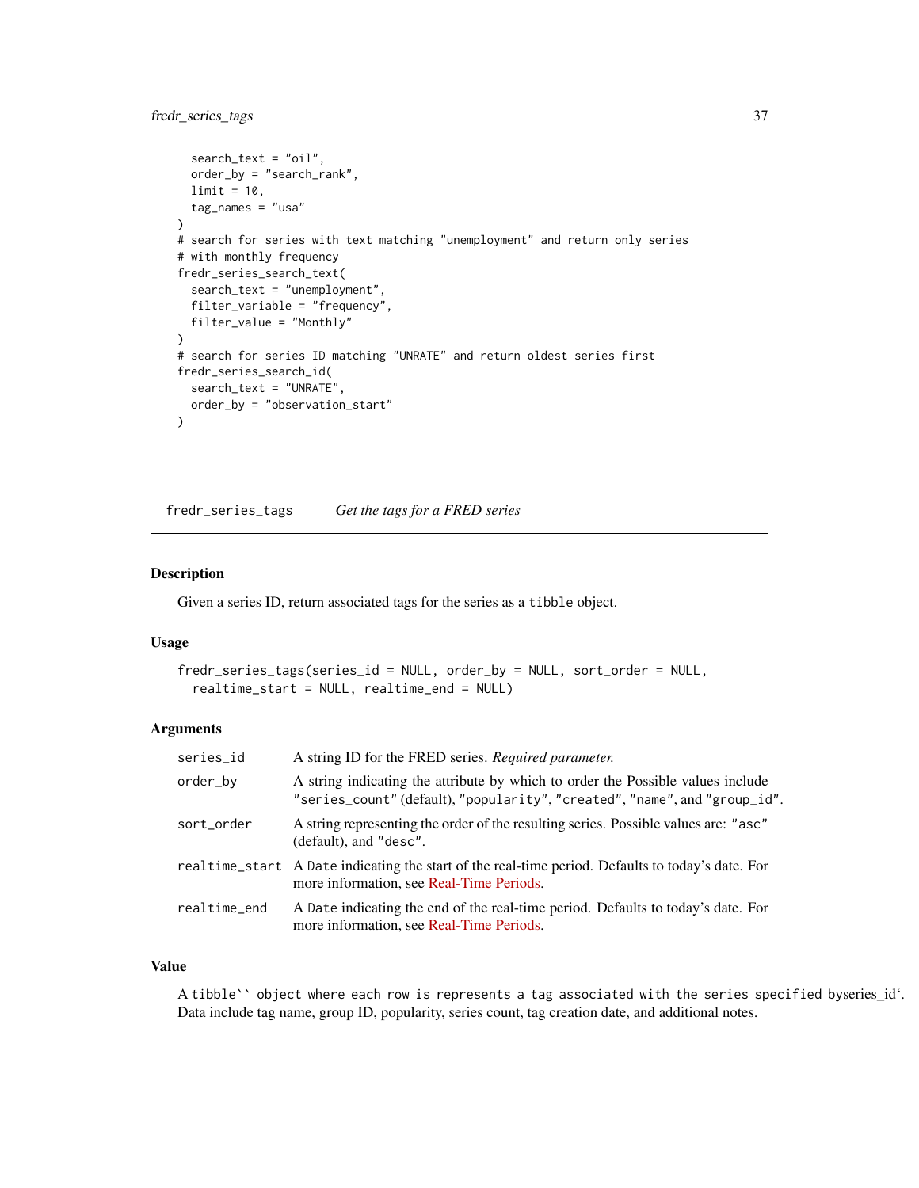```
  search_text = "oil",
  order_by = "search_rank",
  limit = 10,
  tag_names = "usa"
)
# search for series with text matching "unemployment" and return only series
# with monthly frequency
fredr_series_search_text(
  search_text = "unemployment",
  filter_variable = "frequency",
  filter_value = "Monthly"
)
# search for series ID matching "UNRATE" and return oldest series first
fredr_series_search_id(
  search_text = "UNRATE",
  order_by = "observation_start"
)
```

## fredr_series_tags — *Get the tags for a FRED series*

### Description

Given a series ID, return associated tags for the series as a `tibble` object.

### Usage

```
fredr_series_tags(series_id = NULL, order_by = NULL, sort_order = NULL,
  realtime_start = NULL, realtime_end = NULL)
```

### Arguments

| | |
|---|---|
| series_id | A string ID for the FRED series. *Required parameter.* |
| order_by | A string indicating the attribute by which to order the Possible values include "series_count" (default), "popularity", "created", "name", and "group_id". |
| sort_order | A string representing the order of the resulting series. Possible values are: "asc" (default), and "desc". |
| realtime_start | A Date indicating the start of the real-time period. Defaults to today's date. For more information, see Real-Time Periods. |
| realtime_end | A Date indicating the end of the real-time period. Defaults to today's date. For more information, see Real-Time Periods. |

### Value

A tibble`` object where each row is represents a tag associated with the series specified byseries_id'. Data include tag name, group ID, popularity, series count, tag creation date, and additional notes.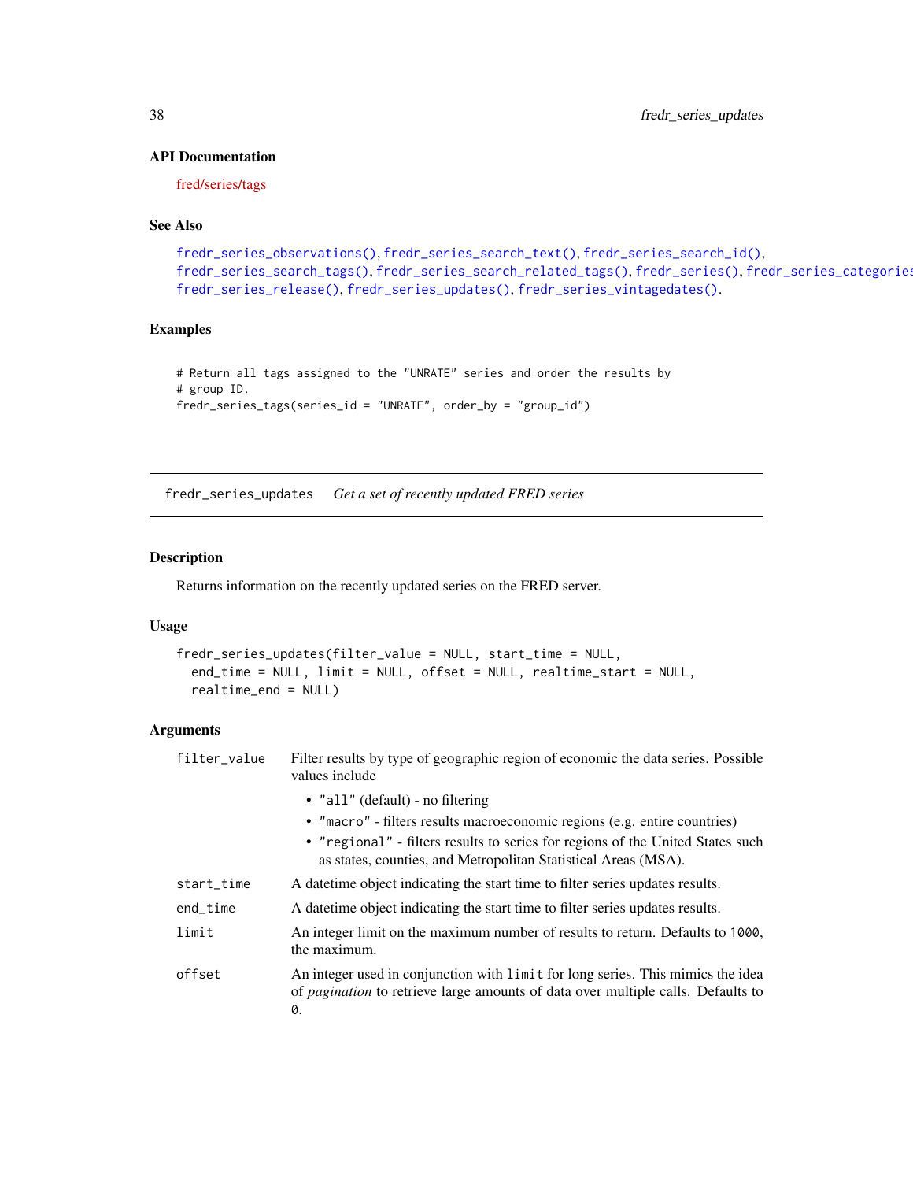### API Documentation

fred/series/tags

### See Also

fredr_series_observations(), fredr_series_search_text(), fredr_series_search_id(), fredr_series_search_tags(), fredr_series_search_related_tags(), fredr_series(), fredr_series_categories(), fredr_series_release(), fredr_series_updates(), fredr_series_vintagedates().

### Examples

```
# Return all tags assigned to the "UNRATE" series and order the results by
# group ID.
fredr_series_tags(series_id = "UNRATE", order_by = "group_id")
```

---

## fredr_series_updates *Get a set of recently updated FRED series*

---

### Description

Returns information on the recently updated series on the FRED server.

### Usage

```
fredr_series_updates(filter_value = NULL, start_time = NULL,
  end_time = NULL, limit = NULL, offset = NULL, realtime_start = NULL,
  realtime_end = NULL)
```

### Arguments

| | |
|---|---|
| filter_value | Filter results by type of geographic region of economic the data series. Possible values include<br>• "all" (default) - no filtering<br>• "macro" - filters results macroeconomic regions (e.g. entire countries)<br>• "regional" - filters results to series for regions of the United States such as states, counties, and Metropolitan Statistical Areas (MSA). |
| start_time | A datetime object indicating the start time to filter series updates results. |
| end_time | A datetime object indicating the start time to filter series updates results. |
| limit | An integer limit on the maximum number of results to return. Defaults to 1000, the maximum. |
| offset | An integer used in conjunction with limit for long series. This mimics the idea of *pagination* to retrieve large amounts of data over multiple calls. Defaults to 0. |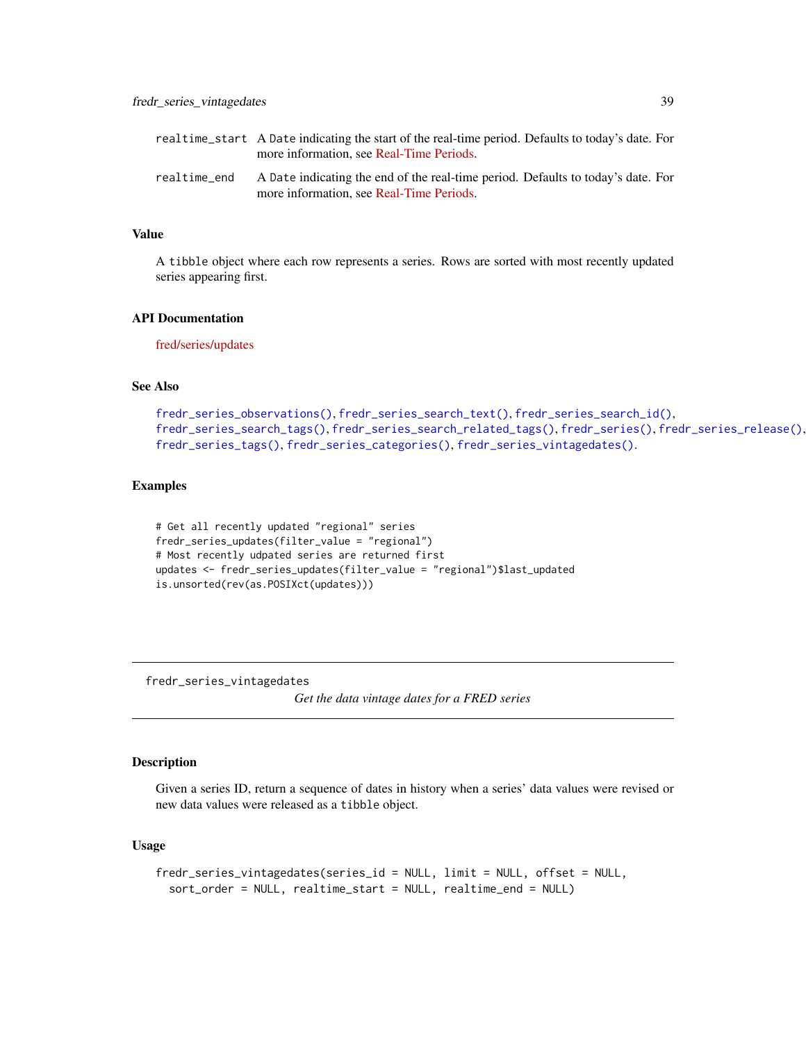| | |
|---|---|
| realtime_start | A Date indicating the start of the real-time period. Defaults to today's date. For more information, see Real-Time Periods. |
| realtime_end | A Date indicating the end of the real-time period. Defaults to today's date. For more information, see Real-Time Periods. |

### Value

A tibble object where each row represents a series. Rows are sorted with most recently updated series appearing first.

### API Documentation

fred/series/updates

### See Also

fredr_series_observations(), fredr_series_search_text(), fredr_series_search_id(), fredr_series_search_tags(), fredr_series_search_related_tags(), fredr_series(), fredr_series_release(), fredr_series_tags(), fredr_series_categories(), fredr_series_vintagedates().

### Examples

```
# Get all recently updated "regional" series
fredr_series_updates(filter_value = "regional")
# Most recently udpated series are returned first
updates <- fredr_series_updates(filter_value = "regional")$last_updated
is.unsorted(rev(as.POSIXct(updates)))
```

---

## fredr_series_vintagedates

*Get the data vintage dates for a FRED series*

---

### Description

Given a series ID, return a sequence of dates in history when a series' data values were revised or new data values were released as a tibble object.

### Usage

```
fredr_series_vintagedates(series_id = NULL, limit = NULL, offset = NULL,
  sort_order = NULL, realtime_start = NULL, realtime_end = NULL)
```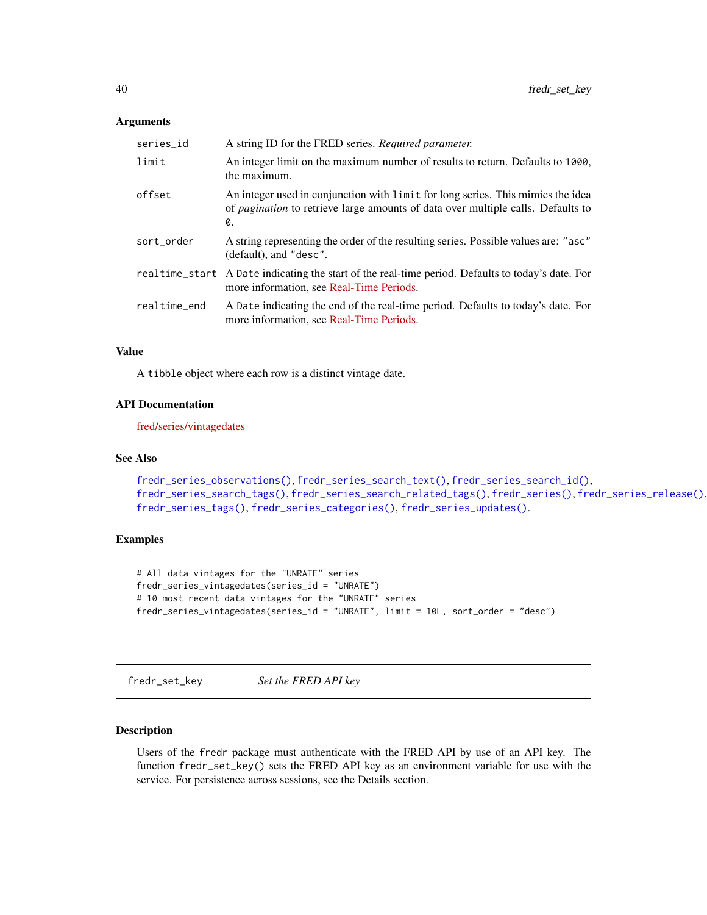### Arguments

| | |
|---|---|
| `series_id` | A string ID for the FRED series. *Required parameter.* |
| `limit` | An integer limit on the maximum number of results to return. Defaults to `1000`, the maximum. |
| `offset` | An integer used in conjunction with `limit` for long series. This mimics the idea of *pagination* to retrieve large amounts of data over multiple calls. Defaults to `0`. |
| `sort_order` | A string representing the order of the resulting series. Possible values are: `"asc"` (default), and `"desc"`. |
| `realtime_start` | A `Date` indicating the start of the real-time period. Defaults to today's date. For more information, see Real-Time Periods. |
| `realtime_end` | A `Date` indicating the end of the real-time period. Defaults to today's date. For more information, see Real-Time Periods. |

### Value

A `tibble` object where each row is a distinct vintage date.

### API Documentation

fred/series/vintagedates

### See Also

`fredr_series_observations()`, `fredr_series_search_text()`, `fredr_series_search_id()`, `fredr_series_search_tags()`, `fredr_series_search_related_tags()`, `fredr_series()`, `fredr_series_release()`, `fredr_series_tags()`, `fredr_series_categories()`, `fredr_series_updates()`.

### Examples

```
# All data vintages for the "UNRATE" series
fredr_series_vintagedates(series_id = "UNRATE")
# 10 most recent data vintages for the "UNRATE" series
fredr_series_vintagedates(series_id = "UNRATE", limit = 10L, sort_order = "desc")
```

---

## fredr_set_key — *Set the FRED API key*

### Description

Users of the `fredr` package must authenticate with the FRED API by use of an API key. The function `fredr_set_key()` sets the FRED API key as an environment variable for use with the service. For persistence across sessions, see the Details section.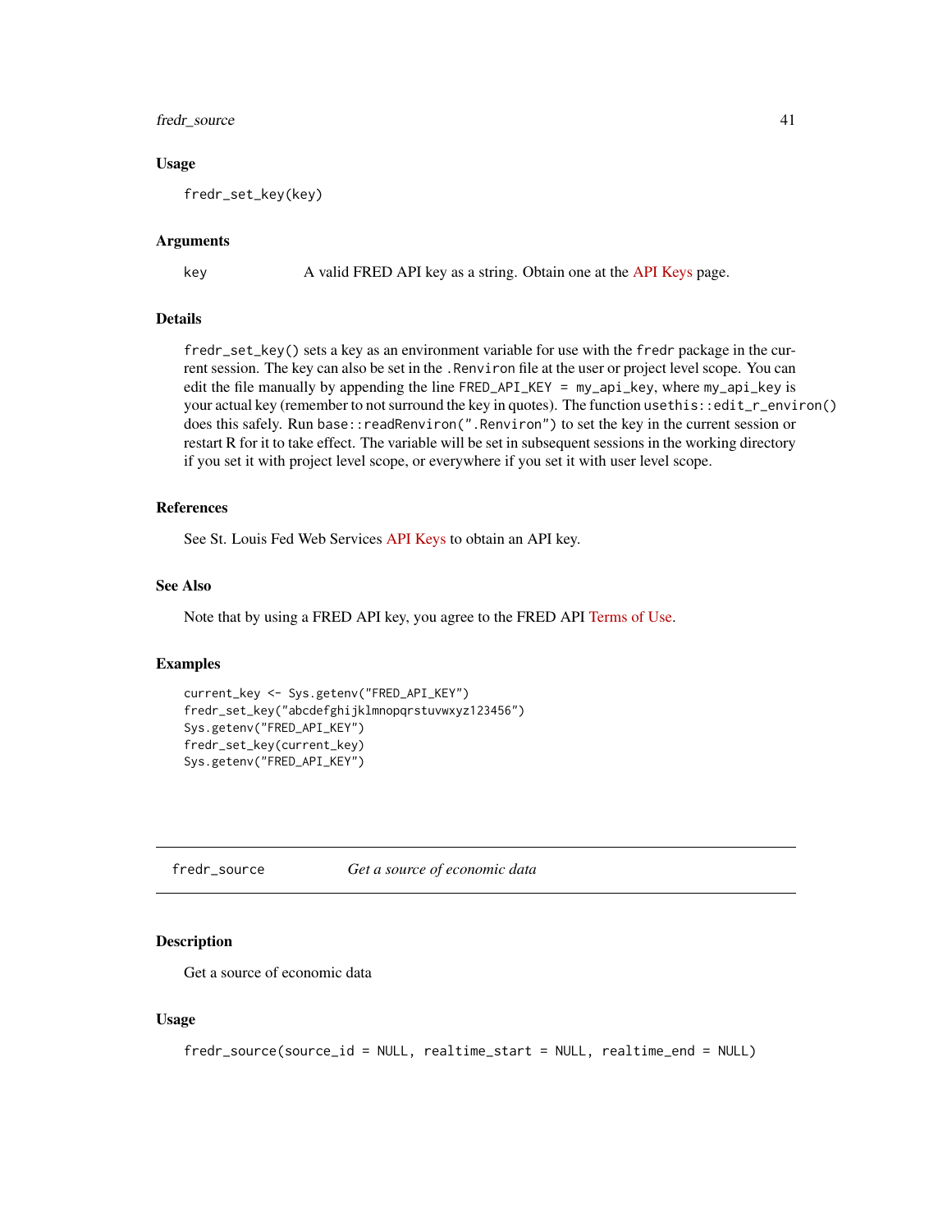### Usage

```
fredr_set_key(key)
```

### Arguments

| | |
|---|---|
| key | A valid FRED API key as a string. Obtain one at the API Keys page. |

### Details

`fredr_set_key()` sets a key as an environment variable for use with the `fredr` package in the current session. The key can also be set in the `.Renviron` file at the user or project level scope. You can edit the file manually by appending the line `FRED_API_KEY = my_api_key`, where `my_api_key` is your actual key (remember to not surround the key in quotes). The function `usethis::edit_r_environ()` does this safely. Run `base::readRenviron(".Renviron")` to set the key in the current session or restart R for it to take effect. The variable will be set in subsequent sessions in the working directory if you set it with project level scope, or everywhere if you set it with user level scope.

### References

See St. Louis Fed Web Services API Keys to obtain an API key.

### See Also

Note that by using a FRED API key, you agree to the FRED API Terms of Use.

### Examples

```
current_key <- Sys.getenv("FRED_API_KEY")
fredr_set_key("abcdefghijklmnopqrstuvwxyz123456")
Sys.getenv("FRED_API_KEY")
fredr_set_key(current_key)
Sys.getenv("FRED_API_KEY")
```

---

## fredr_source — *Get a source of economic data*

---

### Description

Get a source of economic data

### Usage

```
fredr_source(source_id = NULL, realtime_start = NULL, realtime_end = NULL)
```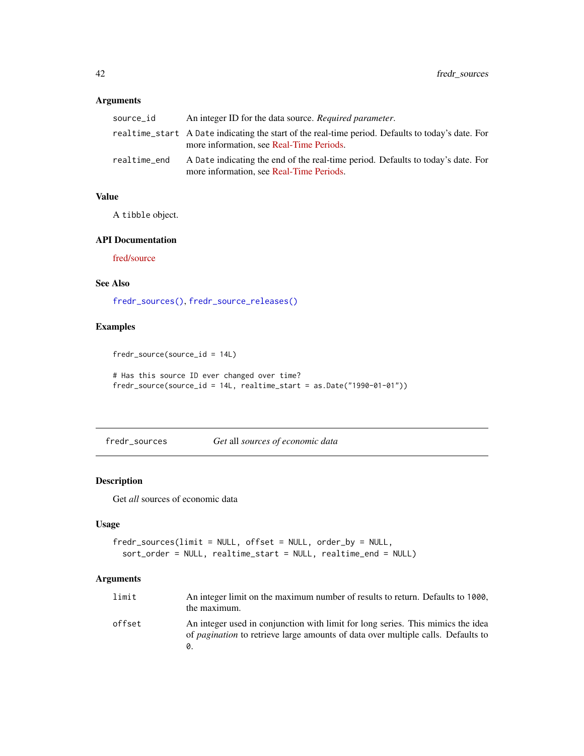### Arguments

| | |
|---|---|
| `source_id` | An integer ID for the data source. *Required parameter*. |
| `realtime_start` | A `Date` indicating the start of the real-time period. Defaults to today's date. For more information, see Real-Time Periods. |
| `realtime_end` | A `Date` indicating the end of the real-time period. Defaults to today's date. For more information, see Real-Time Periods. |

### Value

A `tibble` object.

### API Documentation

fred/source

### See Also

`fredr_sources()`, `fredr_source_releases()`

### Examples

```
fredr_source(source_id = 14L)

# Has this source ID ever changed over time?
fredr_source(source_id = 14L, realtime_start = as.Date("1990-01-01"))
```

---

## `fredr_sources` *Get* all *sources of economic data*

### Description

Get *all* sources of economic data

### Usage

```
fredr_sources(limit = NULL, offset = NULL, order_by = NULL,
  sort_order = NULL, realtime_start = NULL, realtime_end = NULL)
```

### Arguments

| | |
|---|---|
| `limit` | An integer limit on the maximum number of results to return. Defaults to `1000`, the maximum. |
| `offset` | An integer used in conjunction with limit for long series. This mimics the idea of *pagination* to retrieve large amounts of data over multiple calls. Defaults to `0`. |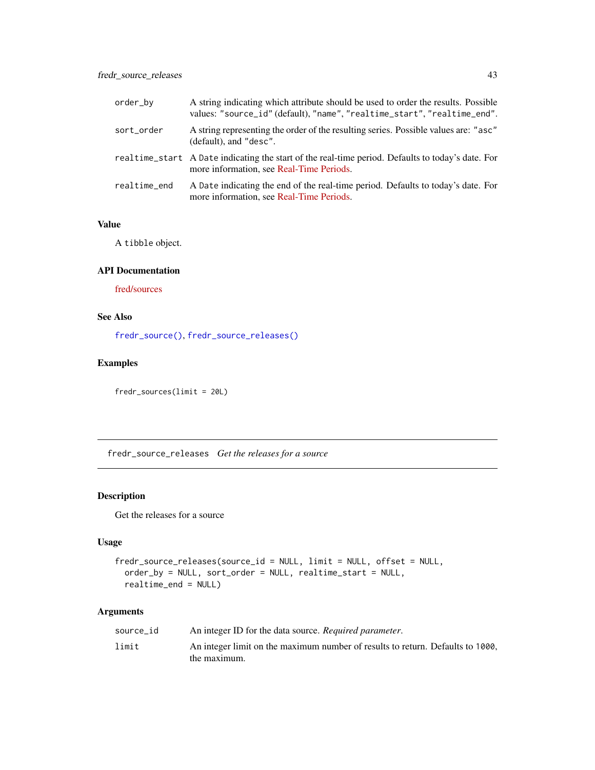| | |
|---|---|
| order_by | A string indicating which attribute should be used to order the results. Possible values: "source_id" (default), "name", "realtime_start", "realtime_end". |
| sort_order | A string representing the order of the resulting series. Possible values are: "asc" (default), and "desc". |
| realtime_start | A Date indicating the start of the real-time period. Defaults to today's date. For more information, see Real-Time Periods. |
| realtime_end | A Date indicating the end of the real-time period. Defaults to today's date. For more information, see Real-Time Periods. |

### Value

A tibble object.

### API Documentation

fred/sources

### See Also

fredr_source(), fredr_source_releases()

### Examples

```
fredr_sources(limit = 20L)
```

---

## fredr_source_releases *Get the releases for a source*

### Description

Get the releases for a source

### Usage

```
fredr_source_releases(source_id = NULL, limit = NULL, offset = NULL,
  order_by = NULL, sort_order = NULL, realtime_start = NULL,
  realtime_end = NULL)
```

### Arguments

| | |
|---|---|
| source_id | An integer ID for the data source. *Required parameter*. |
| limit | An integer limit on the maximum number of results to return. Defaults to 1000, the maximum. |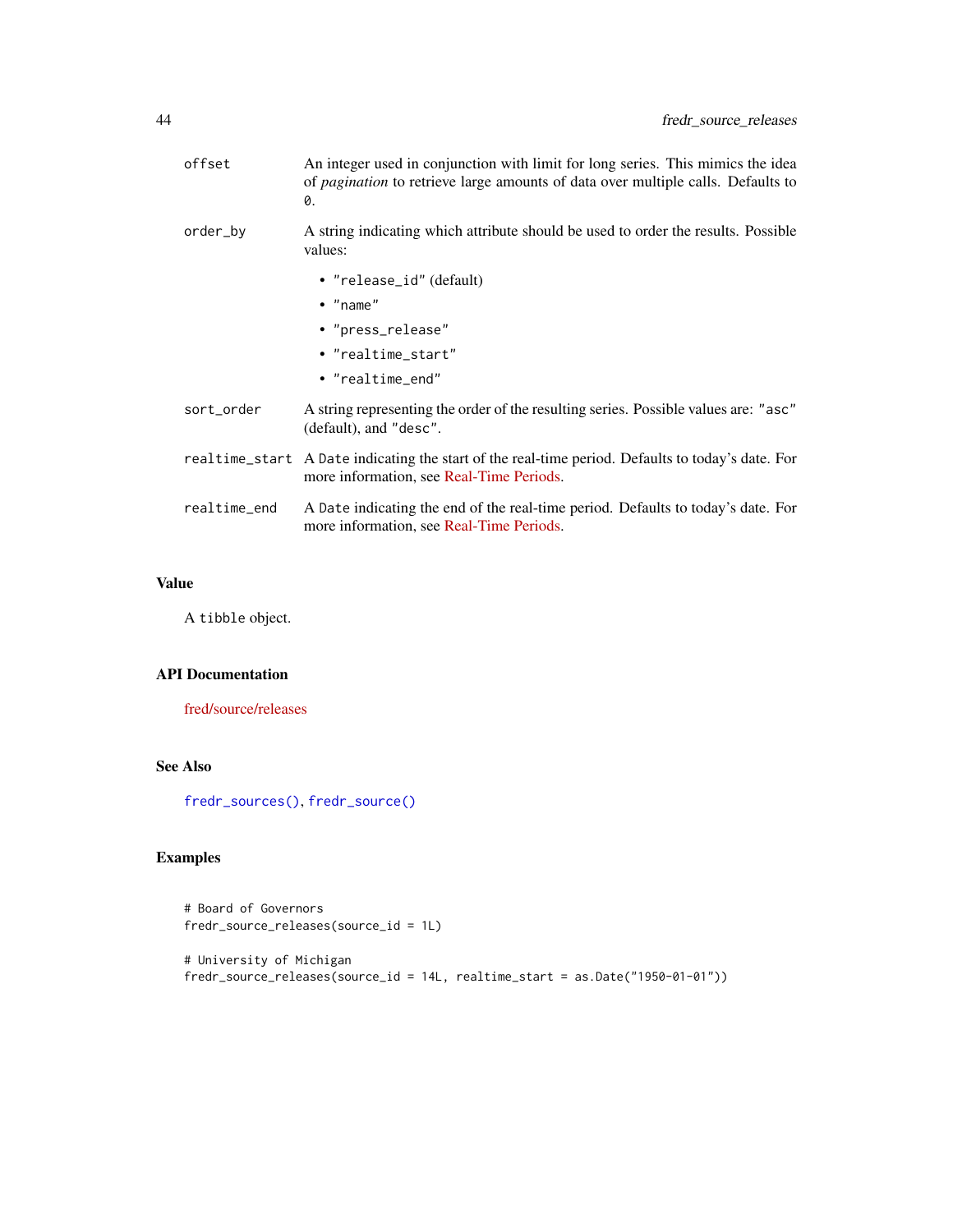offset
: An integer used in conjunction with limit for long series. This mimics the idea of *pagination* to retrieve large amounts of data over multiple calls. Defaults to `0`.

order_by
: A string indicating which attribute should be used to order the results. Possible values:
  - `"release_id"` (default)
  - `"name"`
  - `"press_release"`
  - `"realtime_start"`
  - `"realtime_end"`

sort_order
: A string representing the order of the resulting series. Possible values are: `"asc"` (default), and `"desc"`.

realtime_start
: A `Date` indicating the start of the real-time period. Defaults to today's date. For more information, see Real-Time Periods.

realtime_end
: A `Date` indicating the end of the real-time period. Defaults to today's date. For more information, see Real-Time Periods.

## Value

A `tibble` object.

## API Documentation

fred/source/releases

## See Also

`fredr_sources()`, `fredr_source()`

## Examples

```
# Board of Governors
fredr_source_releases(source_id = 1L)

# University of Michigan
fredr_source_releases(source_id = 14L, realtime_start = as.Date("1950-01-01"))
```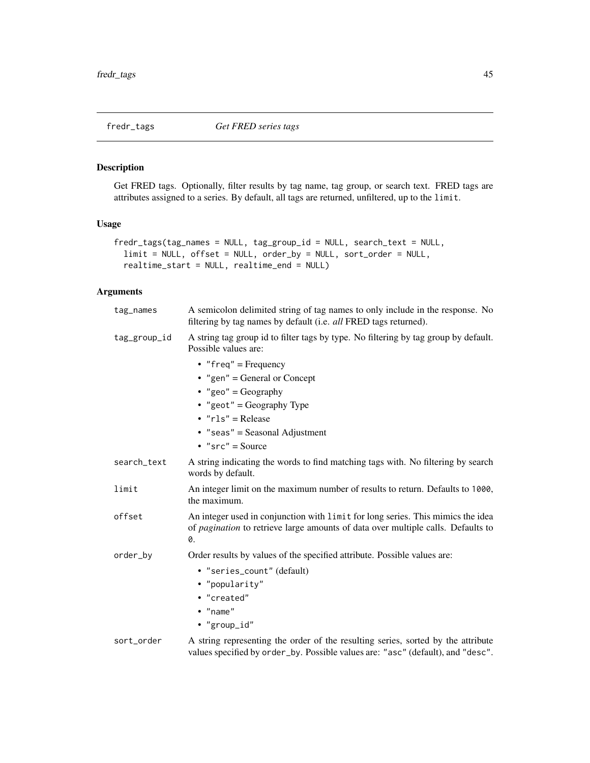## fredr_tags — *Get FRED series tags*

### Description

Get FRED tags. Optionally, filter results by tag name, tag group, or search text. FRED tags are attributes assigned to a series. By default, all tags are returned, unfiltered, up to the `limit`.

### Usage

```
fredr_tags(tag_names = NULL, tag_group_id = NULL, search_text = NULL,
  limit = NULL, offset = NULL, order_by = NULL, sort_order = NULL,
  realtime_start = NULL, realtime_end = NULL)
```

### Arguments

`tag_names`
: A semicolon delimited string of tag names to only include in the response. No filtering by tag names by default (i.e. *all* FRED tags returned).

`tag_group_id`
: A string tag group id to filter tags by type. No filtering by tag group by default. Possible values are:

  - `"freq"` = Frequency
  - `"gen"` = General or Concept
  - `"geo"` = Geography
  - `"geot"` = Geography Type
  - `"rls"` = Release
  - `"seas"` = Seasonal Adjustment
  - `"src"` = Source

`search_text`
: A string indicating the words to find matching tags with. No filtering by search words by default.

`limit`
: An integer limit on the maximum number of results to return. Defaults to `1000`, the maximum.

`offset`
: An integer used in conjunction with `limit` for long series. This mimics the idea of *pagination* to retrieve large amounts of data over multiple calls. Defaults to `0`.

`order_by`
: Order results by values of the specified attribute. Possible values are:

  - `"series_count"` (default)
  - `"popularity"`
  - `"created"`
  - `"name"`
  - `"group_id"`

`sort_order`
: A string representing the order of the resulting series, sorted by the attribute values specified by `order_by`. Possible values are: `"asc"` (default), and `"desc"`.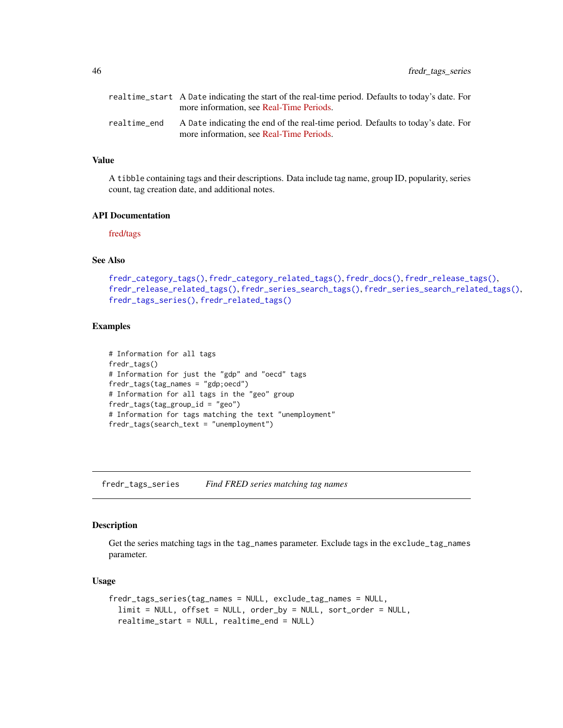| | |
|---|---|
| realtime_start | A Date indicating the start of the real-time period. Defaults to today's date. For more information, see Real-Time Periods. |
| realtime_end | A Date indicating the end of the real-time period. Defaults to today's date. For more information, see Real-Time Periods. |

### Value

A tibble containing tags and their descriptions. Data include tag name, group ID, popularity, series count, tag creation date, and additional notes.

### API Documentation

fred/tags

### See Also

fredr_category_tags(), fredr_category_related_tags(), fredr_docs(), fredr_release_tags(), fredr_release_related_tags(), fredr_series_search_tags(), fredr_series_search_related_tags(), fredr_tags_series(), fredr_related_tags()

### Examples

```
# Information for all tags
fredr_tags()
# Information for just the "gdp" and "oecd" tags
fredr_tags(tag_names = "gdp;oecd")
# Information for all tags in the "geo" group
fredr_tags(tag_group_id = "geo")
# Information for tags matching the text "unemployment"
fredr_tags(search_text = "unemployment")
```

---

## fredr_tags_series *Find FRED series matching tag names*

---

### Description

Get the series matching tags in the tag_names parameter. Exclude tags in the exclude_tag_names parameter.

### Usage

```
fredr_tags_series(tag_names = NULL, exclude_tag_names = NULL,
  limit = NULL, offset = NULL, order_by = NULL, sort_order = NULL,
  realtime_start = NULL, realtime_end = NULL)
```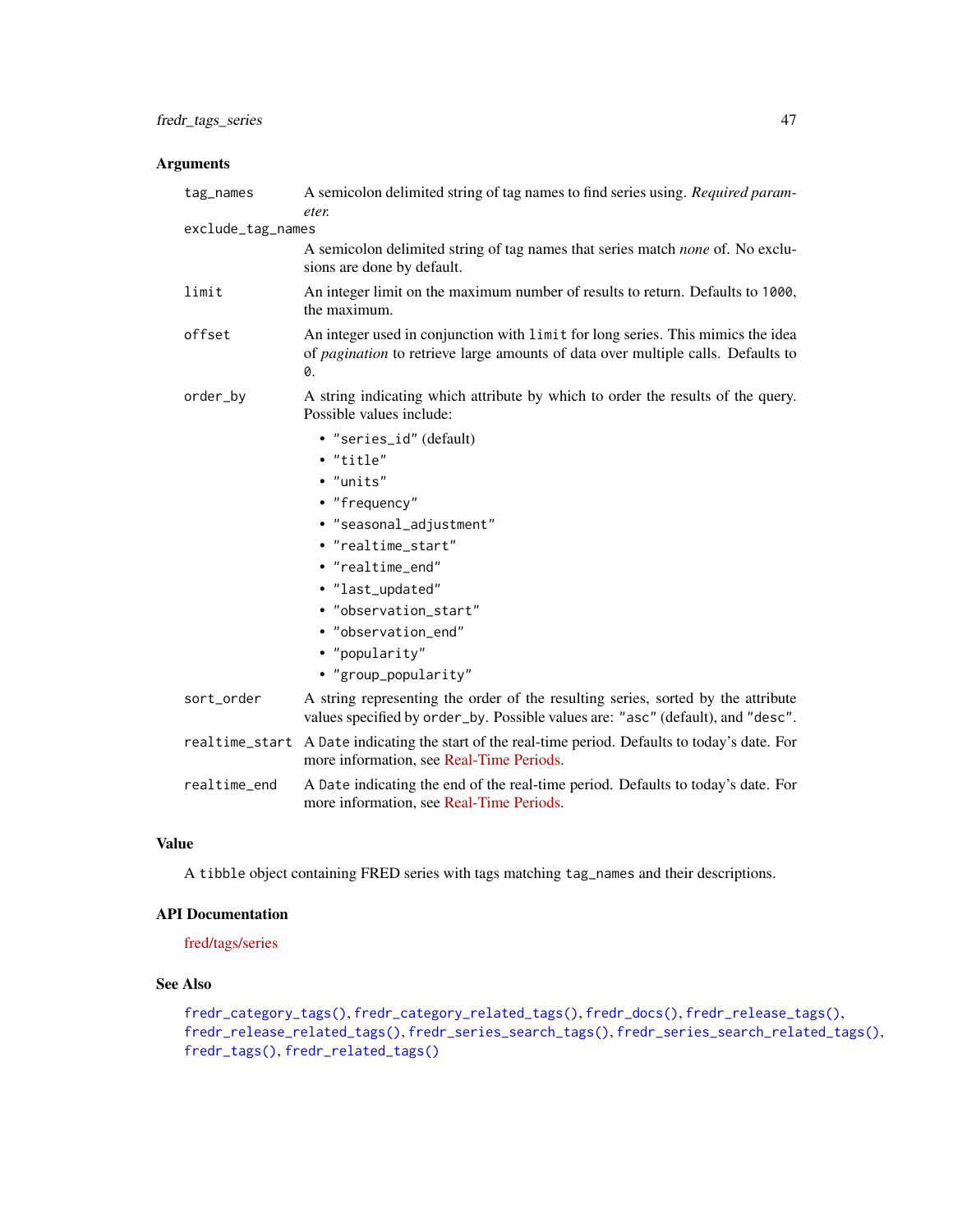### Arguments

`tag_names` A semicolon delimited string of tag names to find series using. *Required parameter.*

`exclude_tag_names`
A semicolon delimited string of tag names that series match *none* of. No exclusions are done by default.

`limit` An integer limit on the maximum number of results to return. Defaults to `1000`, the maximum.

`offset` An integer used in conjunction with `limit` for long series. This mimics the idea of *pagination* to retrieve large amounts of data over multiple calls. Defaults to `0`.

`order_by` A string indicating which attribute by which to order the results of the query. Possible values include:

- `"series_id"` (default)
- `"title"`
- `"units"`
- `"frequency"`
- `"seasonal_adjustment"`
- `"realtime_start"`
- `"realtime_end"`
- `"last_updated"`
- `"observation_start"`
- `"observation_end"`
- `"popularity"`
- `"group_popularity"`

`sort_order` A string representing the order of the resulting series, sorted by the attribute values specified by `order_by`. Possible values are: `"asc"` (default), and `"desc"`.

`realtime_start` A `Date` indicating the start of the real-time period. Defaults to today's date. For more information, see Real-Time Periods.

`realtime_end` A `Date` indicating the end of the real-time period. Defaults to today's date. For more information, see Real-Time Periods.

### Value

A `tibble` object containing FRED series with tags matching `tag_names` and their descriptions.

### API Documentation

fred/tags/series

### See Also

`fredr_category_tags()`, `fredr_category_related_tags()`, `fredr_docs()`, `fredr_release_tags()`, `fredr_release_related_tags()`, `fredr_series_search_tags()`, `fredr_series_search_related_tags()`, `fredr_tags()`, `fredr_related_tags()`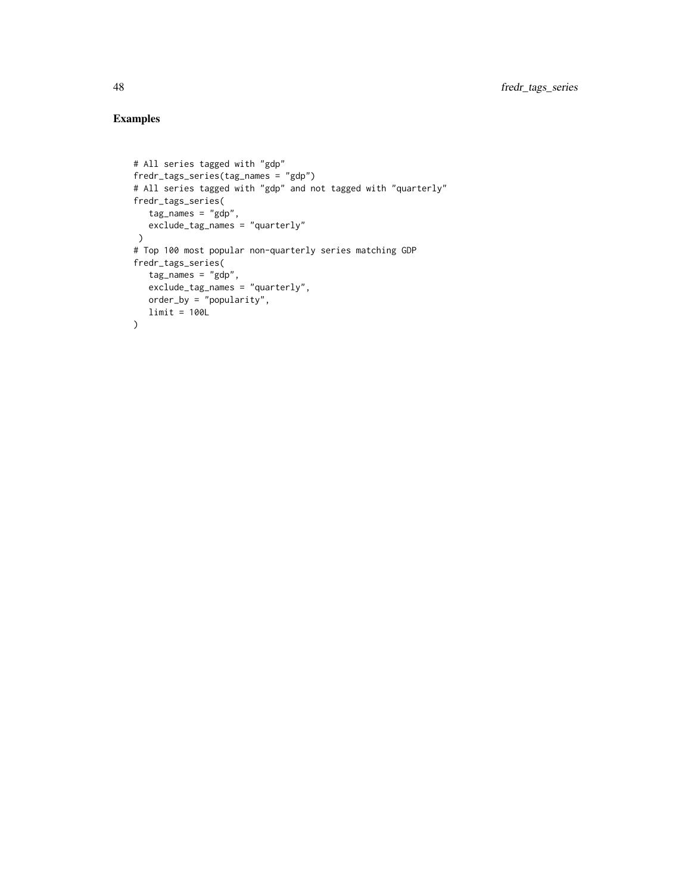## Examples

```
# All series tagged with "gdp"
fredr_tags_series(tag_names = "gdp")
# All series tagged with "gdp" and not tagged with "quarterly"
fredr_tags_series(
   tag_names = "gdp",
   exclude_tag_names = "quarterly"
 )
# Top 100 most popular non-quarterly series matching GDP
fredr_tags_series(
   tag_names = "gdp",
   exclude_tag_names = "quarterly",
   order_by = "popularity",
   limit = 100L
)
```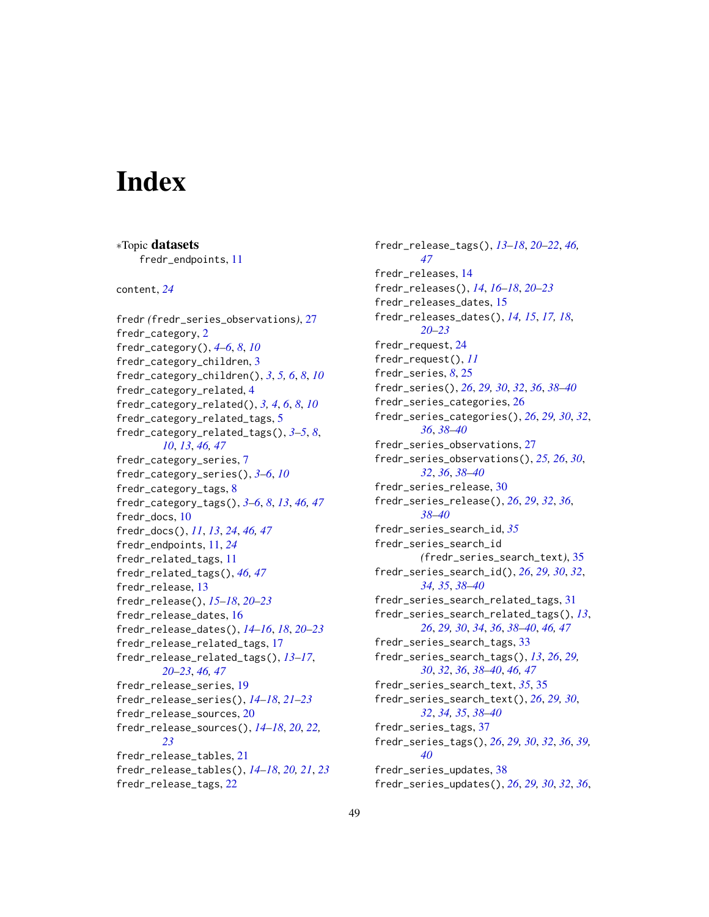# Index

∗Topic **datasets**
fredr_endpoints, 11

content, *24*

fredr *(fredr_series_observations)*, 27
fredr_category, 2
fredr_category(), *4–6*, *8*, *10*
fredr_category_children, 3
fredr_category_children(), *3*, *5, 6*, *8*, *10*
fredr_category_related, 4
fredr_category_related(), *3, 4*, *6*, *8*, *10*
fredr_category_related_tags, 5
fredr_category_related_tags(), *3–5*, *8*, *10*, *13*, *46, 47*
fredr_category_series, 7
fredr_category_series(), *3–6*, *10*
fredr_category_tags, 8
fredr_category_tags(), *3–6*, *8*, *13*, *46, 47*
fredr_docs, 10
fredr_docs(), *11*, *13*, *24*, *46, 47*
fredr_endpoints, 11, *24*
fredr_related_tags, 11
fredr_related_tags(), *46, 47*
fredr_release, 13
fredr_release(), *15–18*, *20–23*
fredr_release_dates, 16
fredr_release_dates(), *14–16*, *18*, *20–23*
fredr_release_related_tags, 17
fredr_release_related_tags(), *13–17*, *20–23*, *46, 47*
fredr_release_series, 19
fredr_release_series(), *14–18*, *21–23*
fredr_release_sources, 20
fredr_release_sources(), *14–18*, *20*, *22, 23*
fredr_release_tables, 21
fredr_release_tables(), *14–18*, *20, 21*, *23*
fredr_release_tags, 22
fredr_release_tags(), *13–18*, *20–22*, *46, 47*
fredr_releases, 14
fredr_releases(), *14*, *16–18*, *20–23*
fredr_releases_dates, 15
fredr_releases_dates(), *14, 15*, *17, 18*, *20–23*
fredr_request, 24
fredr_request(), *11*
fredr_series, *8*, 25
fredr_series(), *26*, *29, 30*, *32*, *36*, *38–40*
fredr_series_categories, 26
fredr_series_categories(), *26*, *29, 30*, *32*, *36*, *38–40*
fredr_series_observations, 27
fredr_series_observations(), *25, 26*, *30*, *32*, *36*, *38–40*
fredr_series_release, 30
fredr_series_release(), *26*, *29*, *32*, *36*, *38–40*
fredr_series_search_id, *35*
fredr_series_search_id *(fredr_series_search_text)*, 35
fredr_series_search_id(), *26*, *29, 30*, *32*, *34, 35*, *38–40*
fredr_series_search_related_tags, 31
fredr_series_search_related_tags(), *13*, *26*, *29, 30*, *34*, *36*, *38–40*, *46, 47*
fredr_series_search_tags, 33
fredr_series_search_tags(), *13*, *26*, *29*, *30*, *32*, *36*, *38–40*, *46, 47*
fredr_series_search_text, *35*, 35
fredr_series_search_text(), *26*, *29, 30*, *32*, *34, 35*, *38–40*
fredr_series_tags, 37
fredr_series_tags(), *26*, *29, 30*, *32*, *36*, *39, 40*
fredr_series_updates, 38
fredr_series_updates(), *26*, *29, 30*, *32*, *36*,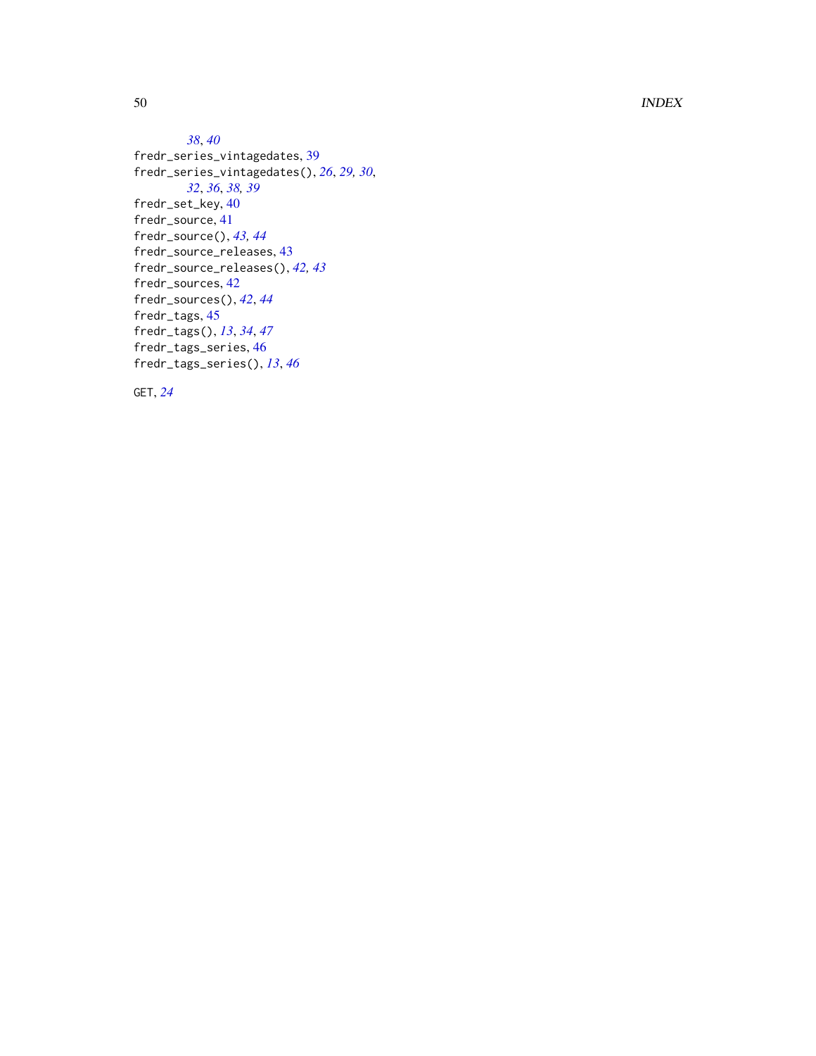*38*, *40*
fredr_series_vintagedates, 39
fredr_series_vintagedates(), *26*, *29, 30*, *32*, *36*, *38, 39*
fredr_set_key, 40
fredr_source, 41
fredr_source(), *43, 44*
fredr_source_releases, 43
fredr_source_releases(), *42, 43*
fredr_sources, 42
fredr_sources(), *42*, *44*
fredr_tags, 45
fredr_tags(), *13*, *34*, *47*
fredr_tags_series, 46
fredr_tags_series(), *13*, *46*

GET, *24*